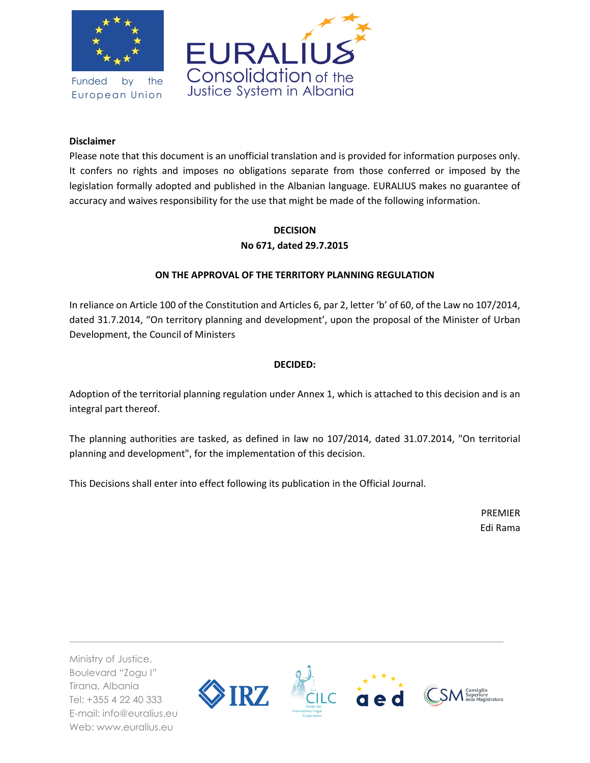Funded by the European Union

EURALIUS
Consolidation of the Justice System in Albania

**Disclaimer**

Please note that this document is an unofficial translation and is provided for information purposes only. It confers no rights and imposes no obligations separate from those conferred or imposed by the legislation formally adopted and published in the Albanian language. EURALIUS makes no guarantee of accuracy and waives responsibility for the use that might be made of the following information.

**DECISION**
**No 671, dated 29.7.2015**

**ON THE APPROVAL OF THE TERRITORY PLANNING REGULATION**

In reliance on Article 100 of the Constitution and Articles 6, par 2, letter 'b' of 60, of the Law no 107/2014, dated 31.7.2014, "On territory planning and development', upon the proposal of the Minister of Urban Development, the Council of Ministers

**DECIDED:**

Adoption of the territorial planning regulation under Annex 1, which is attached to this decision and is an integral part thereof.

The planning authorities are tasked, as defined in law no 107/2014, dated 31.07.2014, "On territorial planning and development", for the implementation of this decision.

This Decisions shall enter into effect following its publication in the Official Journal.

PREMIER
Edi Rama

Ministry of Justice,
Boulevard "Zogu I"
Tirana, Albania
Tel: +355 4 22 40 333
E-mail: info@euralius.eu
Web: www.euralius.eu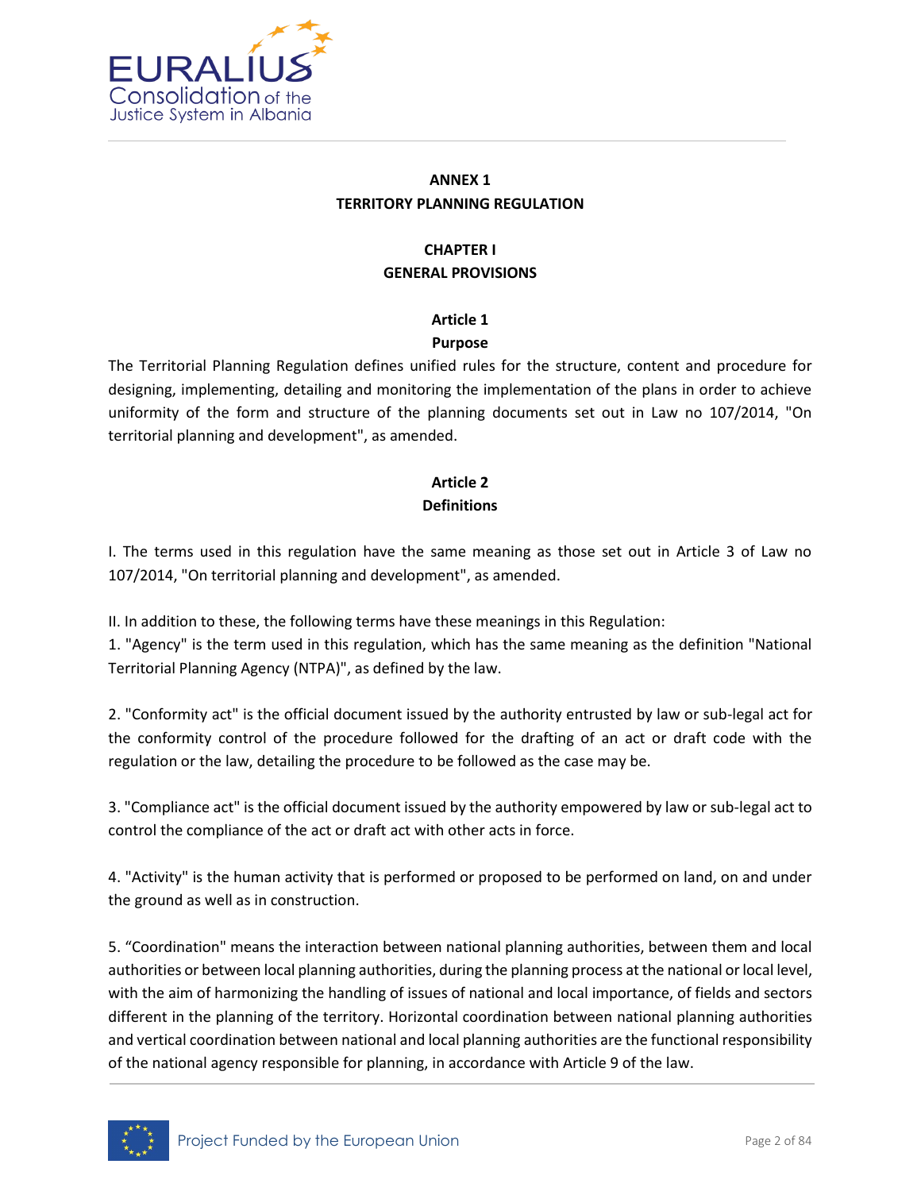## ANNEX 1
## TERRITORY PLANNING REGULATION

## CHAPTER I
## GENERAL PROVISIONS

### Article 1
### Purpose

The Territorial Planning Regulation defines unified rules for the structure, content and procedure for designing, implementing, detailing and monitoring the implementation of the plans in order to achieve uniformity of the form and structure of the planning documents set out in Law no 107/2014, "On territorial planning and development", as amended.

### Article 2
### Definitions

I. The terms used in this regulation have the same meaning as those set out in Article 3 of Law no 107/2014, "On territorial planning and development", as amended.

II. In addition to these, the following terms have these meanings in this Regulation:

1. "Agency" is the term used in this regulation, which has the same meaning as the definition "National Territorial Planning Agency (NTPA)", as defined by the law.

2. "Conformity act" is the official document issued by the authority entrusted by law or sub-legal act for the conformity control of the procedure followed for the drafting of an act or draft code with the regulation or the law, detailing the procedure to be followed as the case may be.

3. "Compliance act" is the official document issued by the authority empowered by law or sub-legal act to control the compliance of the act or draft act with other acts in force.

4. "Activity" is the human activity that is performed or proposed to be performed on land, on and under the ground as well as in construction.

5. “Coordination" means the interaction between national planning authorities, between them and local authorities or between local planning authorities, during the planning process at the national or local level, with the aim of harmonizing the handling of issues of national and local importance, of fields and sectors different in the planning of the territory. Horizontal coordination between national planning authorities and vertical coordination between national and local planning authorities are the functional responsibility of the national agency responsible for planning, in accordance with Article 9 of the law.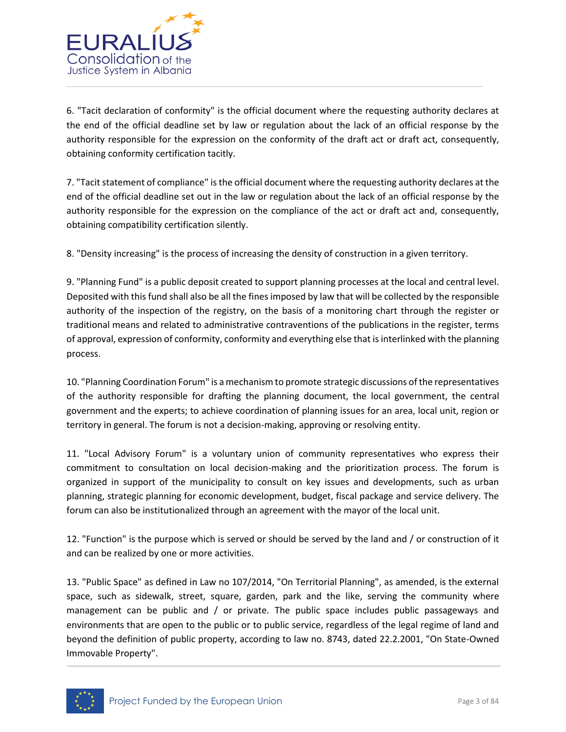6. "Tacit declaration of conformity" is the official document where the requesting authority declares at the end of the official deadline set by law or regulation about the lack of an official response by the authority responsible for the expression on the conformity of the draft act or draft act, consequently, obtaining conformity certification tacitly.

7. "Tacit statement of compliance" is the official document where the requesting authority declares at the end of the official deadline set out in the law or regulation about the lack of an official response by the authority responsible for the expression on the compliance of the act or draft act and, consequently, obtaining compatibility certification silently.

8. "Density increasing" is the process of increasing the density of construction in a given territory.

9. "Planning Fund" is a public deposit created to support planning processes at the local and central level. Deposited with this fund shall also be all the fines imposed by law that will be collected by the responsible authority of the inspection of the registry, on the basis of a monitoring chart through the register or traditional means and related to administrative contraventions of the publications in the register, terms of approval, expression of conformity, conformity and everything else that is interlinked with the planning process.

10. "Planning Coordination Forum" is a mechanism to promote strategic discussions of the representatives of the authority responsible for drafting the planning document, the local government, the central government and the experts; to achieve coordination of planning issues for an area, local unit, region or territory in general. The forum is not a decision-making, approving or resolving entity.

11. "Local Advisory Forum" is a voluntary union of community representatives who express their commitment to consultation on local decision-making and the prioritization process. The forum is organized in support of the municipality to consult on key issues and developments, such as urban planning, strategic planning for economic development, budget, fiscal package and service delivery. The forum can also be institutionalized through an agreement with the mayor of the local unit.

12. "Function" is the purpose which is served or should be served by the land and / or construction of it and can be realized by one or more activities.

13. "Public Space" as defined in Law no 107/2014, "On Territorial Planning", as amended, is the external space, such as sidewalk, street, square, garden, park and the like, serving the community where management can be public and / or private. The public space includes public passageways and environments that are open to the public or to public service, regardless of the legal regime of land and beyond the definition of public property, according to law no. 8743, dated 22.2.2001, "On State-Owned Immovable Property".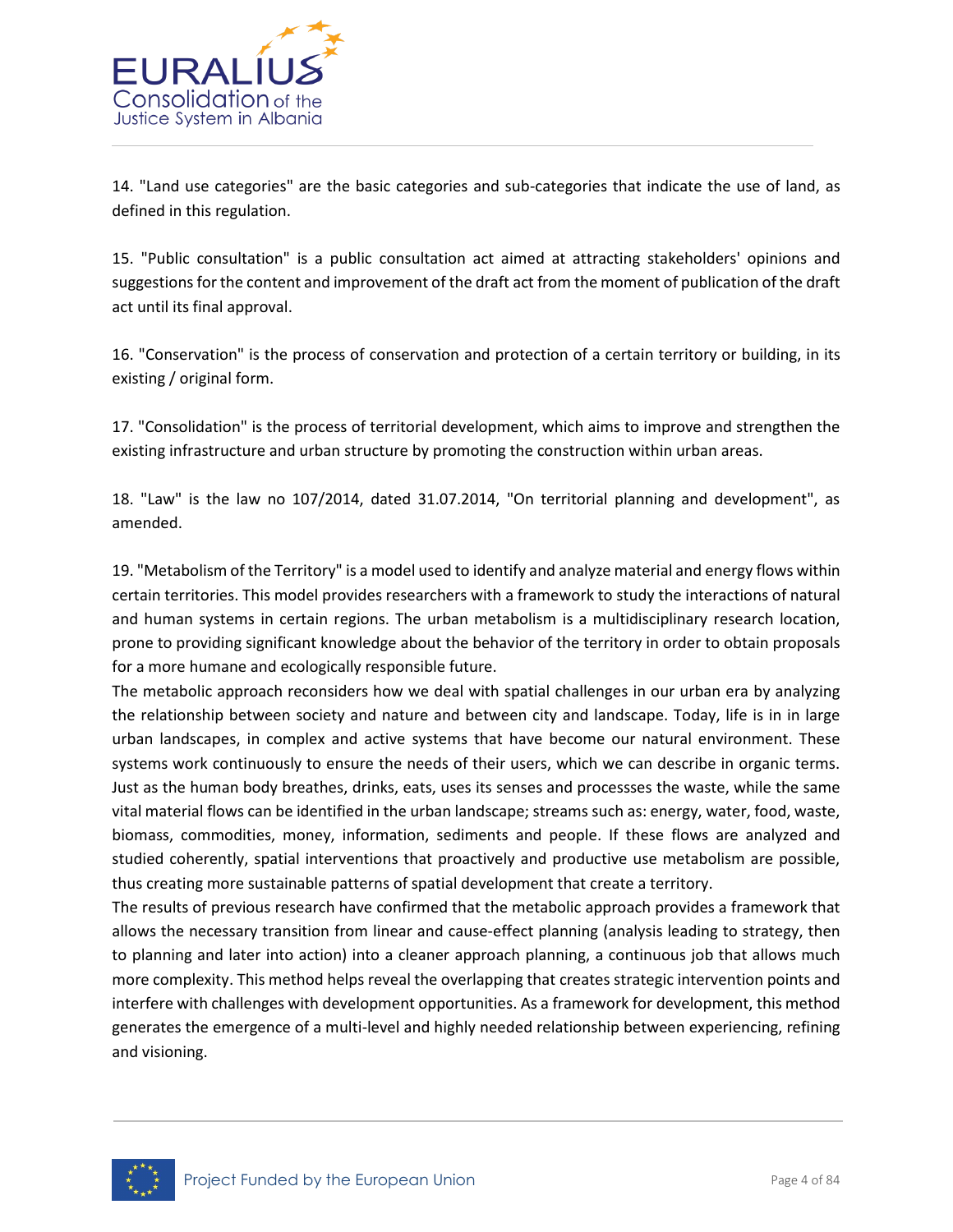14. "Land use categories" are the basic categories and sub-categories that indicate the use of land, as defined in this regulation.

15. "Public consultation" is a public consultation act aimed at attracting stakeholders' opinions and suggestions for the content and improvement of the draft act from the moment of publication of the draft act until its final approval.

16. "Conservation" is the process of conservation and protection of a certain territory or building, in its existing / original form.

17. "Consolidation" is the process of territorial development, which aims to improve and strengthen the existing infrastructure and urban structure by promoting the construction within urban areas.

18. "Law" is the law no 107/2014, dated 31.07.2014, "On territorial planning and development", as amended.

19. "Metabolism of the Territory" is a model used to identify and analyze material and energy flows within certain territories. This model provides researchers with a framework to study the interactions of natural and human systems in certain regions. The urban metabolism is a multidisciplinary research location, prone to providing significant knowledge about the behavior of the territory in order to obtain proposals for a more humane and ecologically responsible future.
The metabolic approach reconsiders how we deal with spatial challenges in our urban era by analyzing the relationship between society and nature and between city and landscape. Today, life is in in large urban landscapes, in complex and active systems that have become our natural environment. These systems work continuously to ensure the needs of their users, which we can describe in organic terms. Just as the human body breathes, drinks, eats, uses its senses and processses the waste, while the same vital material flows can be identified in the urban landscape; streams such as: energy, water, food, waste, biomass, commodities, money, information, sediments and people. If these flows are analyzed and studied coherently, spatial interventions that proactively and productive use metabolism are possible, thus creating more sustainable patterns of spatial development that create a territory.
The results of previous research have confirmed that the metabolic approach provides a framework that allows the necessary transition from linear and cause-effect planning (analysis leading to strategy, then to planning and later into action) into a cleaner approach planning, a continuous job that allows much more complexity. This method helps reveal the overlapping that creates strategic intervention points and interfere with challenges with development opportunities. As a framework for development, this method generates the emergence of a multi-level and highly needed relationship between experiencing, refining and visioning.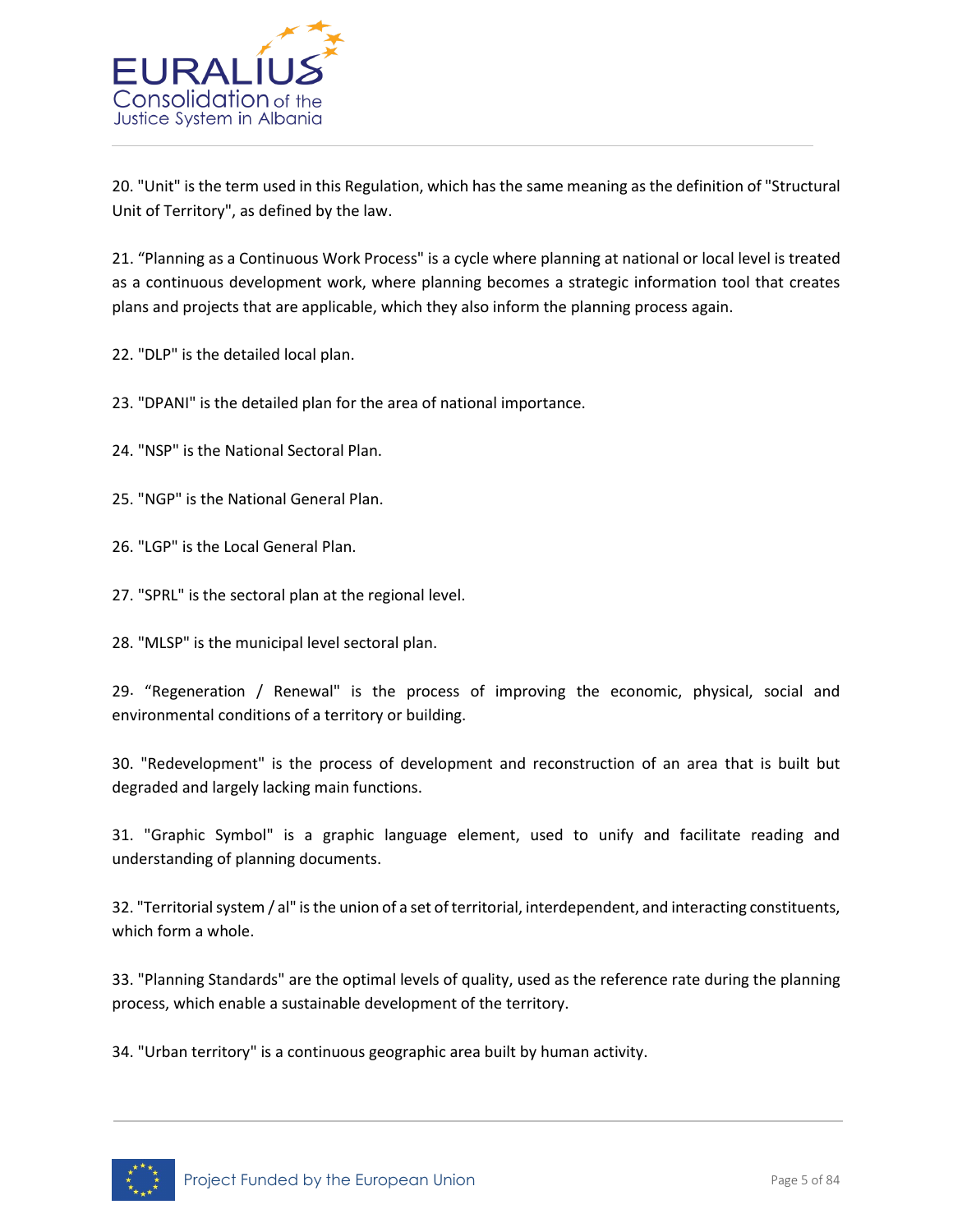20. "Unit" is the term used in this Regulation, which has the same meaning as the definition of "Structural Unit of Territory", as defined by the law.

21. "Planning as a Continuous Work Process" is a cycle where planning at national or local level is treated as a continuous development work, where planning becomes a strategic information tool that creates plans and projects that are applicable, which they also inform the planning process again.

22. "DLP" is the detailed local plan.

23. "DPANI" is the detailed plan for the area of national importance.

24. "NSP" is the National Sectoral Plan.

25. "NGP" is the National General Plan.

26. "LGP" is the Local General Plan.

27. "SPRL" is the sectoral plan at the regional level.

28. "MLSP" is the municipal level sectoral plan.

29. "Regeneration / Renewal" is the process of improving the economic, physical, social and environmental conditions of a territory or building.

30. "Redevelopment" is the process of development and reconstruction of an area that is built but degraded and largely lacking main functions.

31. "Graphic Symbol" is a graphic language element, used to unify and facilitate reading and understanding of planning documents.

32. "Territorial system / al" is the union of a set of territorial, interdependent, and interacting constituents, which form a whole.

33. "Planning Standards" are the optimal levels of quality, used as the reference rate during the planning process, which enable a sustainable development of the territory.

34. "Urban territory" is a continuous geographic area built by human activity.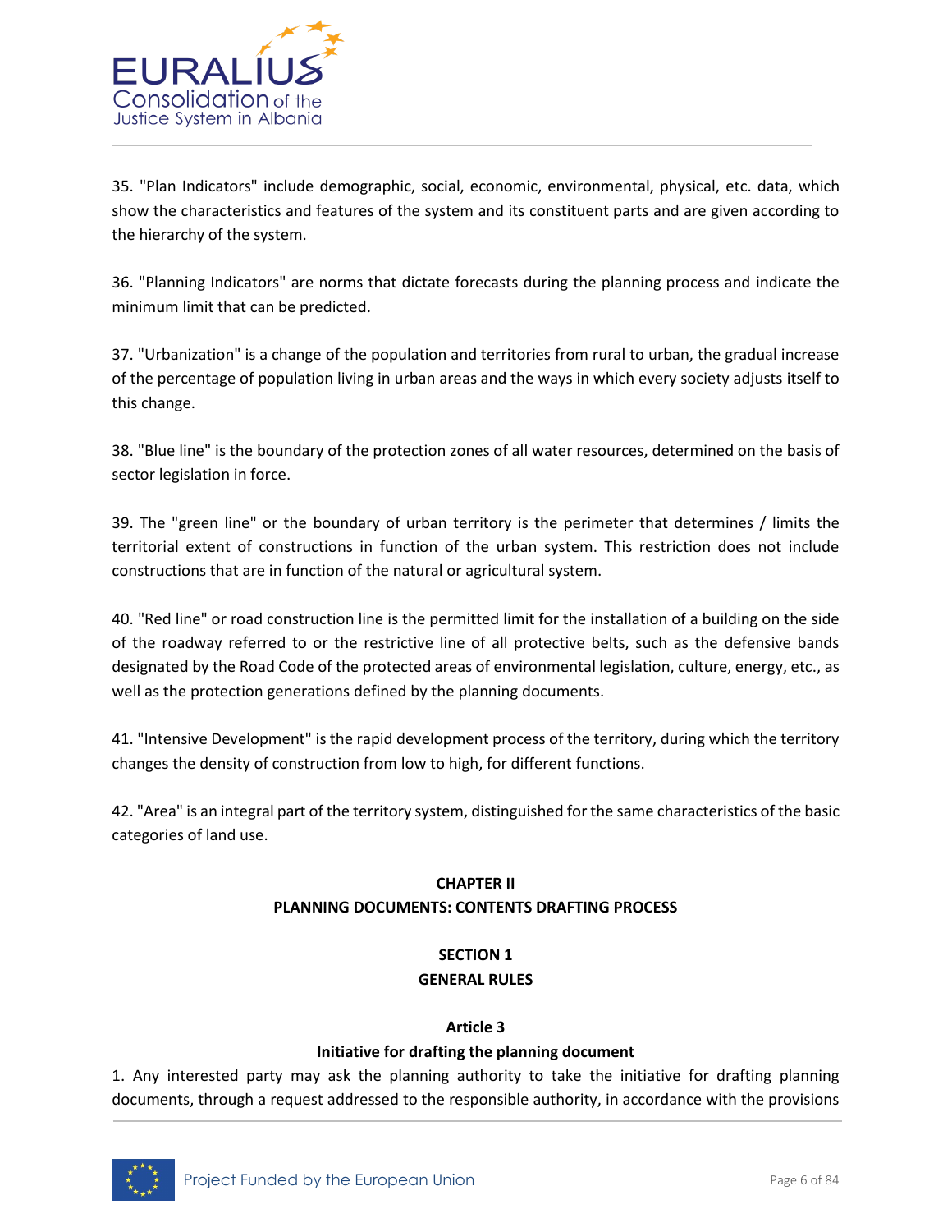35. "Plan Indicators" include demographic, social, economic, environmental, physical, etc. data, which show the characteristics and features of the system and its constituent parts and are given according to the hierarchy of the system.

36. "Planning Indicators" are norms that dictate forecasts during the planning process and indicate the minimum limit that can be predicted.

37. "Urbanization" is a change of the population and territories from rural to urban, the gradual increase of the percentage of population living in urban areas and the ways in which every society adjusts itself to this change.

38. "Blue line" is the boundary of the protection zones of all water resources, determined on the basis of sector legislation in force.

39. The "green line" or the boundary of urban territory is the perimeter that determines / limits the territorial extent of constructions in function of the urban system. This restriction does not include constructions that are in function of the natural or agricultural system.

40. "Red line" or road construction line is the permitted limit for the installation of a building on the side of the roadway referred to or the restrictive line of all protective belts, such as the defensive bands designated by the Road Code of the protected areas of environmental legislation, culture, energy, etc., as well as the protection generations defined by the planning documents.

41. "Intensive Development" is the rapid development process of the territory, during which the territory changes the density of construction from low to high, for different functions.

42. "Area" is an integral part of the territory system, distinguished for the same characteristics of the basic categories of land use.

## CHAPTER II
## PLANNING DOCUMENTS: CONTENTS DRAFTING PROCESS

### SECTION 1
### GENERAL RULES

#### Article 3
#### Initiative for drafting the planning document

1. Any interested party may ask the planning authority to take the initiative for drafting planning documents, through a request addressed to the responsible authority, in accordance with the provisions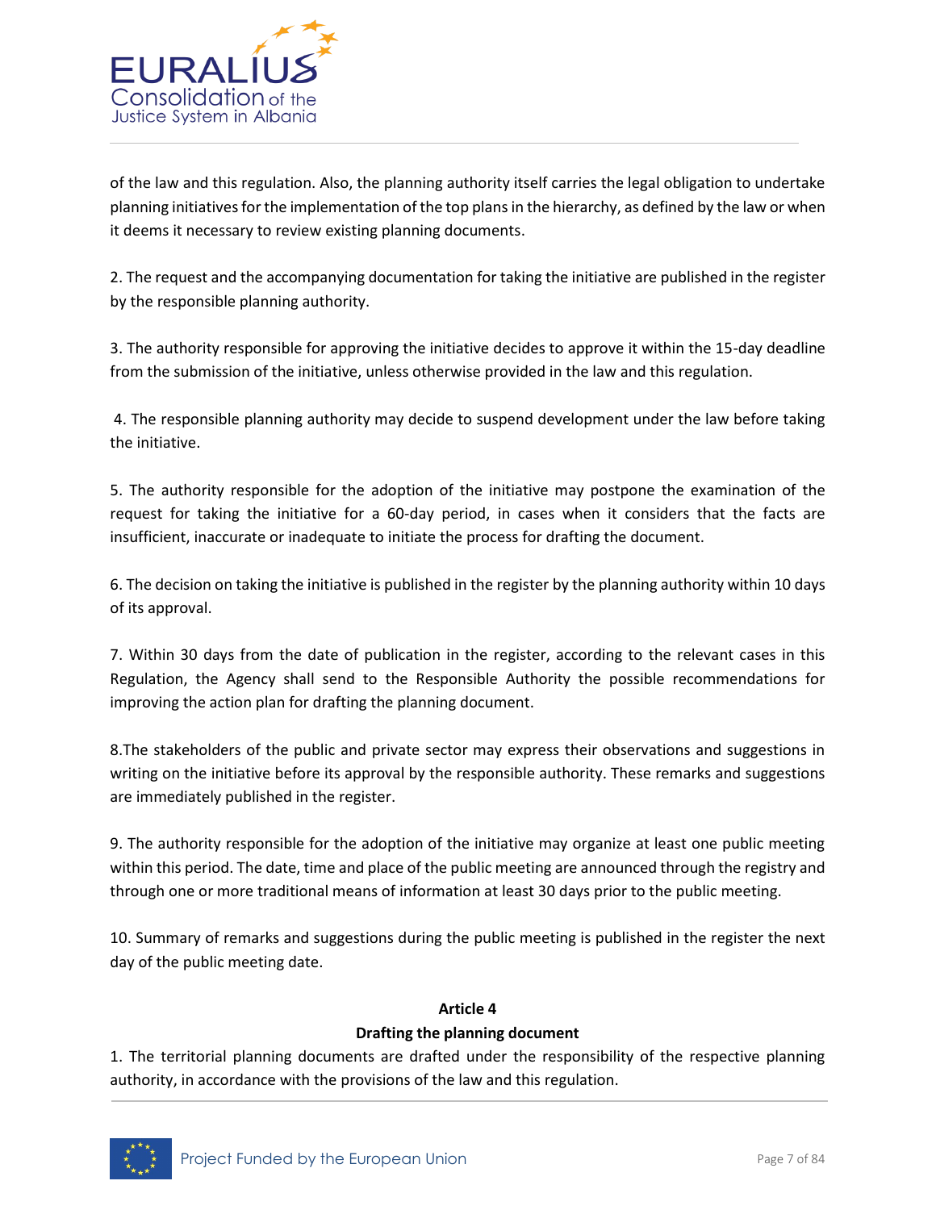of the law and this regulation. Also, the planning authority itself carries the legal obligation to undertake planning initiatives for the implementation of the top plans in the hierarchy, as defined by the law or when it deems it necessary to review existing planning documents.

2. The request and the accompanying documentation for taking the initiative are published in the register by the responsible planning authority.

3. The authority responsible for approving the initiative decides to approve it within the 15-day deadline from the submission of the initiative, unless otherwise provided in the law and this regulation.

4. The responsible planning authority may decide to suspend development under the law before taking the initiative.

5. The authority responsible for the adoption of the initiative may postpone the examination of the request for taking the initiative for a 60-day period, in cases when it considers that the facts are insufficient, inaccurate or inadequate to initiate the process for drafting the document.

6. The decision on taking the initiative is published in the register by the planning authority within 10 days of its approval.

7. Within 30 days from the date of publication in the register, according to the relevant cases in this Regulation, the Agency shall send to the Responsible Authority the possible recommendations for improving the action plan for drafting the planning document.

8.The stakeholders of the public and private sector may express their observations and suggestions in writing on the initiative before its approval by the responsible authority. These remarks and suggestions are immediately published in the register.

9. The authority responsible for the adoption of the initiative may organize at least one public meeting within this period. The date, time and place of the public meeting are announced through the registry and through one or more traditional means of information at least 30 days prior to the public meeting.

10. Summary of remarks and suggestions during the public meeting is published in the register the next day of the public meeting date.

**Article 4**

**Drafting the planning document**

1. The territorial planning documents are drafted under the responsibility of the respective planning authority, in accordance with the provisions of the law and this regulation.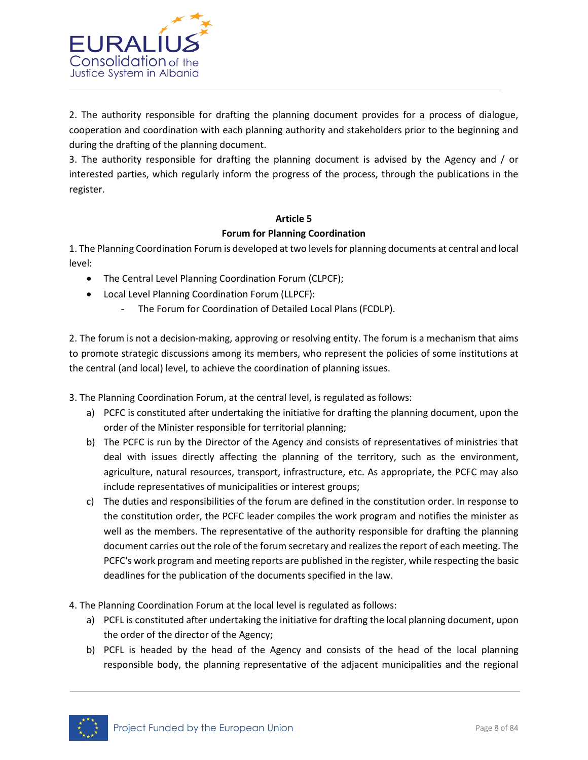2. The authority responsible for drafting the planning document provides for a process of dialogue, cooperation and coordination with each planning authority and stakeholders prior to the beginning and during the drafting of the planning document.

3. The authority responsible for drafting the planning document is advised by the Agency and / or interested parties, which regularly inform the progress of the process, through the publications in the register.

**Article 5**
**Forum for Planning Coordination**

1. The Planning Coordination Forum is developed at two levels for planning documents at central and local level:

- The Central Level Planning Coordination Forum (CLPCF);
- Local Level Planning Coordination Forum (LLPCF):
  - The Forum for Coordination of Detailed Local Plans (FCDLP).

2. The forum is not a decision-making, approving or resolving entity. The forum is a mechanism that aims to promote strategic discussions among its members, who represent the policies of some institutions at the central (and local) level, to achieve the coordination of planning issues.

3. The Planning Coordination Forum, at the central level, is regulated as follows:

a) PCFC is constituted after undertaking the initiative for drafting the planning document, upon the order of the Minister responsible for territorial planning;

b) The PCFC is run by the Director of the Agency and consists of representatives of ministries that deal with issues directly affecting the planning of the territory, such as the environment, agriculture, natural resources, transport, infrastructure, etc. As appropriate, the PCFC may also include representatives of municipalities or interest groups;

c) The duties and responsibilities of the forum are defined in the constitution order. In response to the constitution order, the PCFC leader compiles the work program and notifies the minister as well as the members. The representative of the authority responsible for drafting the planning document carries out the role of the forum secretary and realizes the report of each meeting. The PCFC's work program and meeting reports are published in the register, while respecting the basic deadlines for the publication of the documents specified in the law.

4. The Planning Coordination Forum at the local level is regulated as follows:

a) PCFL is constituted after undertaking the initiative for drafting the local planning document, upon the order of the director of the Agency;

b) PCFL is headed by the head of the Agency and consists of the head of the local planning responsible body, the planning representative of the adjacent municipalities and the regional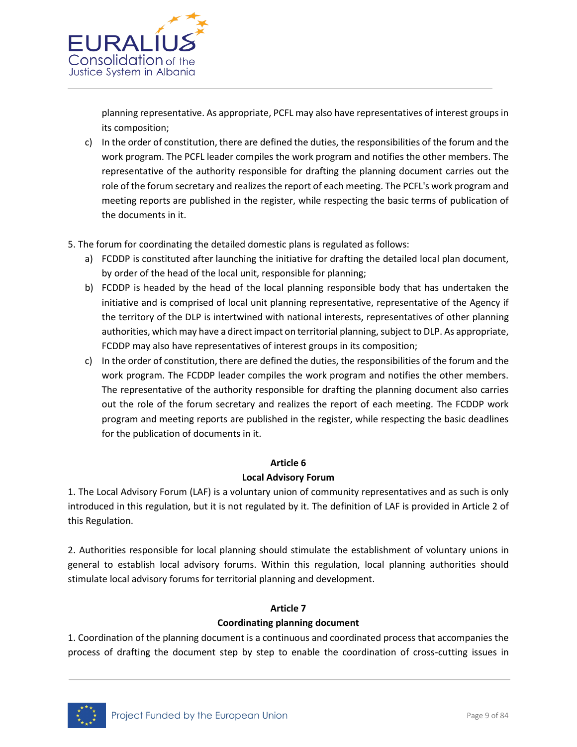planning representative. As appropriate, PCFL may also have representatives of interest groups in its composition;

c) In the order of constitution, there are defined the duties, the responsibilities of the forum and the work program. The PCFL leader compiles the work program and notifies the other members. The representative of the authority responsible for drafting the planning document carries out the role of the forum secretary and realizes the report of each meeting. The PCFL's work program and meeting reports are published in the register, while respecting the basic terms of publication of the documents in it.

5. The forum for coordinating the detailed domestic plans is regulated as follows:

a) FCDDP is constituted after launching the initiative for drafting the detailed local plan document, by order of the head of the local unit, responsible for planning;

b) FCDDP is headed by the head of the local planning responsible body that has undertaken the initiative and is comprised of local unit planning representative, representative of the Agency if the territory of the DLP is intertwined with national interests, representatives of other planning authorities, which may have a direct impact on territorial planning, subject to DLP. As appropriate, FCDDP may also have representatives of interest groups in its composition;

c) In the order of constitution, there are defined the duties, the responsibilities of the forum and the work program. The FCDDP leader compiles the work program and notifies the other members. The representative of the authority responsible for drafting the planning document also carries out the role of the forum secretary and realizes the report of each meeting. The FCDDP work program and meeting reports are published in the register, while respecting the basic deadlines for the publication of documents in it.

**Article 6**

**Local Advisory Forum**

1. The Local Advisory Forum (LAF) is a voluntary union of community representatives and as such is only introduced in this regulation, but it is not regulated by it. The definition of LAF is provided in Article 2 of this Regulation.

2. Authorities responsible for local planning should stimulate the establishment of voluntary unions in general to establish local advisory forums. Within this regulation, local planning authorities should stimulate local advisory forums for territorial planning and development.

**Article 7**

**Coordinating planning document**

1. Coordination of the planning document is a continuous and coordinated process that accompanies the process of drafting the document step by step to enable the coordination of cross-cutting issues in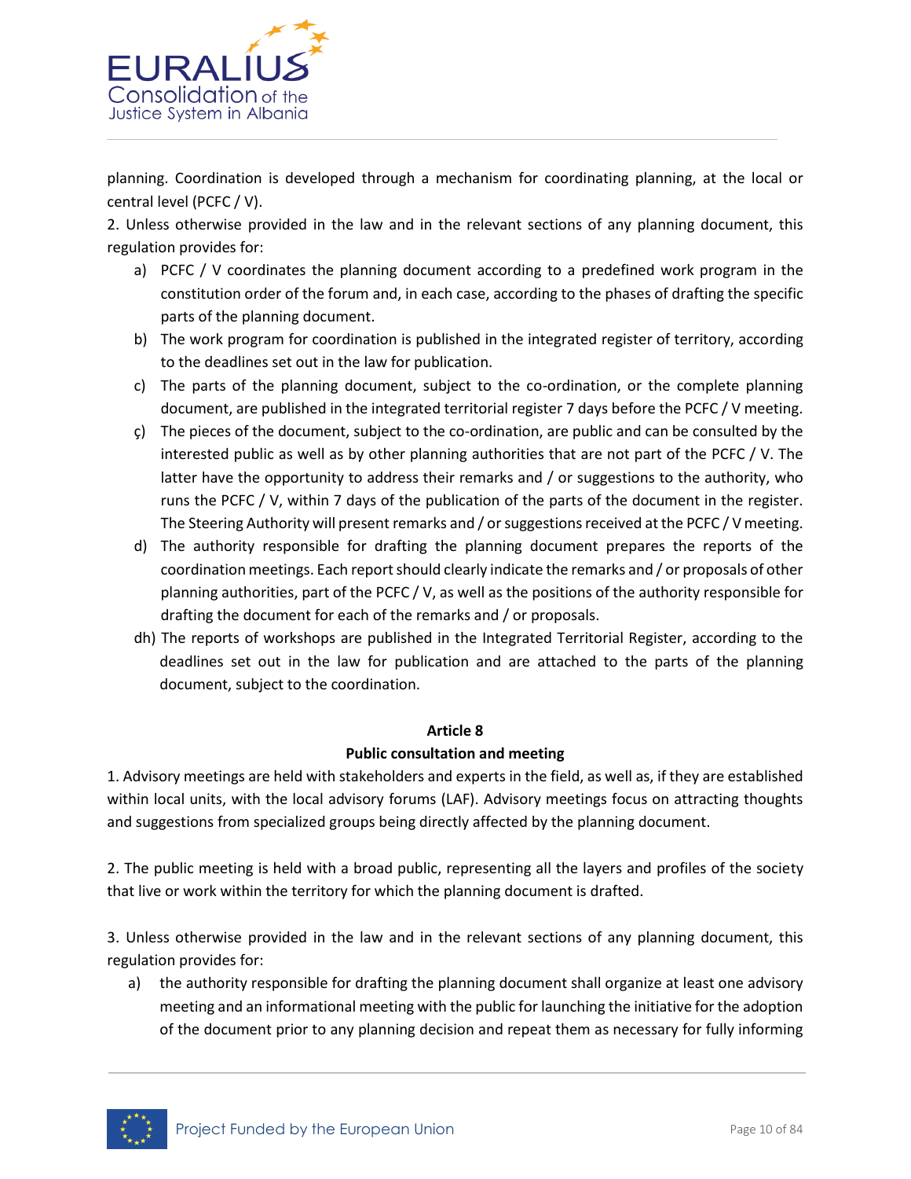planning. Coordination is developed through a mechanism for coordinating planning, at the local or central level (PCFC / V).

2. Unless otherwise provided in the law and in the relevant sections of any planning document, this regulation provides for:

a) PCFC / V coordinates the planning document according to a predefined work program in the constitution order of the forum and, in each case, according to the phases of drafting the specific parts of the planning document.

b) The work program for coordination is published in the integrated register of territory, according to the deadlines set out in the law for publication.

c) The parts of the planning document, subject to the co-ordination, or the complete planning document, are published in the integrated territorial register 7 days before the PCFC / V meeting.

ç) The pieces of the document, subject to the co-ordination, are public and can be consulted by the interested public as well as by other planning authorities that are not part of the PCFC / V. The latter have the opportunity to address their remarks and / or suggestions to the authority, who runs the PCFC / V, within 7 days of the publication of the parts of the document in the register. The Steering Authority will present remarks and / or suggestions received at the PCFC / V meeting.

d) The authority responsible for drafting the planning document prepares the reports of the coordination meetings. Each report should clearly indicate the remarks and / or proposals of other planning authorities, part of the PCFC / V, as well as the positions of the authority responsible for drafting the document for each of the remarks and / or proposals.

dh) The reports of workshops are published in the Integrated Territorial Register, according to the deadlines set out in the law for publication and are attached to the parts of the planning document, subject to the coordination.

### Article 8

### Public consultation and meeting

1. Advisory meetings are held with stakeholders and experts in the field, as well as, if they are established within local units, with the local advisory forums (LAF). Advisory meetings focus on attracting thoughts and suggestions from specialized groups being directly affected by the planning document.

2. The public meeting is held with a broad public, representing all the layers and profiles of the society that live or work within the territory for which the planning document is drafted.

3. Unless otherwise provided in the law and in the relevant sections of any planning document, this regulation provides for:

a) the authority responsible for drafting the planning document shall organize at least one advisory meeting and an informational meeting with the public for launching the initiative for the adoption of the document prior to any planning decision and repeat them as necessary for fully informing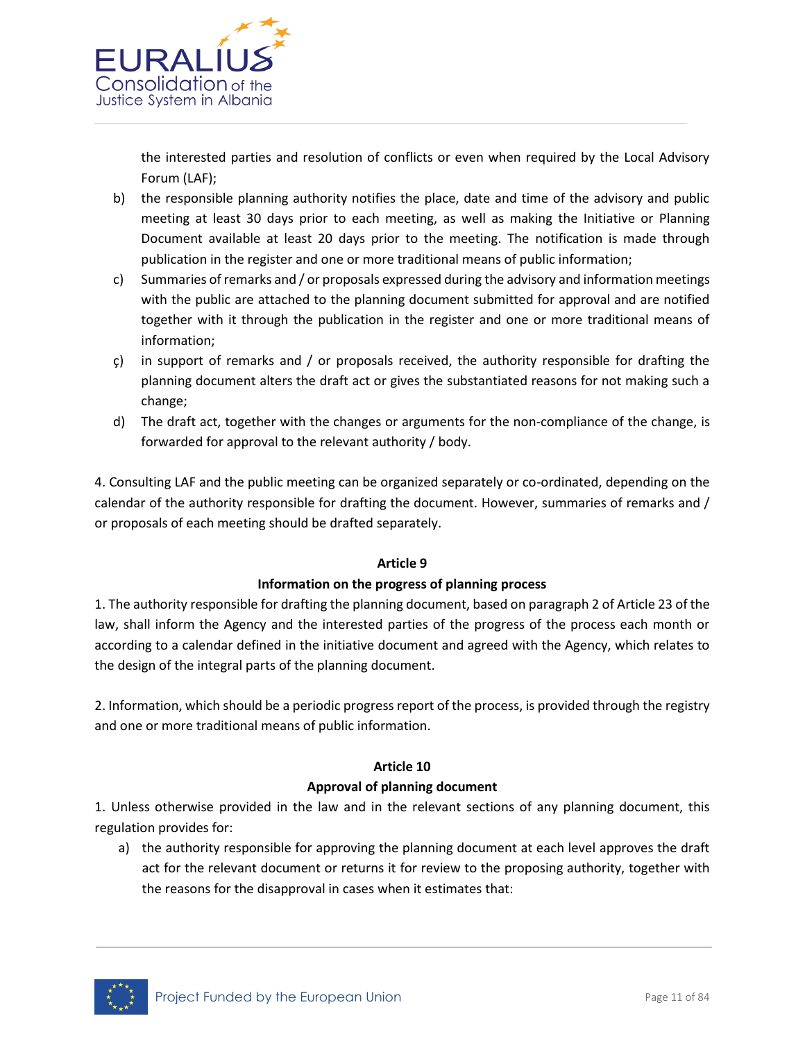the interested parties and resolution of conflicts or even when required by the Local Advisory Forum (LAF);

b) the responsible planning authority notifies the place, date and time of the advisory and public meeting at least 30 days prior to each meeting, as well as making the Initiative or Planning Document available at least 20 days prior to the meeting. The notification is made through publication in the register and one or more traditional means of public information;

c) Summaries of remarks and / or proposals expressed during the advisory and information meetings with the public are attached to the planning document submitted for approval and are notified together with it through the publication in the register and one or more traditional means of information;

ç) in support of remarks and / or proposals received, the authority responsible for drafting the planning document alters the draft act or gives the substantiated reasons for not making such a change;

d) The draft act, together with the changes or arguments for the non-compliance of the change, is forwarded for approval to the relevant authority / body.

4. Consulting LAF and the public meeting can be organized separately or co-ordinated, depending on the calendar of the authority responsible for drafting the document. However, summaries of remarks and / or proposals of each meeting should be drafted separately.

**Article 9**

**Information on the progress of planning process**

1. The authority responsible for drafting the planning document, based on paragraph 2 of Article 23 of the law, shall inform the Agency and the interested parties of the progress of the process each month or according to a calendar defined in the initiative document and agreed with the Agency, which relates to the design of the integral parts of the planning document.

2. Information, which should be a periodic progress report of the process, is provided through the registry and one or more traditional means of public information.

**Article 10**

**Approval of planning document**

1. Unless otherwise provided in the law and in the relevant sections of any planning document, this regulation provides for:

a) the authority responsible for approving the planning document at each level approves the draft act for the relevant document or returns it for review to the proposing authority, together with the reasons for the disapproval in cases when it estimates that: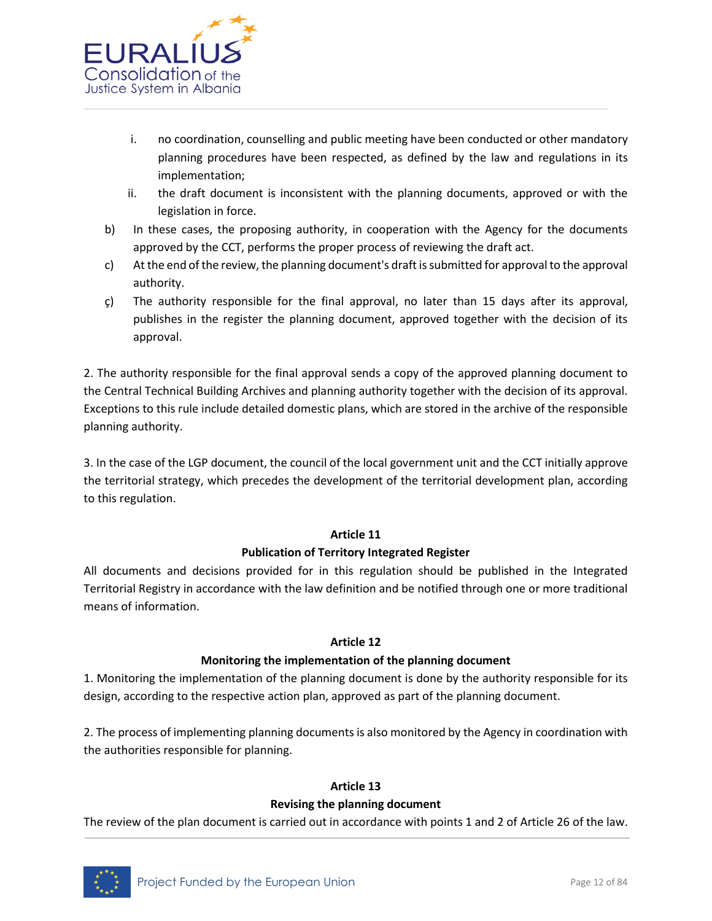i. no coordination, counselling and public meeting have been conducted or other mandatory planning procedures have been respected, as defined by the law and regulations in its implementation;

ii. the draft document is inconsistent with the planning documents, approved or with the legislation in force.

b) In these cases, the proposing authority, in cooperation with the Agency for the documents approved by the CCT, performs the proper process of reviewing the draft act.

c) At the end of the review, the planning document's draft is submitted for approval to the approval authority.

ç) The authority responsible for the final approval, no later than 15 days after its approval, publishes in the register the planning document, approved together with the decision of its approval.

2. The authority responsible for the final approval sends a copy of the approved planning document to the Central Technical Building Archives and planning authority together with the decision of its approval. Exceptions to this rule include detailed domestic plans, which are stored in the archive of the responsible planning authority.

3. In the case of the LGP document, the council of the local government unit and the CCT initially approve the territorial strategy, which precedes the development of the territorial development plan, according to this regulation.

**Article 11**

**Publication of Territory Integrated Register**

All documents and decisions provided for in this regulation should be published in the Integrated Territorial Registry in accordance with the law definition and be notified through one or more traditional means of information.

**Article 12**

**Monitoring the implementation of the planning document**

1. Monitoring the implementation of the planning document is done by the authority responsible for its design, according to the respective action plan, approved as part of the planning document.

2. The process of implementing planning documents is also monitored by the Agency in coordination with the authorities responsible for planning.

**Article 13**

**Revising the planning document**

The review of the plan document is carried out in accordance with points 1 and 2 of Article 26 of the law.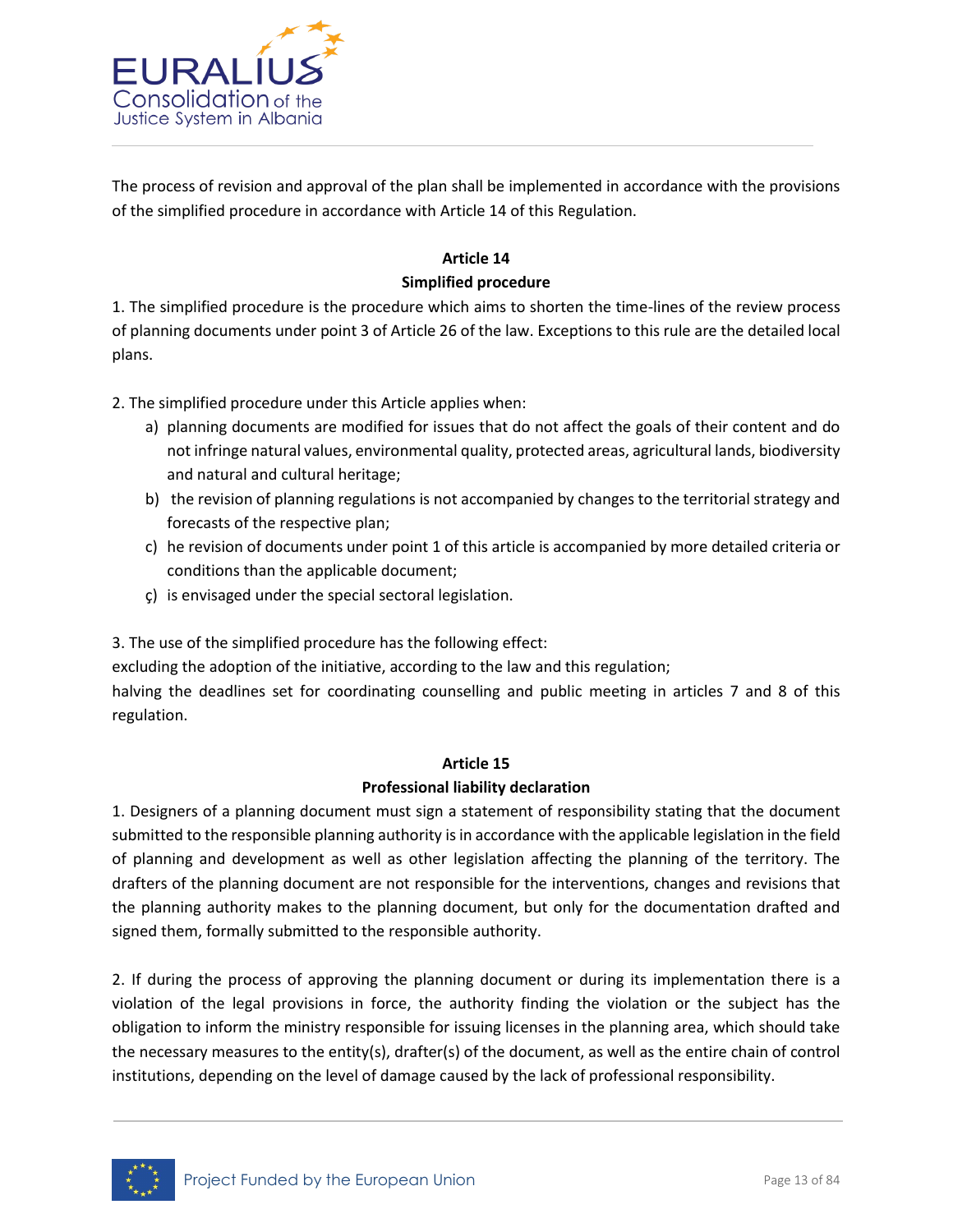The process of revision and approval of the plan shall be implemented in accordance with the provisions of the simplified procedure in accordance with Article 14 of this Regulation.

**Article 14**
**Simplified procedure**

1. The simplified procedure is the procedure which aims to shorten the time-lines of the review process of planning documents under point 3 of Article 26 of the law. Exceptions to this rule are the detailed local plans.

2. The simplified procedure under this Article applies when:
   a) planning documents are modified for issues that do not affect the goals of their content and do not infringe natural values, environmental quality, protected areas, agricultural lands, biodiversity and natural and cultural heritage;
   b) the revision of planning regulations is not accompanied by changes to the territorial strategy and forecasts of the respective plan;
   c) he revision of documents under point 1 of this article is accompanied by more detailed criteria or conditions than the applicable document;
   ç) is envisaged under the special sectoral legislation.

3. The use of the simplified procedure has the following effect:
excluding the adoption of the initiative, according to the law and this regulation;
halving the deadlines set for coordinating counselling and public meeting in articles 7 and 8 of this regulation.

**Article 15**
**Professional liability declaration**

1. Designers of a planning document must sign a statement of responsibility stating that the document submitted to the responsible planning authority is in accordance with the applicable legislation in the field of planning and development as well as other legislation affecting the planning of the territory. The drafters of the planning document are not responsible for the interventions, changes and revisions that the planning authority makes to the planning document, but only for the documentation drafted and signed them, formally submitted to the responsible authority.

2. If during the process of approving the planning document or during its implementation there is a violation of the legal provisions in force, the authority finding the violation or the subject has the obligation to inform the ministry responsible for issuing licenses in the planning area, which should take the necessary measures to the entity(s), drafter(s) of the document, as well as the entire chain of control institutions, depending on the level of damage caused by the lack of professional responsibility.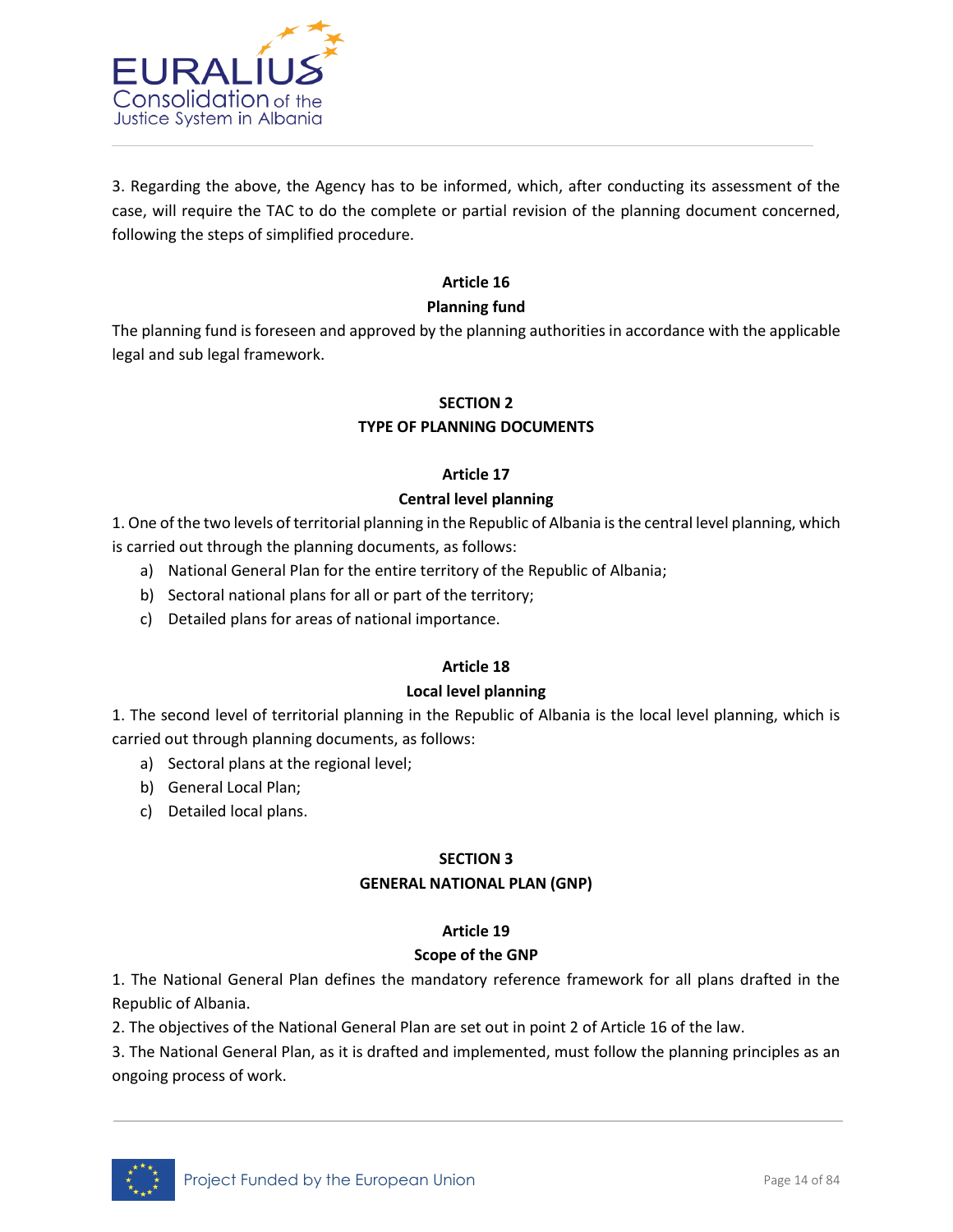3. Regarding the above, the Agency has to be informed, which, after conducting its assessment of the case, will require the TAC to do the complete or partial revision of the planning document concerned, following the steps of simplified procedure.

### Article 16
### Planning fund

The planning fund is foreseen and approved by the planning authorities in accordance with the applicable legal and sub legal framework.

## SECTION 2
## TYPE OF PLANNING DOCUMENTS

### Article 17
### Central level planning

1. One of the two levels of territorial planning in the Republic of Albania is the central level planning, which is carried out through the planning documents, as follows:
   a) National General Plan for the entire territory of the Republic of Albania;
   b) Sectoral national plans for all or part of the territory;
   c) Detailed plans for areas of national importance.

### Article 18
### Local level planning

1. The second level of territorial planning in the Republic of Albania is the local level planning, which is carried out through planning documents, as follows:
   a) Sectoral plans at the regional level;
   b) General Local Plan;
   c) Detailed local plans.

## SECTION 3
## GENERAL NATIONAL PLAN (GNP)

### Article 19
### Scope of the GNP

1. The National General Plan defines the mandatory reference framework for all plans drafted in the Republic of Albania.
2. The objectives of the National General Plan are set out in point 2 of Article 16 of the law.
3. The National General Plan, as it is drafted and implemented, must follow the planning principles as an ongoing process of work.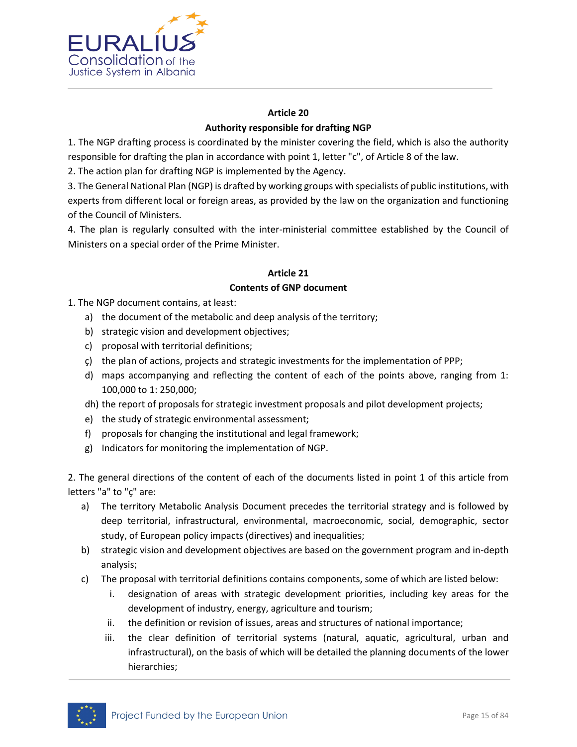### Article 20

### Authority responsible for drafting NGP

1. The NGP drafting process is coordinated by the minister covering the field, which is also the authority responsible for drafting the plan in accordance with point 1, letter "c", of Article 8 of the law.
2. The action plan for drafting NGP is implemented by the Agency.
3. The General National Plan (NGP) is drafted by working groups with specialists of public institutions, with experts from different local or foreign areas, as provided by the law on the organization and functioning of the Council of Ministers.
4. The plan is regularly consulted with the inter-ministerial committee established by the Council of Ministers on a special order of the Prime Minister.

### Article 21

### Contents of GNP document

1. The NGP document contains, at least:
   - a) the document of the metabolic and deep analysis of the territory;
   - b) strategic vision and development objectives;
   - c) proposal with territorial definitions;
   - ç) the plan of actions, projects and strategic investments for the implementation of PPP;
   - d) maps accompanying and reflecting the content of each of the points above, ranging from 1: 100,000 to 1: 250,000;
   - dh) the report of proposals for strategic investment proposals and pilot development projects;
   - e) the study of strategic environmental assessment;
   - f) proposals for changing the institutional and legal framework;
   - g) Indicators for monitoring the implementation of NGP.

2. The general directions of the content of each of the documents listed in point 1 of this article from letters "a" to "ç" are:
   - a) The territory Metabolic Analysis Document precedes the territorial strategy and is followed by deep territorial, infrastructural, environmental, macroeconomic, social, demographic, sector study, of European policy impacts (directives) and inequalities;
   - b) strategic vision and development objectives are based on the government program and in-depth analysis;
   - c) The proposal with territorial definitions contains components, some of which are listed below:
     - i. designation of areas with strategic development priorities, including key areas for the development of industry, energy, agriculture and tourism;
     - ii. the definition or revision of issues, areas and structures of national importance;
     - iii. the clear definition of territorial systems (natural, aquatic, agricultural, urban and infrastructural), on the basis of which will be detailed the planning documents of the lower hierarchies;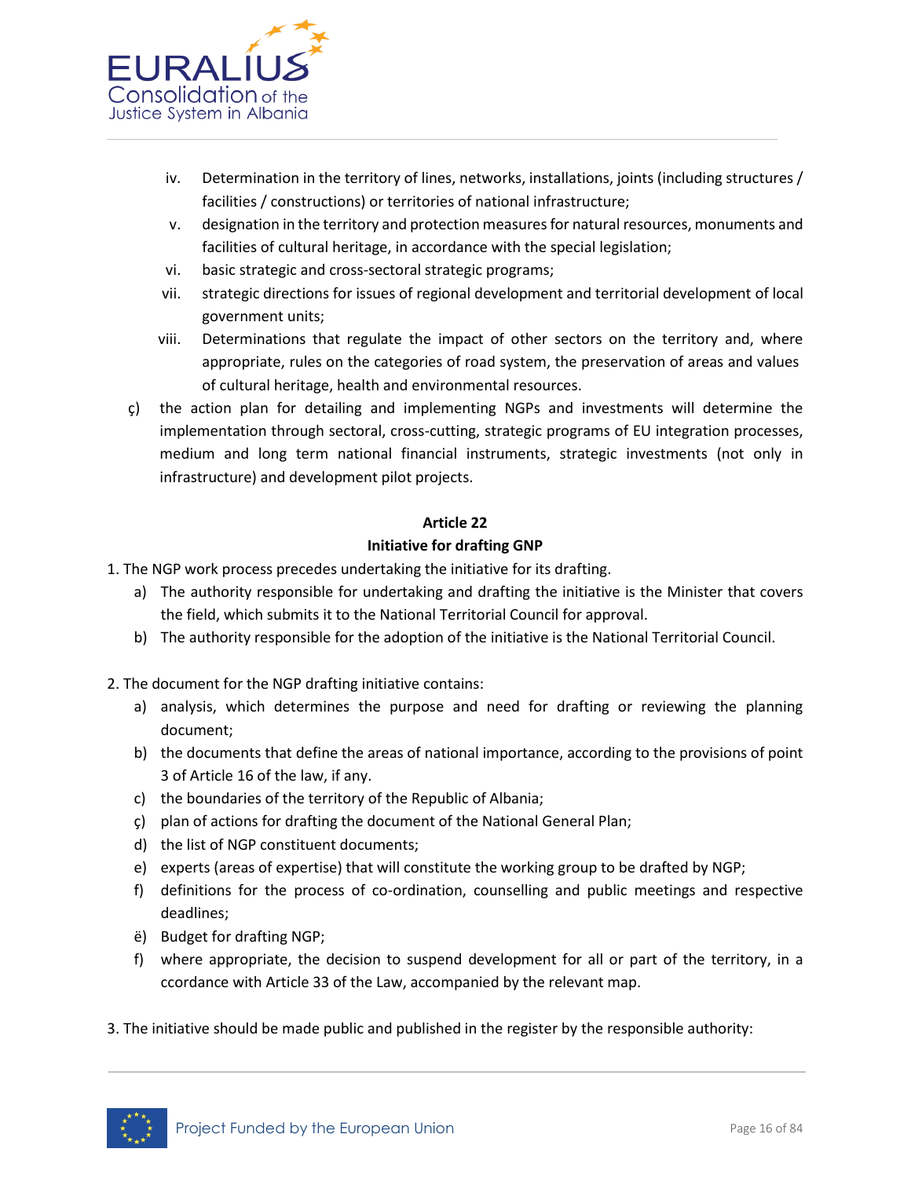iv. Determination in the territory of lines, networks, installations, joints (including structures / facilities / constructions) or territories of national infrastructure;

v. designation in the territory and protection measures for natural resources, monuments and facilities of cultural heritage, in accordance with the special legislation;

vi. basic strategic and cross-sectoral strategic programs;

vii. strategic directions for issues of regional development and territorial development of local government units;

viii. Determinations that regulate the impact of other sectors on the territory and, where appropriate, rules on the categories of road system, the preservation of areas and values of cultural heritage, health and environmental resources.

ç) the action plan for detailing and implementing NGPs and investments will determine the implementation through sectoral, cross-cutting, strategic programs of EU integration processes, medium and long term national financial instruments, strategic investments (not only in infrastructure) and development pilot projects.

**Article 22**

**Initiative for drafting GNP**

1. The NGP work process precedes undertaking the initiative for its drafting.
   a) The authority responsible for undertaking and drafting the initiative is the Minister that covers the field, which submits it to the National Territorial Council for approval.
   b) The authority responsible for the adoption of the initiative is the National Territorial Council.

2. The document for the NGP drafting initiative contains:
   a) analysis, which determines the purpose and need for drafting or reviewing the planning document;
   b) the documents that define the areas of national importance, according to the provisions of point 3 of Article 16 of the law, if any.
   c) the boundaries of the territory of the Republic of Albania;
   ç) plan of actions for drafting the document of the National General Plan;
   d) the list of NGP constituent documents;
   e) experts (areas of expertise) that will constitute the working group to be drafted by NGP;
   f) definitions for the process of co-ordination, counselling and public meetings and respective deadlines;
   ë) Budget for drafting NGP;
   f) where appropriate, the decision to suspend development for all or part of the territory, in a ccordance with Article 33 of the Law, accompanied by the relevant map.

3. The initiative should be made public and published in the register by the responsible authority: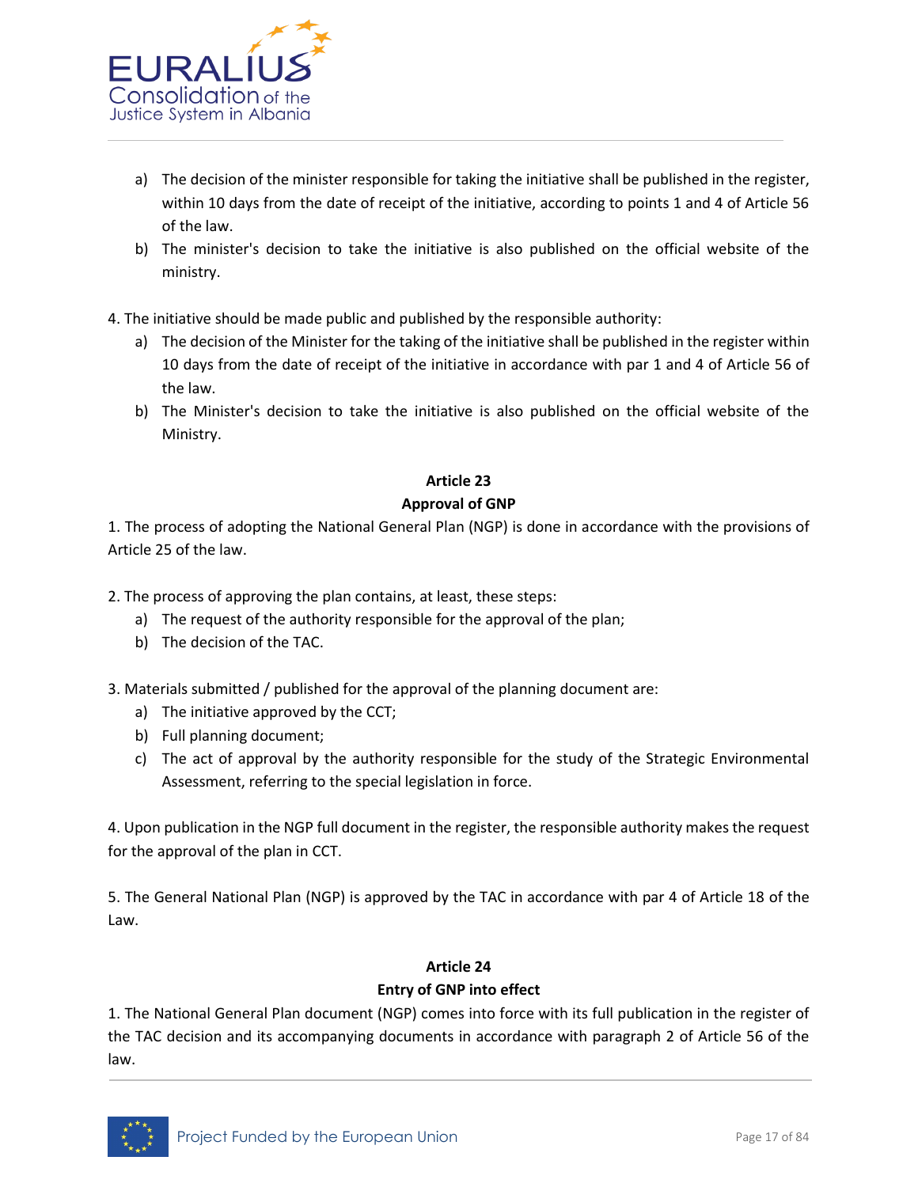a) The decision of the minister responsible for taking the initiative shall be published in the register, within 10 days from the date of receipt of the initiative, according to points 1 and 4 of Article 56 of the law.
b) The minister's decision to take the initiative is also published on the official website of the ministry.

4. The initiative should be made public and published by the responsible authority:
   a) The decision of the Minister for the taking of the initiative shall be published in the register within 10 days from the date of receipt of the initiative in accordance with par 1 and 4 of Article 56 of the law.
   b) The Minister's decision to take the initiative is also published on the official website of the Ministry.

**Article 23**

**Approval of GNP**

1. The process of adopting the National General Plan (NGP) is done in accordance with the provisions of Article 25 of the law.

2. The process of approving the plan contains, at least, these steps:
   a) The request of the authority responsible for the approval of the plan;
   b) The decision of the TAC.

3. Materials submitted / published for the approval of the planning document are:
   a) The initiative approved by the CCT;
   b) Full planning document;
   c) The act of approval by the authority responsible for the study of the Strategic Environmental Assessment, referring to the special legislation in force.

4. Upon publication in the NGP full document in the register, the responsible authority makes the request for the approval of the plan in CCT.

5. The General National Plan (NGP) is approved by the TAC in accordance with par 4 of Article 18 of the Law.

**Article 24**

**Entry of GNP into effect**

1. The National General Plan document (NGP) comes into force with its full publication in the register of the TAC decision and its accompanying documents in accordance with paragraph 2 of Article 56 of the law.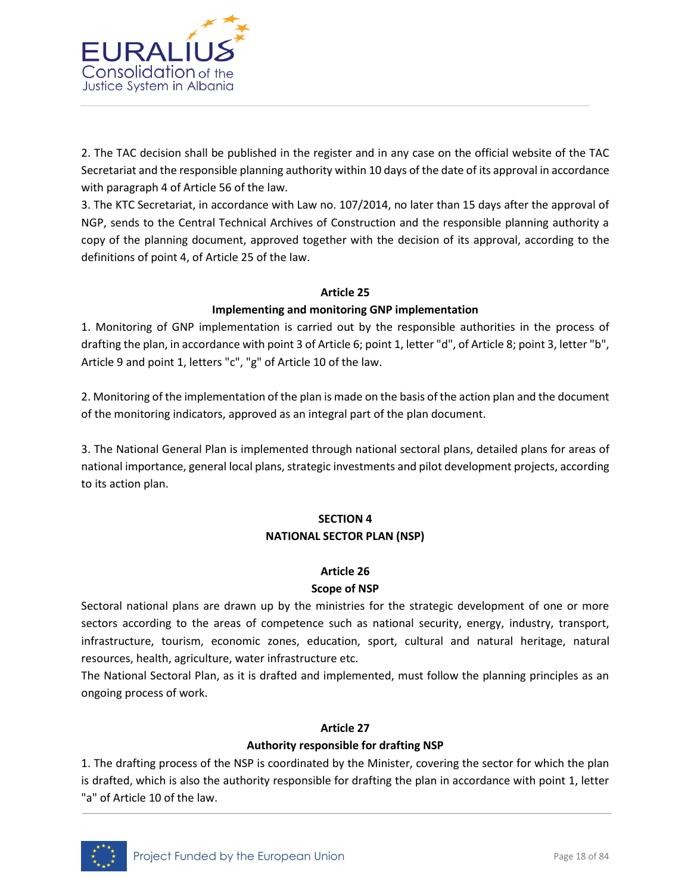2. The TAC decision shall be published in the register and in any case on the official website of the TAC Secretariat and the responsible planning authority within 10 days of the date of its approval in accordance with paragraph 4 of Article 56 of the law.

3. The KTC Secretariat, in accordance with Law no. 107/2014, no later than 15 days after the approval of NGP, sends to the Central Technical Archives of Construction and the responsible planning authority a copy of the planning document, approved together with the decision of its approval, according to the definitions of point 4, of Article 25 of the law.

**Article 25**

**Implementing and monitoring GNP implementation**

1. Monitoring of GNP implementation is carried out by the responsible authorities in the process of drafting the plan, in accordance with point 3 of Article 6; point 1, letter "d", of Article 8; point 3, letter "b", Article 9 and point 1, letters "c", "g" of Article 10 of the law.

2. Monitoring of the implementation of the plan is made on the basis of the action plan and the document of the monitoring indicators, approved as an integral part of the plan document.

3. The National General Plan is implemented through national sectoral plans, detailed plans for areas of national importance, general local plans, strategic investments and pilot development projects, according to its action plan.

## SECTION 4
## NATIONAL SECTOR PLAN (NSP)

**Article 26**

**Scope of NSP**

Sectoral national plans are drawn up by the ministries for the strategic development of one or more sectors according to the areas of competence such as national security, energy, industry, transport, infrastructure, tourism, economic zones, education, sport, cultural and natural heritage, natural resources, health, agriculture, water infrastructure etc.

The National Sectoral Plan, as it is drafted and implemented, must follow the planning principles as an ongoing process of work.

**Article 27**

**Authority responsible for drafting NSP**

1. The drafting process of the NSP is coordinated by the Minister, covering the sector for which the plan is drafted, which is also the authority responsible for drafting the plan in accordance with point 1, letter "a" of Article 10 of the law.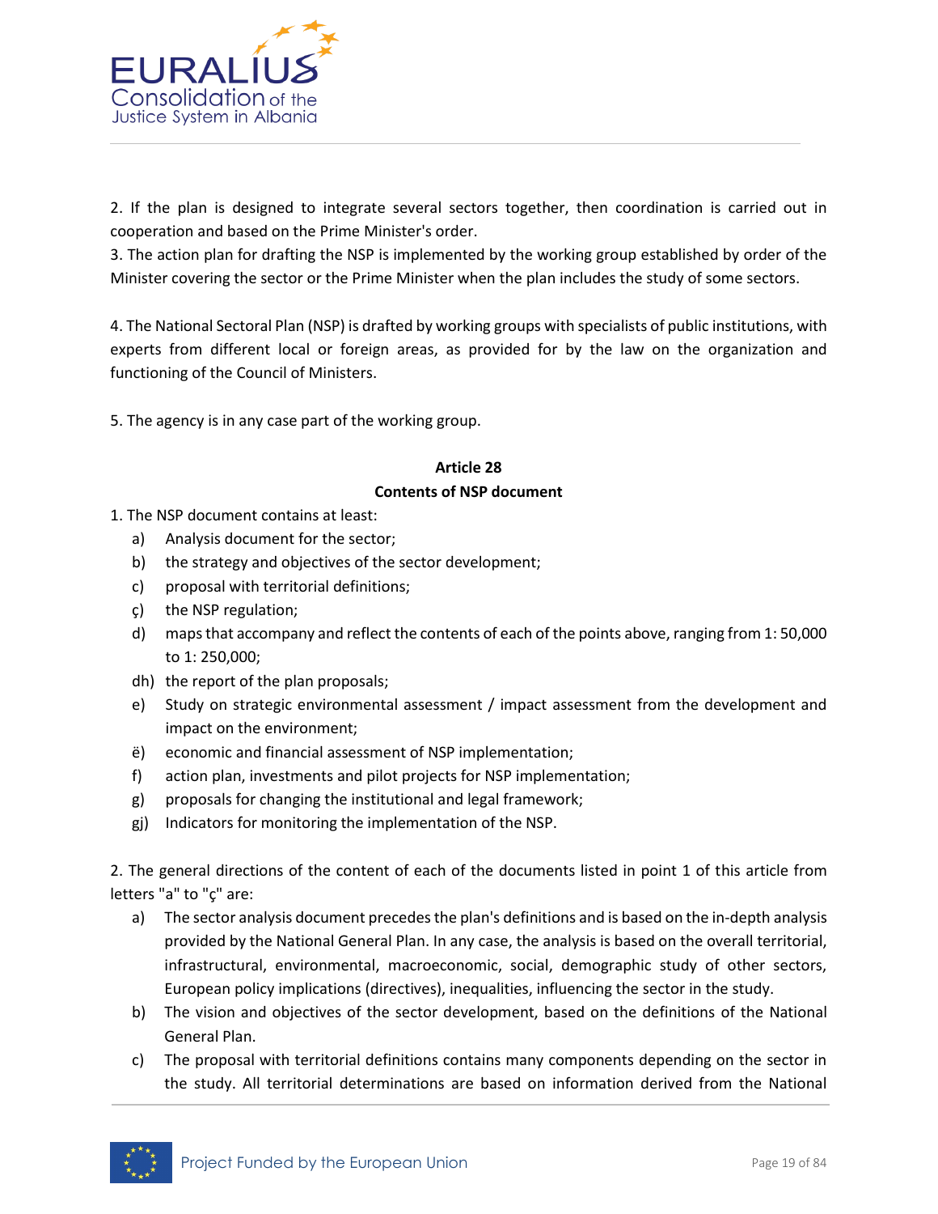2. If the plan is designed to integrate several sectors together, then coordination is carried out in cooperation and based on the Prime Minister's order.
3. The action plan for drafting the NSP is implemented by the working group established by order of the Minister covering the sector or the Prime Minister when the plan includes the study of some sectors.

4. The National Sectoral Plan (NSP) is drafted by working groups with specialists of public institutions, with experts from different local or foreign areas, as provided for by the law on the organization and functioning of the Council of Ministers.

5. The agency is in any case part of the working group.

### Article 28
### Contents of NSP document

1. The NSP document contains at least:
   - a) Analysis document for the sector;
   - b) the strategy and objectives of the sector development;
   - c) proposal with territorial definitions;
   - ç) the NSP regulation;
   - d) maps that accompany and reflect the contents of each of the points above, ranging from 1: 50,000 to 1: 250,000;
   - dh) the report of the plan proposals;
   - e) Study on strategic environmental assessment / impact assessment from the development and impact on the environment;
   - ë) economic and financial assessment of NSP implementation;
   - f) action plan, investments and pilot projects for NSP implementation;
   - g) proposals for changing the institutional and legal framework;
   - gj) Indicators for monitoring the implementation of the NSP.

2. The general directions of the content of each of the documents listed in point 1 of this article from letters "a" to "ç" are:
   - a) The sector analysis document precedes the plan's definitions and is based on the in-depth analysis provided by the National General Plan. In any case, the analysis is based on the overall territorial, infrastructural, environmental, macroeconomic, social, demographic study of other sectors, European policy implications (directives), inequalities, influencing the sector in the study.
   - b) The vision and objectives of the sector development, based on the definitions of the National General Plan.
   - c) The proposal with territorial definitions contains many components depending on the sector in the study. All territorial determinations are based on information derived from the National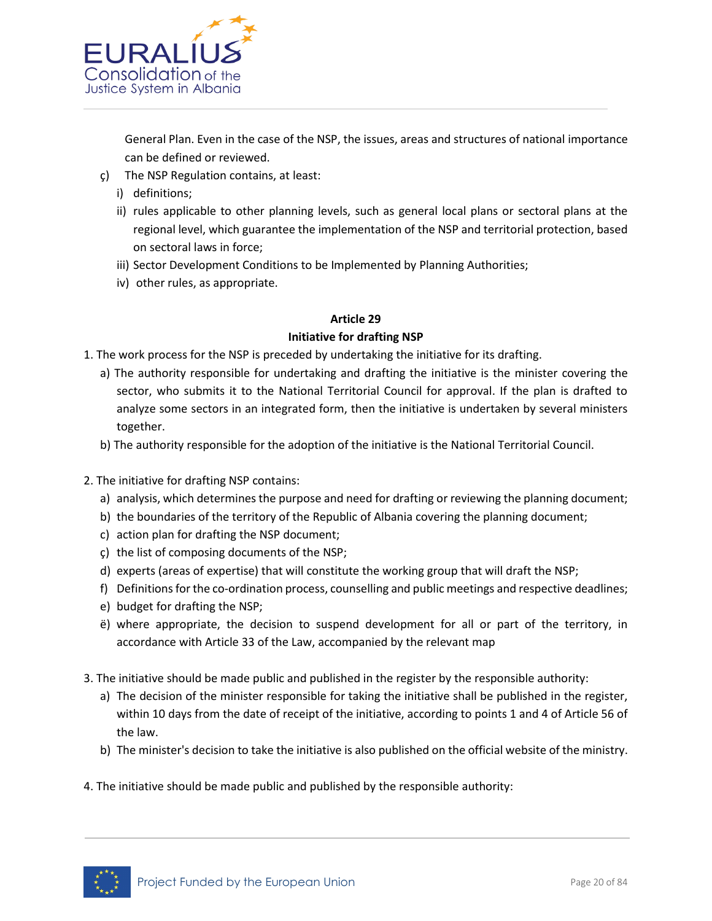General Plan. Even in the case of the NSP, the issues, areas and structures of national importance can be defined or reviewed.

ç) The NSP Regulation contains, at least:

i) definitions;

ii) rules applicable to other planning levels, such as general local plans or sectoral plans at the regional level, which guarantee the implementation of the NSP and territorial protection, based on sectoral laws in force;

iii) Sector Development Conditions to be Implemented by Planning Authorities;

iv) other rules, as appropriate.

**Article 29**

**Initiative for drafting NSP**

1. The work process for the NSP is preceded by undertaking the initiative for its drafting.
   a) The authority responsible for undertaking and drafting the initiative is the minister covering the sector, who submits it to the National Territorial Council for approval. If the plan is drafted to analyze some sectors in an integrated form, then the initiative is undertaken by several ministers together.
   b) The authority responsible for the adoption of the initiative is the National Territorial Council.

2. The initiative for drafting NSP contains:
   a) analysis, which determines the purpose and need for drafting or reviewing the planning document;
   b) the boundaries of the territory of the Republic of Albania covering the planning document;
   c) action plan for drafting the NSP document;
   ç) the list of composing documents of the NSP;
   d) experts (areas of expertise) that will constitute the working group that will draft the NSP;
   f) Definitions for the co-ordination process, counselling and public meetings and respective deadlines;
   e) budget for drafting the NSP;
   ë) where appropriate, the decision to suspend development for all or part of the territory, in accordance with Article 33 of the Law, accompanied by the relevant map

3. The initiative should be made public and published in the register by the responsible authority:
   a) The decision of the minister responsible for taking the initiative shall be published in the register, within 10 days from the date of receipt of the initiative, according to points 1 and 4 of Article 56 of the law.
   b) The minister's decision to take the initiative is also published on the official website of the ministry.

4. The initiative should be made public and published by the responsible authority: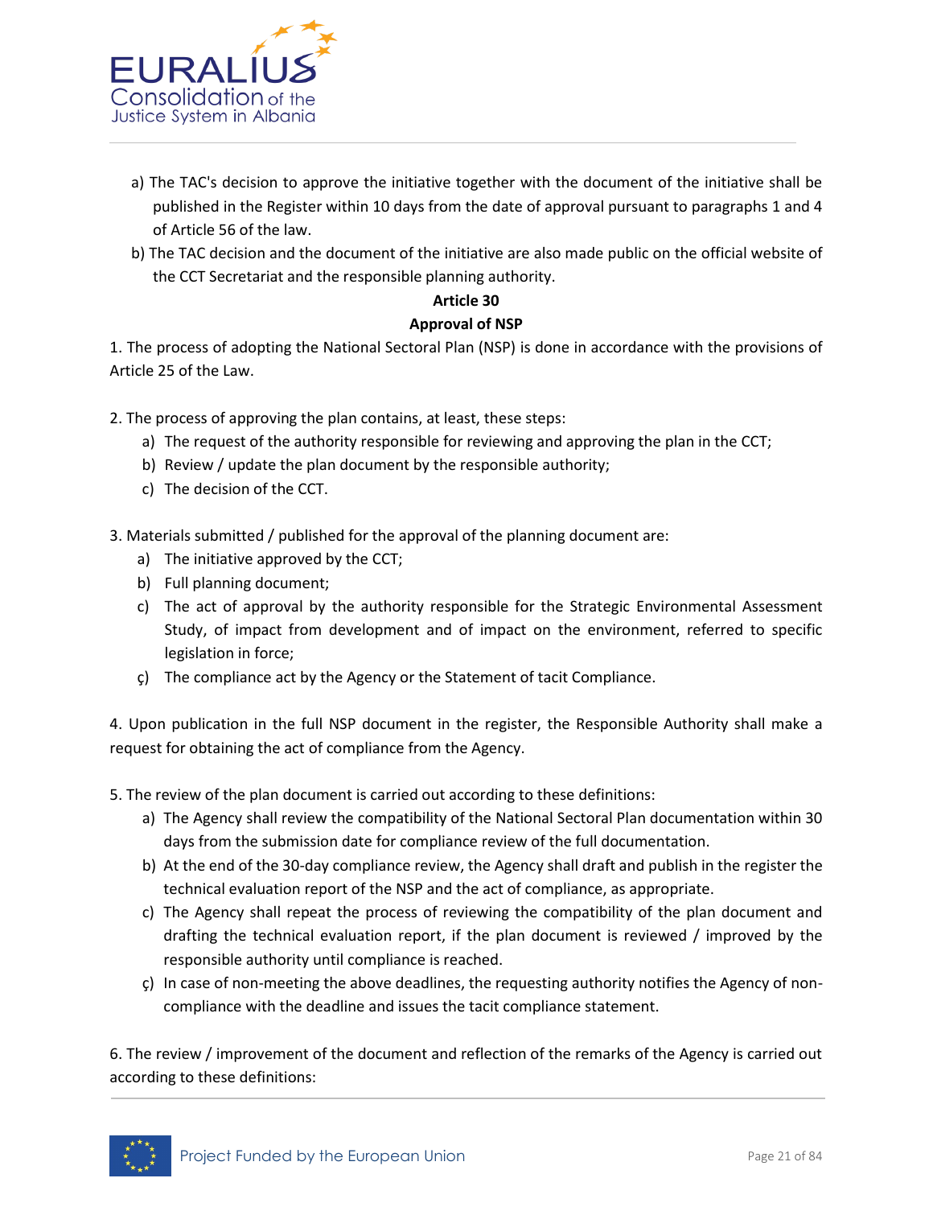a) The TAC's decision to approve the initiative together with the document of the initiative shall be published in the Register within 10 days from the date of approval pursuant to paragraphs 1 and 4 of Article 56 of the law.

b) The TAC decision and the document of the initiative are also made public on the official website of the CCT Secretariat and the responsible planning authority.

**Article 30**

**Approval of NSP**

1. The process of adopting the National Sectoral Plan (NSP) is done in accordance with the provisions of Article 25 of the Law.

2. The process of approving the plan contains, at least, these steps:
   a) The request of the authority responsible for reviewing and approving the plan in the CCT;
   b) Review / update the plan document by the responsible authority;
   c) The decision of the CCT.

3. Materials submitted / published for the approval of the planning document are:
   a) The initiative approved by the CCT;
   b) Full planning document;
   c) The act of approval by the authority responsible for the Strategic Environmental Assessment Study, of impact from development and of impact on the environment, referred to specific legislation in force;
   ç) The compliance act by the Agency or the Statement of tacit Compliance.

4. Upon publication in the full NSP document in the register, the Responsible Authority shall make a request for obtaining the act of compliance from the Agency.

5. The review of the plan document is carried out according to these definitions:
   a) The Agency shall review the compatibility of the National Sectoral Plan documentation within 30 days from the submission date for compliance review of the full documentation.
   b) At the end of the 30-day compliance review, the Agency shall draft and publish in the register the technical evaluation report of the NSP and the act of compliance, as appropriate.
   c) The Agency shall repeat the process of reviewing the compatibility of the plan document and drafting the technical evaluation report, if the plan document is reviewed / improved by the responsible authority until compliance is reached.
   ç) In case of non-meeting the above deadlines, the requesting authority notifies the Agency of non-compliance with the deadline and issues the tacit compliance statement.

6. The review / improvement of the document and reflection of the remarks of the Agency is carried out according to these definitions: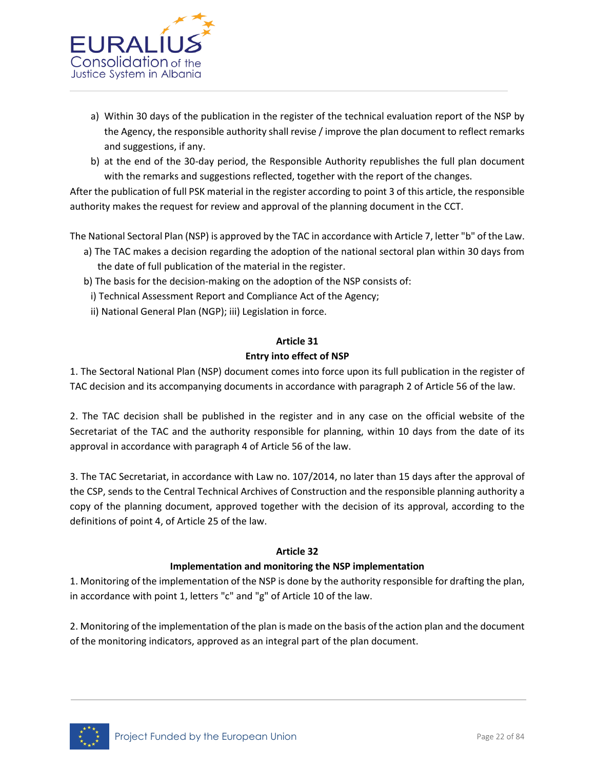a) Within 30 days of the publication in the register of the technical evaluation report of the NSP by the Agency, the responsible authority shall revise / improve the plan document to reflect remarks and suggestions, if any.
b) at the end of the 30-day period, the Responsible Authority republishes the full plan document with the remarks and suggestions reflected, together with the report of the changes.

After the publication of full PSK material in the register according to point 3 of this article, the responsible authority makes the request for review and approval of the planning document in the CCT.

The National Sectoral Plan (NSP) is approved by the TAC in accordance with Article 7, letter "b" of the Law.

a) The TAC makes a decision regarding the adoption of the national sectoral plan within 30 days from the date of full publication of the material in the register.
b) The basis for the decision-making on the adoption of the NSP consists of:
   i) Technical Assessment Report and Compliance Act of the Agency;
   ii) National General Plan (NGP); iii) Legislation in force.

**Article 31**

**Entry into effect of NSP**

1. The Sectoral National Plan (NSP) document comes into force upon its full publication in the register of TAC decision and its accompanying documents in accordance with paragraph 2 of Article 56 of the law.

2. The TAC decision shall be published in the register and in any case on the official website of the Secretariat of the TAC and the authority responsible for planning, within 10 days from the date of its approval in accordance with paragraph 4 of Article 56 of the law.

3. The TAC Secretariat, in accordance with Law no. 107/2014, no later than 15 days after the approval of the CSP, sends to the Central Technical Archives of Construction and the responsible planning authority a copy of the planning document, approved together with the decision of its approval, according to the definitions of point 4, of Article 25 of the law.

**Article 32**

**Implementation and monitoring the NSP implementation**

1. Monitoring of the implementation of the NSP is done by the authority responsible for drafting the plan, in accordance with point 1, letters "c" and "g" of Article 10 of the law.

2. Monitoring of the implementation of the plan is made on the basis of the action plan and the document of the monitoring indicators, approved as an integral part of the plan document.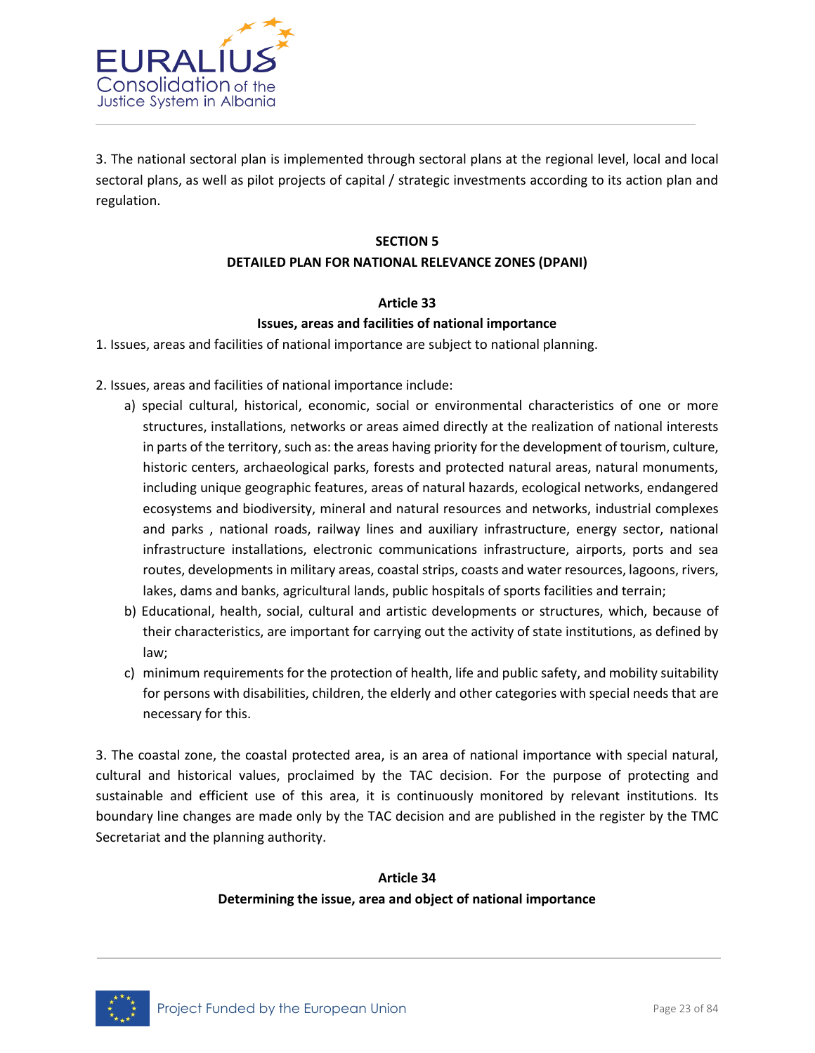3. The national sectoral plan is implemented through sectoral plans at the regional level, local and local sectoral plans, as well as pilot projects of capital / strategic investments according to its action plan and regulation.

## SECTION 5
## DETAILED PLAN FOR NATIONAL RELEVANCE ZONES (DPANI)

### Article 33
### Issues, areas and facilities of national importance

1. Issues, areas and facilities of national importance are subject to national planning.

2. Issues, areas and facilities of national importance include:
   a) special cultural, historical, economic, social or environmental characteristics of one or more structures, installations, networks or areas aimed directly at the realization of national interests in parts of the territory, such as: the areas having priority for the development of tourism, culture, historic centers, archaeological parks, forests and protected natural areas, natural monuments, including unique geographic features, areas of natural hazards, ecological networks, endangered ecosystems and biodiversity, mineral and natural resources and networks, industrial complexes and parks , national roads, railway lines and auxiliary infrastructure, energy sector, national infrastructure installations, electronic communications infrastructure, airports, ports and sea routes, developments in military areas, coastal strips, coasts and water resources, lagoons, rivers, lakes, dams and banks, agricultural lands, public hospitals of sports facilities and terrain;
   b) Educational, health, social, cultural and artistic developments or structures, which, because of their characteristics, are important for carrying out the activity of state institutions, as defined by law;
   c) minimum requirements for the protection of health, life and public safety, and mobility suitability for persons with disabilities, children, the elderly and other categories with special needs that are necessary for this.

3. The coastal zone, the coastal protected area, is an area of national importance with special natural, cultural and historical values, proclaimed by the TAC decision. For the purpose of protecting and sustainable and efficient use of this area, it is continuously monitored by relevant institutions. Its boundary line changes are made only by the TAC decision and are published in the register by the TMC Secretariat and the planning authority.

### Article 34
### Determining the issue, area and object of national importance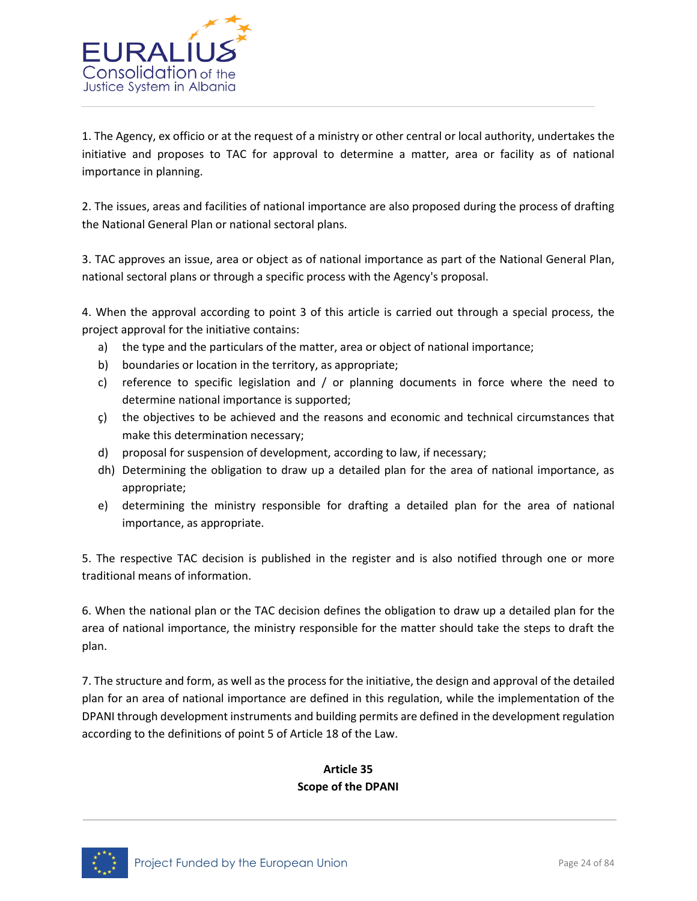1. The Agency, ex officio or at the request of a ministry or other central or local authority, undertakes the initiative and proposes to TAC for approval to determine a matter, area or facility as of national importance in planning.

2. The issues, areas and facilities of national importance are also proposed during the process of drafting the National General Plan or national sectoral plans.

3. TAC approves an issue, area or object as of national importance as part of the National General Plan, national sectoral plans or through a specific process with the Agency's proposal.

4. When the approval according to point 3 of this article is carried out through a special process, the project approval for the initiative contains:

- a) the type and the particulars of the matter, area or object of national importance;
- b) boundaries or location in the territory, as appropriate;
- c) reference to specific legislation and / or planning documents in force where the need to determine national importance is supported;
- ç) the objectives to be achieved and the reasons and economic and technical circumstances that make this determination necessary;
- d) proposal for suspension of development, according to law, if necessary;
- dh) Determining the obligation to draw up a detailed plan for the area of national importance, as appropriate;
- e) determining the ministry responsible for drafting a detailed plan for the area of national importance, as appropriate.

5. The respective TAC decision is published in the register and is also notified through one or more traditional means of information.

6. When the national plan or the TAC decision defines the obligation to draw up a detailed plan for the area of national importance, the ministry responsible for the matter should take the steps to draft the plan.

7. The structure and form, as well as the process for the initiative, the design and approval of the detailed plan for an area of national importance are defined in this regulation, while the implementation of the DPANI through development instruments and building permits are defined in the development regulation according to the definitions of point 5 of Article 18 of the Law.

**Article 35**
**Scope of the DPANI**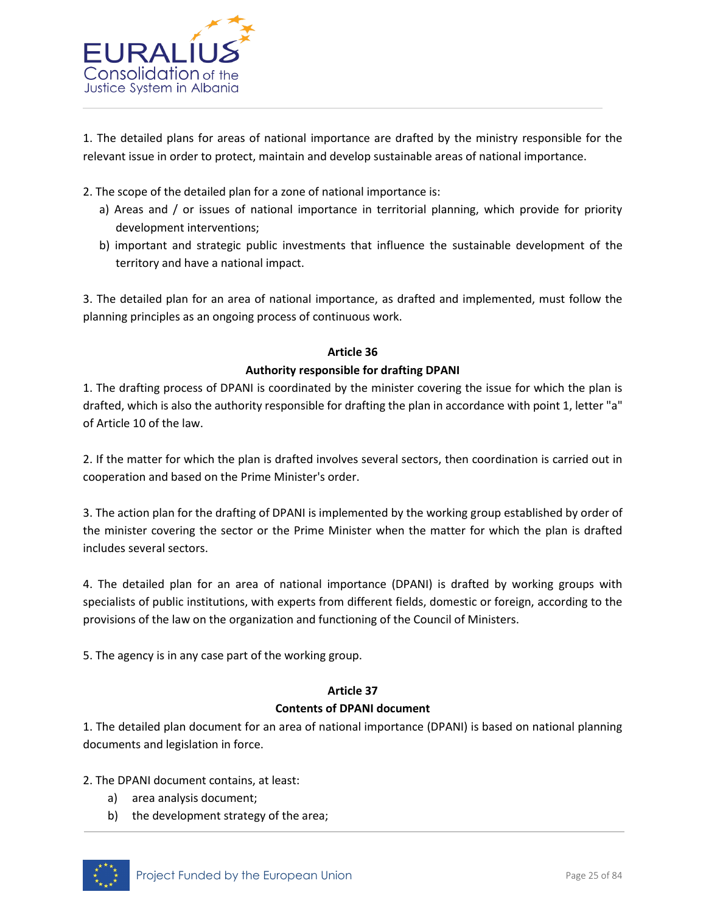1. The detailed plans for areas of national importance are drafted by the ministry responsible for the relevant issue in order to protect, maintain and develop sustainable areas of national importance.

2. The scope of the detailed plan for a zone of national importance is:
   a) Areas and / or issues of national importance in territorial planning, which provide for priority development interventions;
   b) important and strategic public investments that influence the sustainable development of the territory and have a national impact.

3. The detailed plan for an area of national importance, as drafted and implemented, must follow the planning principles as an ongoing process of continuous work.

**Article 36**

**Authority responsible for drafting DPANI**

1. The drafting process of DPANI is coordinated by the minister covering the issue for which the plan is drafted, which is also the authority responsible for drafting the plan in accordance with point 1, letter "a" of Article 10 of the law.

2. If the matter for which the plan is drafted involves several sectors, then coordination is carried out in cooperation and based on the Prime Minister's order.

3. The action plan for the drafting of DPANI is implemented by the working group established by order of the minister covering the sector or the Prime Minister when the matter for which the plan is drafted includes several sectors.

4. The detailed plan for an area of national importance (DPANI) is drafted by working groups with specialists of public institutions, with experts from different fields, domestic or foreign, according to the provisions of the law on the organization and functioning of the Council of Ministers.

5. The agency is in any case part of the working group.

**Article 37**

**Contents of DPANI document**

1. The detailed plan document for an area of national importance (DPANI) is based on national planning documents and legislation in force.

2. The DPANI document contains, at least:
   a) area analysis document;
   b) the development strategy of the area;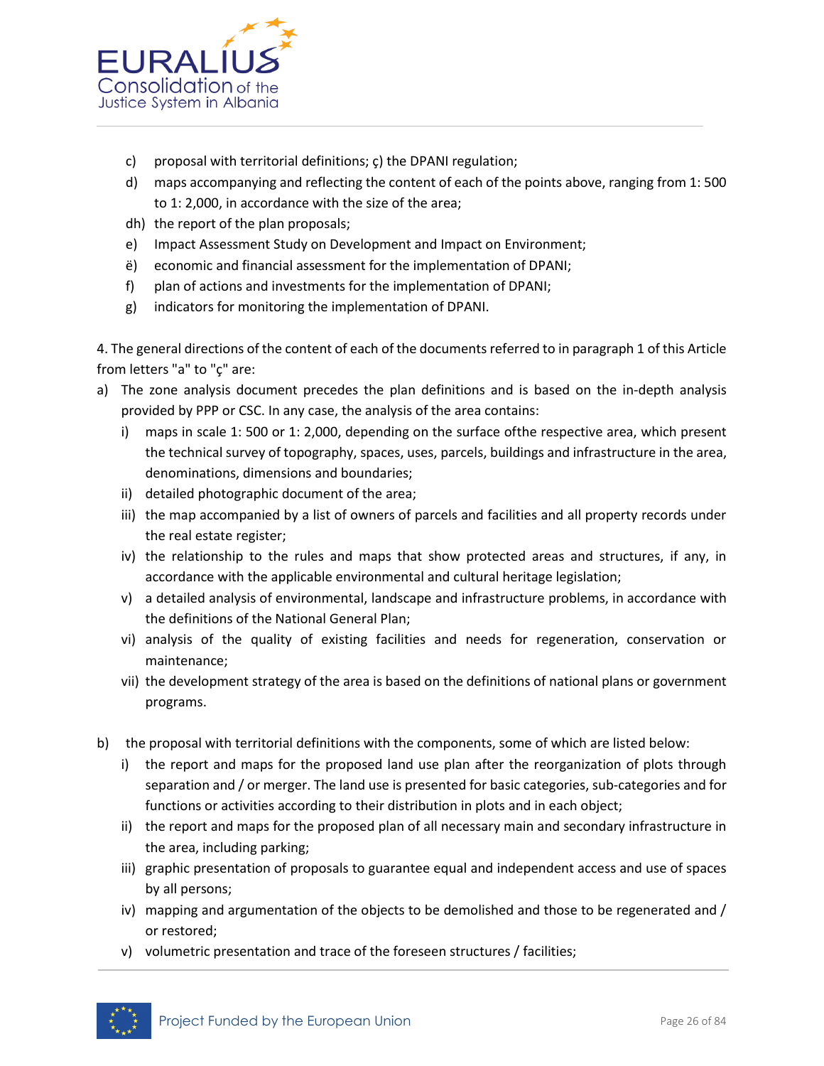c) proposal with territorial definitions; ç) the DPANI regulation;
d) maps accompanying and reflecting the content of each of the points above, ranging from 1: 500 to 1: 2,000, in accordance with the size of the area;
dh) the report of the plan proposals;
e) Impact Assessment Study on Development and Impact on Environment;
ë) economic and financial assessment for the implementation of DPANI;
f) plan of actions and investments for the implementation of DPANI;
g) indicators for monitoring the implementation of DPANI.

4. The general directions of the content of each of the documents referred to in paragraph 1 of this Article from letters "a" to "ç" are:

a) The zone analysis document precedes the plan definitions and is based on the in-depth analysis provided by PPP or CSC. In any case, the analysis of the area contains:
   i) maps in scale 1: 500 or 1: 2,000, depending on the surface ofthe respective area, which present the technical survey of topography, spaces, uses, parcels, buildings and infrastructure in the area, denominations, dimensions and boundaries;
   ii) detailed photographic document of the area;
   iii) the map accompanied by a list of owners of parcels and facilities and all property records under the real estate register;
   iv) the relationship to the rules and maps that show protected areas and structures, if any, in accordance with the applicable environmental and cultural heritage legislation;
   v) a detailed analysis of environmental, landscape and infrastructure problems, in accordance with the definitions of the National General Plan;
   vi) analysis of the quality of existing facilities and needs for regeneration, conservation or maintenance;
   vii) the development strategy of the area is based on the definitions of national plans or government programs.

b) the proposal with territorial definitions with the components, some of which are listed below:
   i) the report and maps for the proposed land use plan after the reorganization of plots through separation and / or merger. The land use is presented for basic categories, sub-categories and for functions or activities according to their distribution in plots and in each object;
   ii) the report and maps for the proposed plan of all necessary main and secondary infrastructure in the area, including parking;
   iii) graphic presentation of proposals to guarantee equal and independent access and use of spaces by all persons;
   iv) mapping and argumentation of the objects to be demolished and those to be regenerated and / or restored;
   v) volumetric presentation and trace of the foreseen structures / facilities;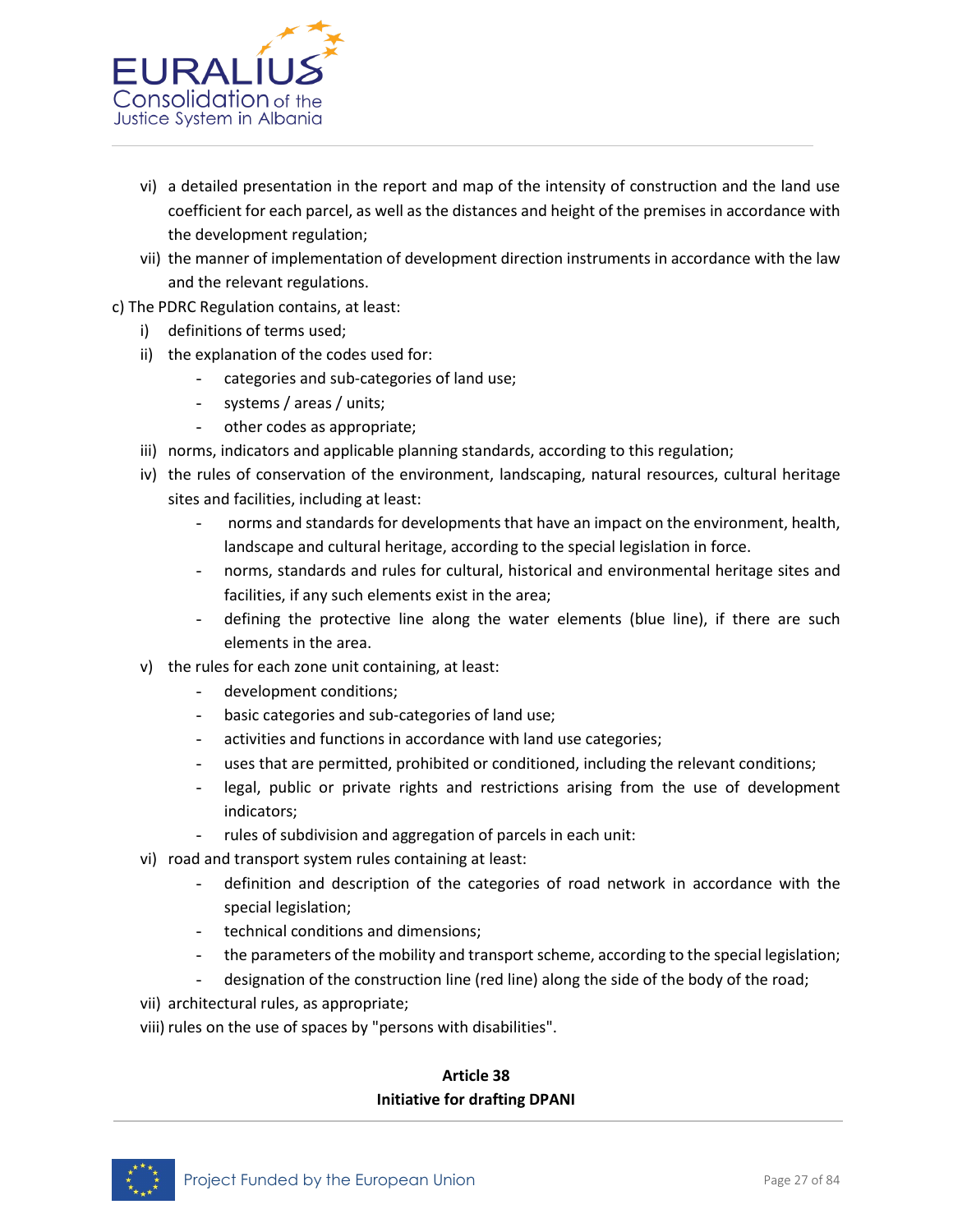vi) a detailed presentation in the report and map of the intensity of construction and the land use coefficient for each parcel, as well as the distances and height of the premises in accordance with the development regulation;

vii) the manner of implementation of development direction instruments in accordance with the law and the relevant regulations.

c) The PDRC Regulation contains, at least:

i) definitions of terms used;

ii) the explanation of the codes used for:
- categories and sub-categories of land use;
- systems / areas / units;
- other codes as appropriate;

iii) norms, indicators and applicable planning standards, according to this regulation;

iv) the rules of conservation of the environment, landscaping, natural resources, cultural heritage sites and facilities, including at least:
- norms and standards for developments that have an impact on the environment, health, landscape and cultural heritage, according to the special legislation in force.
- norms, standards and rules for cultural, historical and environmental heritage sites and facilities, if any such elements exist in the area;
- defining the protective line along the water elements (blue line), if there are such elements in the area.

v) the rules for each zone unit containing, at least:
- development conditions;
- basic categories and sub-categories of land use;
- activities and functions in accordance with land use categories;
- uses that are permitted, prohibited or conditioned, including the relevant conditions;
- legal, public or private rights and restrictions arising from the use of development indicators;
- rules of subdivision and aggregation of parcels in each unit:

vi) road and transport system rules containing at least:
- definition and description of the categories of road network in accordance with the special legislation;
- technical conditions and dimensions;
- the parameters of the mobility and transport scheme, according to the special legislation;
- designation of the construction line (red line) along the side of the body of the road;

vii) architectural rules, as appropriate;

viii) rules on the use of spaces by "persons with disabilities".

**Article 38**
**Initiative for drafting DPANI**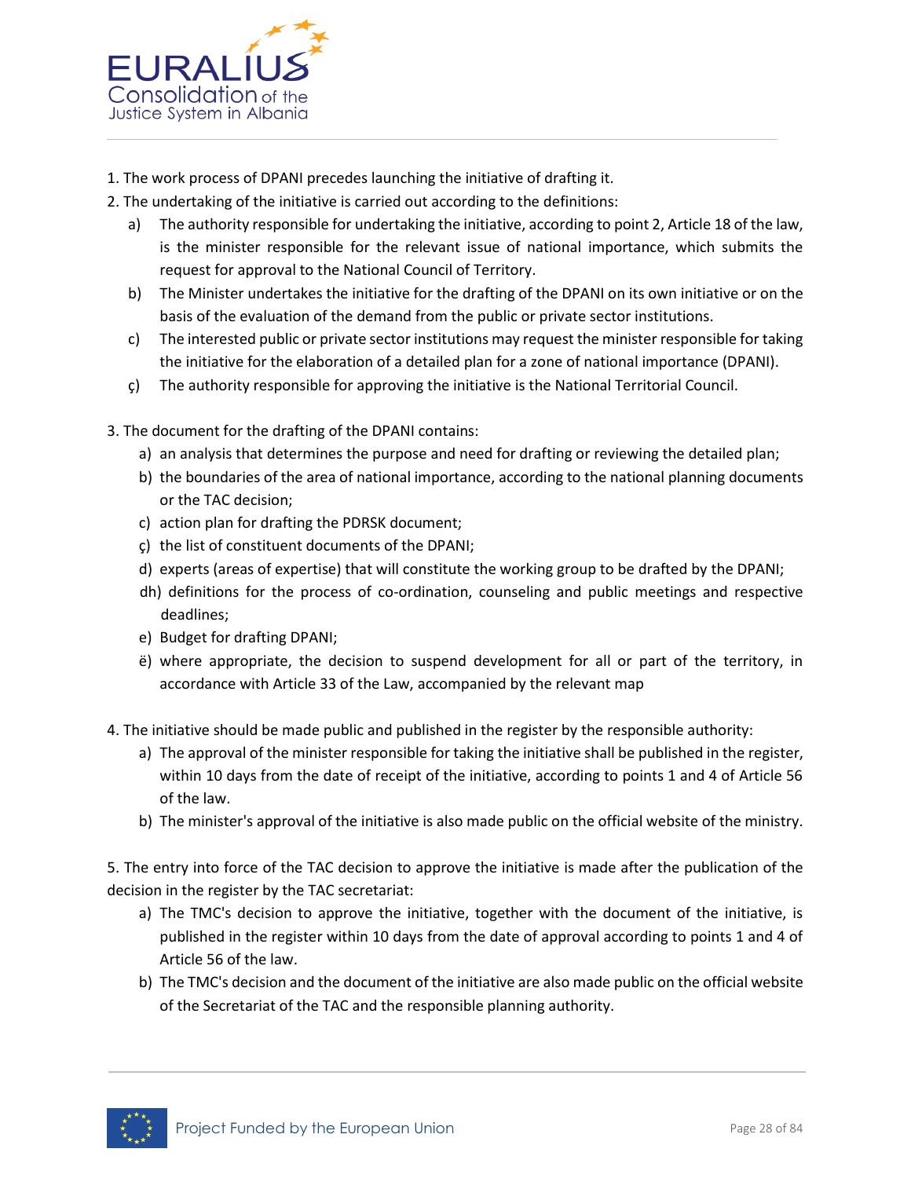1. The work process of DPANI precedes launching the initiative of drafting it.
2. The undertaking of the initiative is carried out according to the definitions:
   a) The authority responsible for undertaking the initiative, according to point 2, Article 18 of the law, is the minister responsible for the relevant issue of national importance, which submits the request for approval to the National Council of Territory.
   b) The Minister undertakes the initiative for the drafting of the DPANI on its own initiative or on the basis of the evaluation of the demand from the public or private sector institutions.
   c) The interested public or private sector institutions may request the minister responsible for taking the initiative for the elaboration of a detailed plan for a zone of national importance (DPANI).
   ç) The authority responsible for approving the initiative is the National Territorial Council.

3. The document for the drafting of the DPANI contains:
   a) an analysis that determines the purpose and need for drafting or reviewing the detailed plan;
   b) the boundaries of the area of national importance, according to the national planning documents or the TAC decision;
   c) action plan for drafting the PDRSK document;
   ç) the list of constituent documents of the DPANI;
   d) experts (areas of expertise) that will constitute the working group to be drafted by the DPANI;
   dh) definitions for the process of co-ordination, counseling and public meetings and respective deadlines;
   e) Budget for drafting DPANI;
   ë) where appropriate, the decision to suspend development for all or part of the territory, in accordance with Article 33 of the Law, accompanied by the relevant map

4. The initiative should be made public and published in the register by the responsible authority:
   a) The approval of the minister responsible for taking the initiative shall be published in the register, within 10 days from the date of receipt of the initiative, according to points 1 and 4 of Article 56 of the law.
   b) The minister's approval of the initiative is also made public on the official website of the ministry.

5. The entry into force of the TAC decision to approve the initiative is made after the publication of the decision in the register by the TAC secretariat:
   a) The TMC's decision to approve the initiative, together with the document of the initiative, is published in the register within 10 days from the date of approval according to points 1 and 4 of Article 56 of the law.
   b) The TMC's decision and the document of the initiative are also made public on the official website of the Secretariat of the TAC and the responsible planning authority.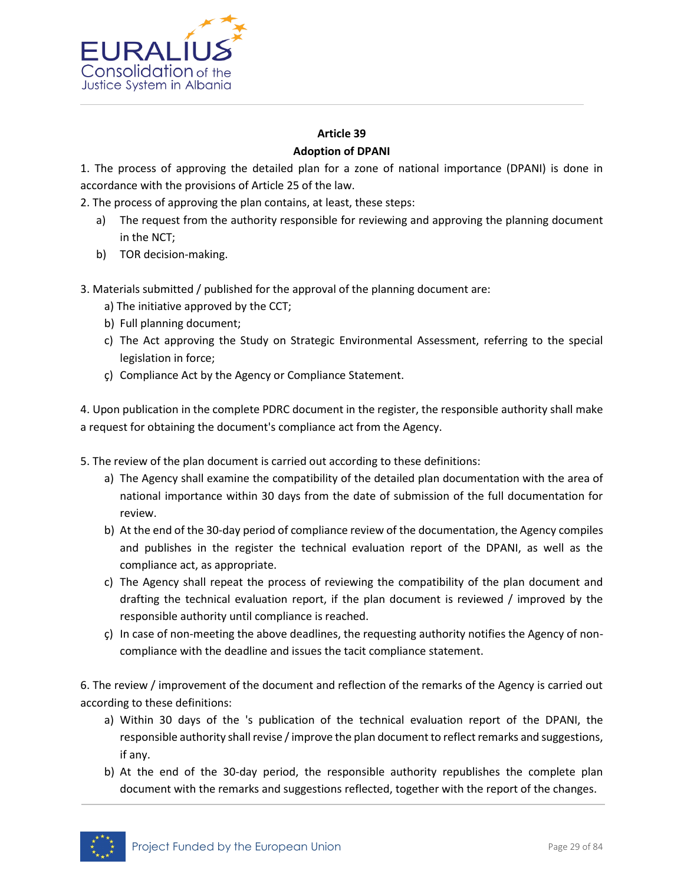**Article 39**

**Adoption of DPANI**

1. The process of approving the detailed plan for a zone of national importance (DPANI) is done in accordance with the provisions of Article 25 of the law.

2. The process of approving the plan contains, at least, these steps:
   a) The request from the authority responsible for reviewing and approving the planning document in the NCT;
   b) TOR decision-making.

3. Materials submitted / published for the approval of the planning document are:
   a) The initiative approved by the CCT;
   b) Full planning document;
   c) The Act approving the Study on Strategic Environmental Assessment, referring to the special legislation in force;
   ç) Compliance Act by the Agency or Compliance Statement.

4. Upon publication in the complete PDRC document in the register, the responsible authority shall make a request for obtaining the document's compliance act from the Agency.

5. The review of the plan document is carried out according to these definitions:
   a) The Agency shall examine the compatibility of the detailed plan documentation with the area of national importance within 30 days from the date of submission of the full documentation for review.
   b) At the end of the 30-day period of compliance review of the documentation, the Agency compiles and publishes in the register the technical evaluation report of the DPANI, as well as the compliance act, as appropriate.
   c) The Agency shall repeat the process of reviewing the compatibility of the plan document and drafting the technical evaluation report, if the plan document is reviewed / improved by the responsible authority until compliance is reached.
   ç) In case of non-meeting the above deadlines, the requesting authority notifies the Agency of non-compliance with the deadline and issues the tacit compliance statement.

6. The review / improvement of the document and reflection of the remarks of the Agency is carried out according to these definitions:
   a) Within 30 days of the 's publication of the technical evaluation report of the DPANI, the responsible authority shall revise / improve the plan document to reflect remarks and suggestions, if any.
   b) At the end of the 30-day period, the responsible authority republishes the complete plan document with the remarks and suggestions reflected, together with the report of the changes.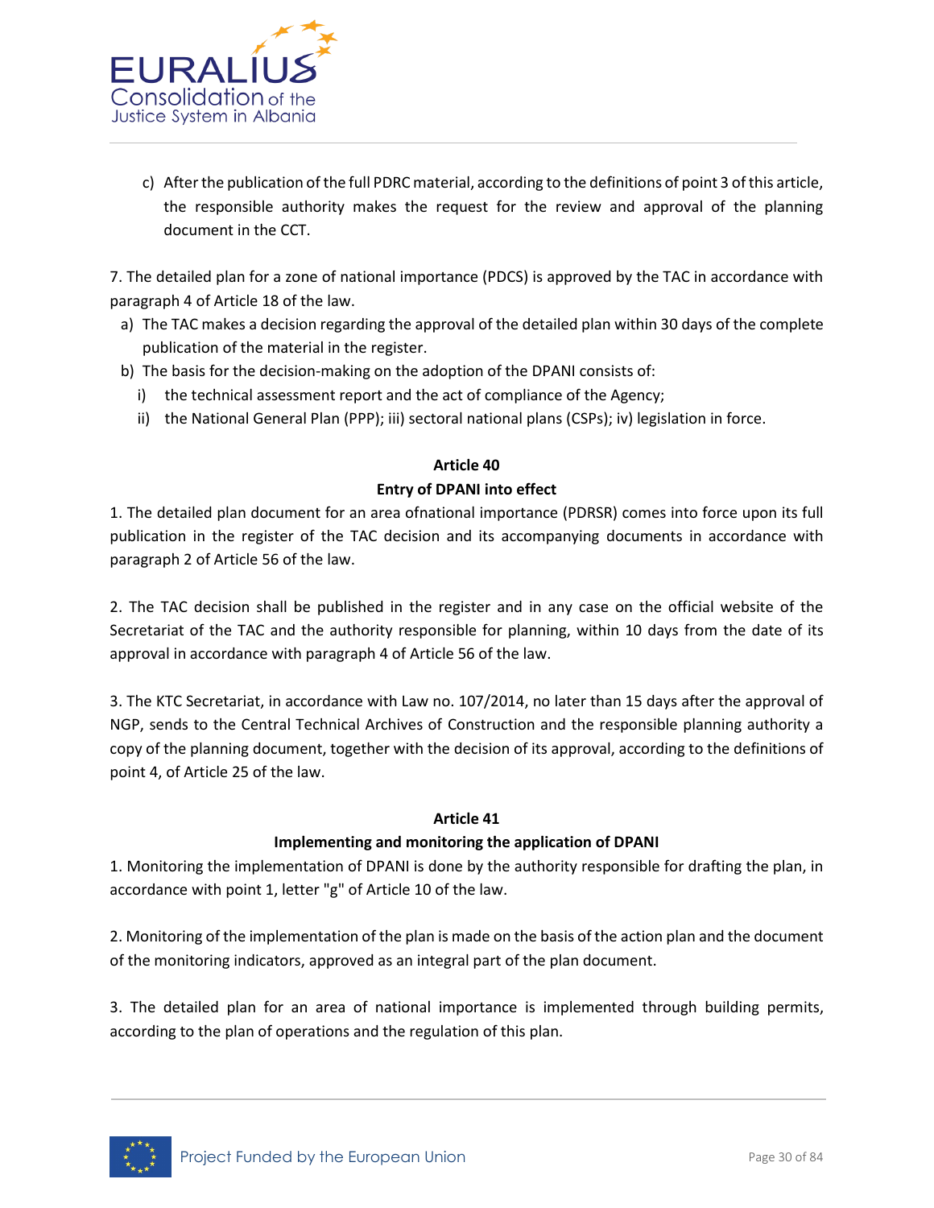c) After the publication of the full PDRC material, according to the definitions of point 3 of this article, the responsible authority makes the request for the review and approval of the planning document in the CCT.

7. The detailed plan for a zone of national importance (PDCS) is approved by the TAC in accordance with paragraph 4 of Article 18 of the law.

a) The TAC makes a decision regarding the approval of the detailed plan within 30 days of the complete publication of the material in the register.
b) The basis for the decision-making on the adoption of the DPANI consists of:
   i) the technical assessment report and the act of compliance of the Agency;
   ii) the National General Plan (PPP); iii) sectoral national plans (CSPs); iv) legislation in force.

**Article 40**

**Entry of DPANI into effect**

1. The detailed plan document for an area ofnational importance (PDRSR) comes into force upon its full publication in the register of the TAC decision and its accompanying documents in accordance with paragraph 2 of Article 56 of the law.

2. The TAC decision shall be published in the register and in any case on the official website of the Secretariat of the TAC and the authority responsible for planning, within 10 days from the date of its approval in accordance with paragraph 4 of Article 56 of the law.

3. The KTC Secretariat, in accordance with Law no. 107/2014, no later than 15 days after the approval of NGP, sends to the Central Technical Archives of Construction and the responsible planning authority a copy of the planning document, together with the decision of its approval, according to the definitions of point 4, of Article 25 of the law.

**Article 41**

**Implementing and monitoring the application of DPANI**

1. Monitoring the implementation of DPANI is done by the authority responsible for drafting the plan, in accordance with point 1, letter "g" of Article 10 of the law.

2. Monitoring of the implementation of the plan is made on the basis of the action plan and the document of the monitoring indicators, approved as an integral part of the plan document.

3. The detailed plan for an area of national importance is implemented through building permits, according to the plan of operations and the regulation of this plan.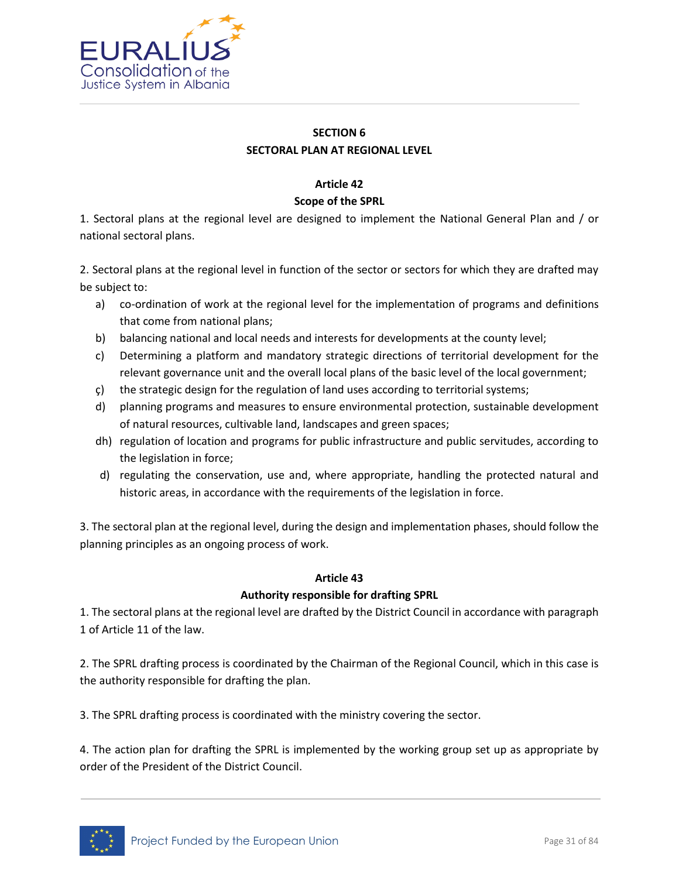## SECTION 6
## SECTORAL PLAN AT REGIONAL LEVEL

### Article 42
### Scope of the SPRL

1. Sectoral plans at the regional level are designed to implement the National General Plan and / or national sectoral plans.

2. Sectoral plans at the regional level in function of the sector or sectors for which they are drafted may be subject to:

   a) co-ordination of work at the regional level for the implementation of programs and definitions that come from national plans;
   
   b) balancing national and local needs and interests for developments at the county level;
   
   c) Determining a platform and mandatory strategic directions of territorial development for the relevant governance unit and the overall local plans of the basic level of the local government;
   
   ç) the strategic design for the regulation of land uses according to territorial systems;
   
   d) planning programs and measures to ensure environmental protection, sustainable development of natural resources, cultivable land, landscapes and green spaces;
   
   dh) regulation of location and programs for public infrastructure and public servitudes, according to the legislation in force;
   
   d) regulating the conservation, use and, where appropriate, handling the protected natural and historic areas, in accordance with the requirements of the legislation in force.

3. The sectoral plan at the regional level, during the design and implementation phases, should follow the planning principles as an ongoing process of work.

### Article 43
### Authority responsible for drafting SPRL

1. The sectoral plans at the regional level are drafted by the District Council in accordance with paragraph 1 of Article 11 of the law.

2. The SPRL drafting process is coordinated by the Chairman of the Regional Council, which in this case is the authority responsible for drafting the plan.

3. The SPRL drafting process is coordinated with the ministry covering the sector.

4. The action plan for drafting the SPRL is implemented by the working group set up as appropriate by order of the President of the District Council.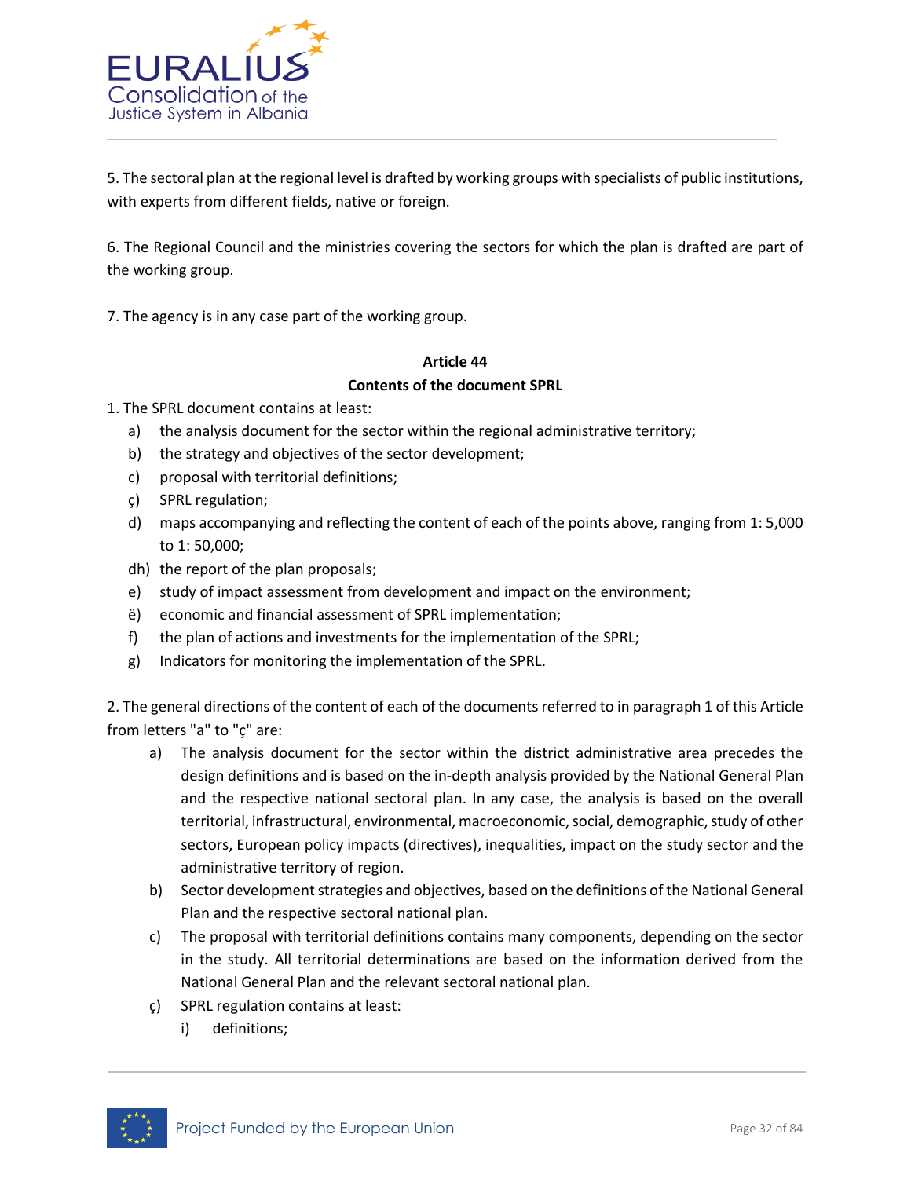5. The sectoral plan at the regional level is drafted by working groups with specialists of public institutions, with experts from different fields, native or foreign.

6. The Regional Council and the ministries covering the sectors for which the plan is drafted are part of the working group.

7. The agency is in any case part of the working group.

**Article 44**

**Contents of the document SPRL**

1. The SPRL document contains at least:

   a) the analysis document for the sector within the regional administrative territory;
   b) the strategy and objectives of the sector development;
   c) proposal with territorial definitions;
   ç) SPRL regulation;
   d) maps accompanying and reflecting the content of each of the points above, ranging from 1: 5,000 to 1: 50,000;
   dh) the report of the plan proposals;
   e) study of impact assessment from development and impact on the environment;
   ë) economic and financial assessment of SPRL implementation;
   f) the plan of actions and investments for the implementation of the SPRL;
   g) Indicators for monitoring the implementation of the SPRL.

2. The general directions of the content of each of the documents referred to in paragraph 1 of this Article from letters "a" to "ç" are:

   a) The analysis document for the sector within the district administrative area precedes the design definitions and is based on the in-depth analysis provided by the National General Plan and the respective national sectoral plan. In any case, the analysis is based on the overall territorial, infrastructural, environmental, macroeconomic, social, demographic, study of other sectors, European policy impacts (directives), inequalities, impact on the study sector and the administrative territory of region.
   b) Sector development strategies and objectives, based on the definitions of the National General Plan and the respective sectoral national plan.
   c) The proposal with territorial definitions contains many components, depending on the sector in the study. All territorial determinations are based on the information derived from the National General Plan and the relevant sectoral national plan.
   ç) SPRL regulation contains at least:
      i) definitions;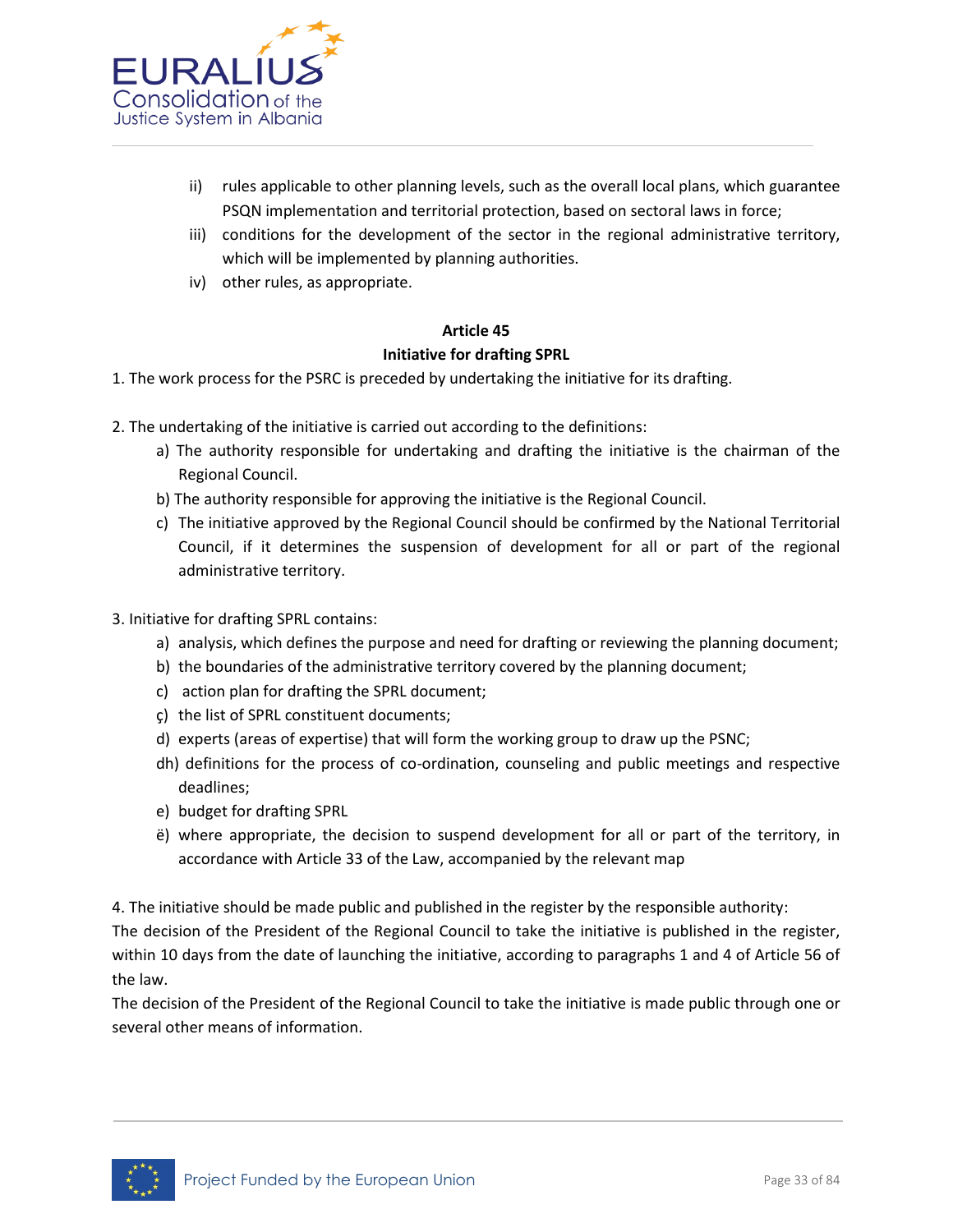ii) rules applicable to other planning levels, such as the overall local plans, which guarantee PSQN implementation and territorial protection, based on sectoral laws in force;

iii) conditions for the development of the sector in the regional administrative territory, which will be implemented by planning authorities.

iv) other rules, as appropriate.

**Article 45**

**Initiative for drafting SPRL**

1. The work process for the PSRC is preceded by undertaking the initiative for its drafting.

2. The undertaking of the initiative is carried out according to the definitions:

   a) The authority responsible for undertaking and drafting the initiative is the chairman of the Regional Council.

   b) The authority responsible for approving the initiative is the Regional Council.

   c) The initiative approved by the Regional Council should be confirmed by the National Territorial Council, if it determines the suspension of development for all or part of the regional administrative territory.

3. Initiative for drafting SPRL contains:

   a) analysis, which defines the purpose and need for drafting or reviewing the planning document;

   b) the boundaries of the administrative territory covered by the planning document;

   c) action plan for drafting the SPRL document;

   ç) the list of SPRL constituent documents;

   d) experts (areas of expertise) that will form the working group to draw up the PSNC;

   dh) definitions for the process of co-ordination, counseling and public meetings and respective deadlines;

   e) budget for drafting SPRL

   ë) where appropriate, the decision to suspend development for all or part of the territory, in accordance with Article 33 of the Law, accompanied by the relevant map

4. The initiative should be made public and published in the register by the responsible authority:

The decision of the President of the Regional Council to take the initiative is published in the register, within 10 days from the date of launching the initiative, according to paragraphs 1 and 4 of Article 56 of the law.

The decision of the President of the Regional Council to take the initiative is made public through one or several other means of information.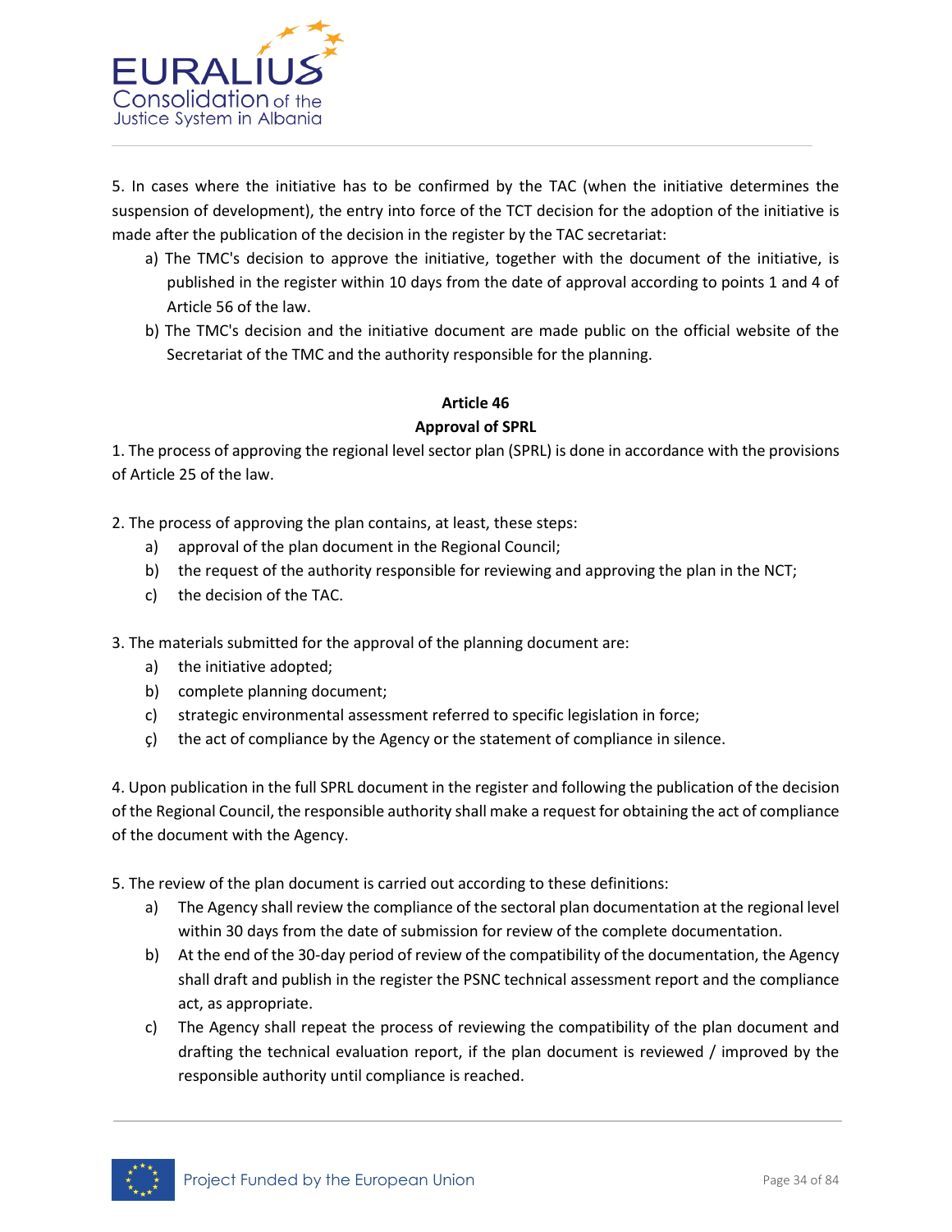5. In cases where the initiative has to be confirmed by the TAC (when the initiative determines the suspension of development), the entry into force of the TCT decision for the adoption of the initiative is made after the publication of the decision in the register by the TAC secretariat:

a) The TMC's decision to approve the initiative, together with the document of the initiative, is published in the register within 10 days from the date of approval according to points 1 and 4 of Article 56 of the law.

b) The TMC's decision and the initiative document are made public on the official website of the Secretariat of the TMC and the authority responsible for the planning.

**Article 46**

**Approval of SPRL**

1. The process of approving the regional level sector plan (SPRL) is done in accordance with the provisions of Article 25 of the law.

2. The process of approving the plan contains, at least, these steps:

a) approval of the plan document in the Regional Council;

b) the request of the authority responsible for reviewing and approving the plan in the NCT;

c) the decision of the TAC.

3. The materials submitted for the approval of the planning document are:

a) the initiative adopted;

b) complete planning document;

c) strategic environmental assessment referred to specific legislation in force;

ç) the act of compliance by the Agency or the statement of compliance in silence.

4. Upon publication in the full SPRL document in the register and following the publication of the decision of the Regional Council, the responsible authority shall make a request for obtaining the act of compliance of the document with the Agency.

5. The review of the plan document is carried out according to these definitions:

a) The Agency shall review the compliance of the sectoral plan documentation at the regional level within 30 days from the date of submission for review of the complete documentation.

b) At the end of the 30-day period of review of the compatibility of the documentation, the Agency shall draft and publish in the register the PSNC technical assessment report and the compliance act, as appropriate.

c) The Agency shall repeat the process of reviewing the compatibility of the plan document and drafting the technical evaluation report, if the plan document is reviewed / improved by the responsible authority until compliance is reached.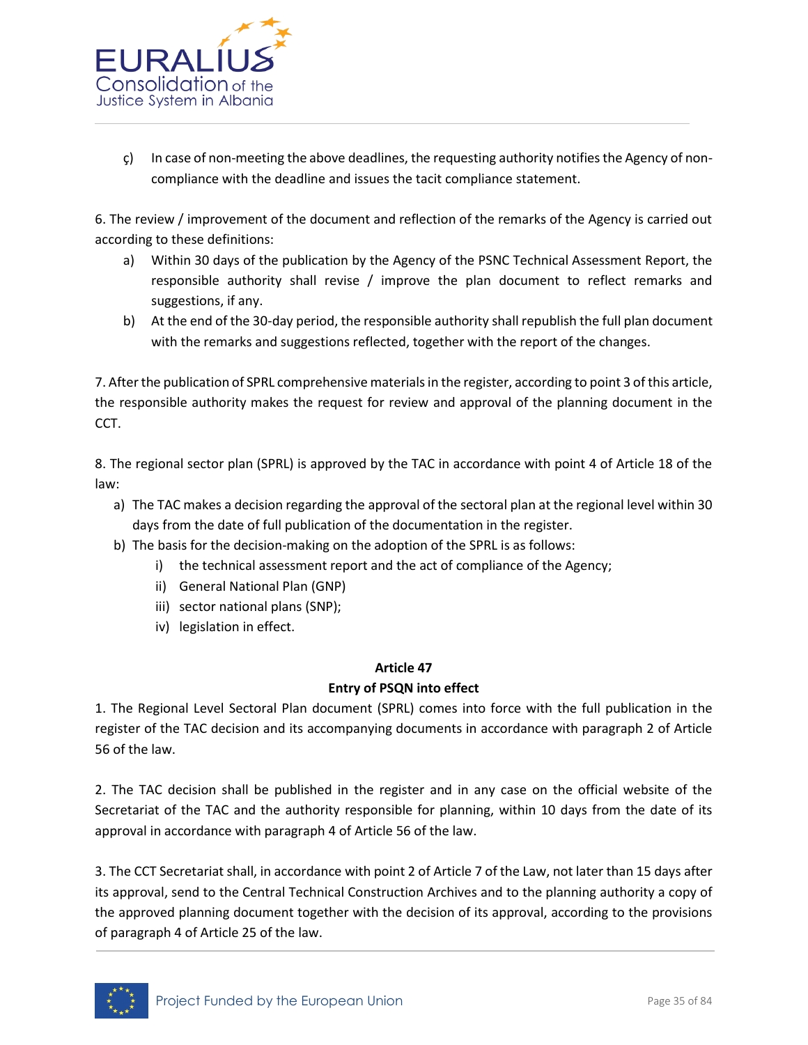ç) In case of non-meeting the above deadlines, the requesting authority notifies the Agency of non-compliance with the deadline and issues the tacit compliance statement.

6. The review / improvement of the document and reflection of the remarks of the Agency is carried out according to these definitions:

a) Within 30 days of the publication by the Agency of the PSNC Technical Assessment Report, the responsible authority shall revise / improve the plan document to reflect remarks and suggestions, if any.

b) At the end of the 30-day period, the responsible authority shall republish the full plan document with the remarks and suggestions reflected, together with the report of the changes.

7. After the publication of SPRL comprehensive materials in the register, according to point 3 of this article, the responsible authority makes the request for review and approval of the planning document in the CCT.

8. The regional sector plan (SPRL) is approved by the TAC in accordance with point 4 of Article 18 of the law:

a) The TAC makes a decision regarding the approval of the sectoral plan at the regional level within 30 days from the date of full publication of the documentation in the register.

b) The basis for the decision-making on the adoption of the SPRL is as follows:
   - i) the technical assessment report and the act of compliance of the Agency;
   - ii) General National Plan (GNP)
   - iii) sector national plans (SNP);
   - iv) legislation in effect.

## Article 47
## Entry of PSQN into effect

1. The Regional Level Sectoral Plan document (SPRL) comes into force with the full publication in the register of the TAC decision and its accompanying documents in accordance with paragraph 2 of Article 56 of the law.

2. The TAC decision shall be published in the register and in any case on the official website of the Secretariat of the TAC and the authority responsible for planning, within 10 days from the date of its approval in accordance with paragraph 4 of Article 56 of the law.

3. The CCT Secretariat shall, in accordance with point 2 of Article 7 of the Law, not later than 15 days after its approval, send to the Central Technical Construction Archives and to the planning authority a copy of the approved planning document together with the decision of its approval, according to the provisions of paragraph 4 of Article 25 of the law.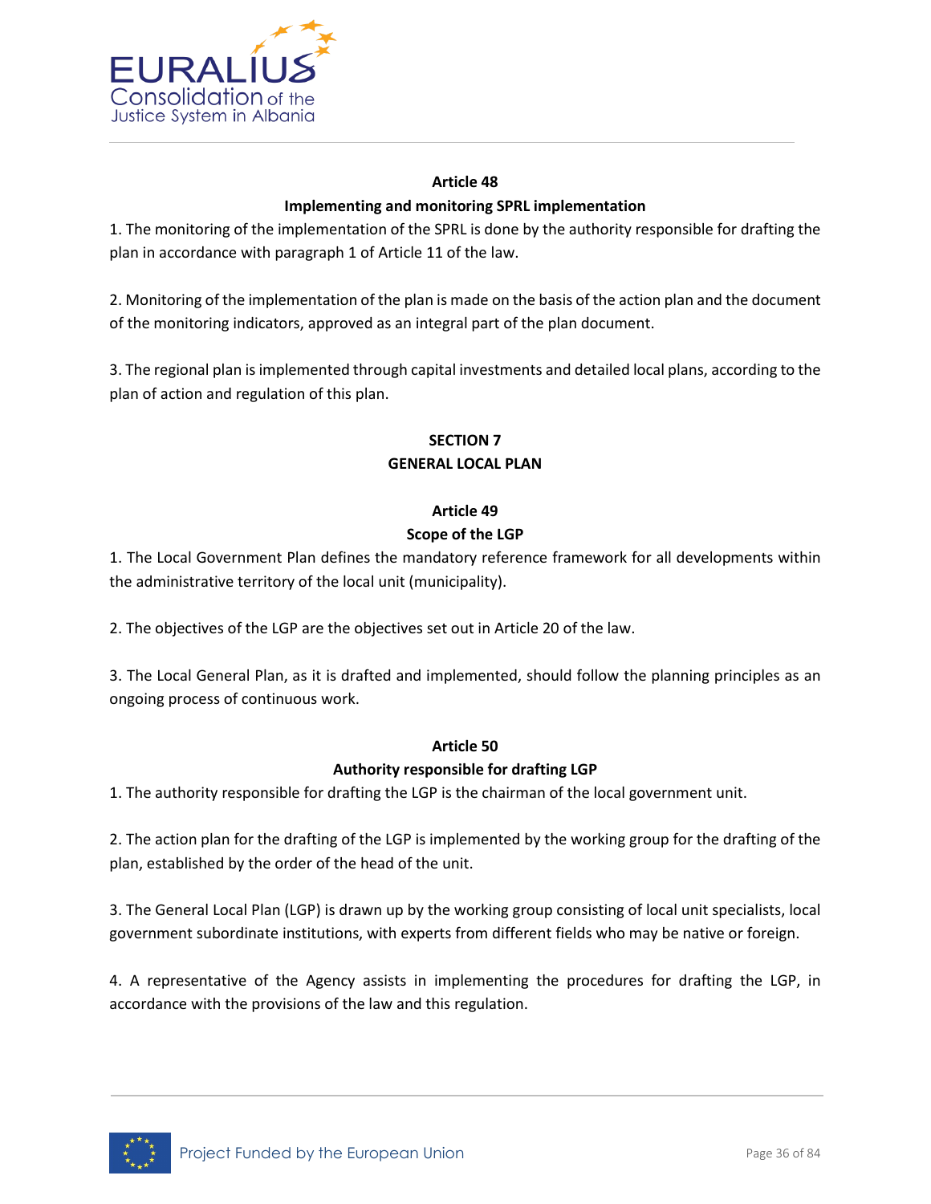### Article 48

### Implementing and monitoring SPRL implementation

1. The monitoring of the implementation of the SPRL is done by the authority responsible for drafting the plan in accordance with paragraph 1 of Article 11 of the law.

2. Monitoring of the implementation of the plan is made on the basis of the action plan and the document of the monitoring indicators, approved as an integral part of the plan document.

3. The regional plan is implemented through capital investments and detailed local plans, according to the plan of action and regulation of this plan.

## SECTION 7

## GENERAL LOCAL PLAN

### Article 49

### Scope of the LGP

1. The Local Government Plan defines the mandatory reference framework for all developments within the administrative territory of the local unit (municipality).

2. The objectives of the LGP are the objectives set out in Article 20 of the law.

3. The Local General Plan, as it is drafted and implemented, should follow the planning principles as an ongoing process of continuous work.

### Article 50

### Authority responsible for drafting LGP

1. The authority responsible for drafting the LGP is the chairman of the local government unit.

2. The action plan for the drafting of the LGP is implemented by the working group for the drafting of the plan, established by the order of the head of the unit.

3. The General Local Plan (LGP) is drawn up by the working group consisting of local unit specialists, local government subordinate institutions, with experts from different fields who may be native or foreign.

4. A representative of the Agency assists in implementing the procedures for drafting the LGP, in accordance with the provisions of the law and this regulation.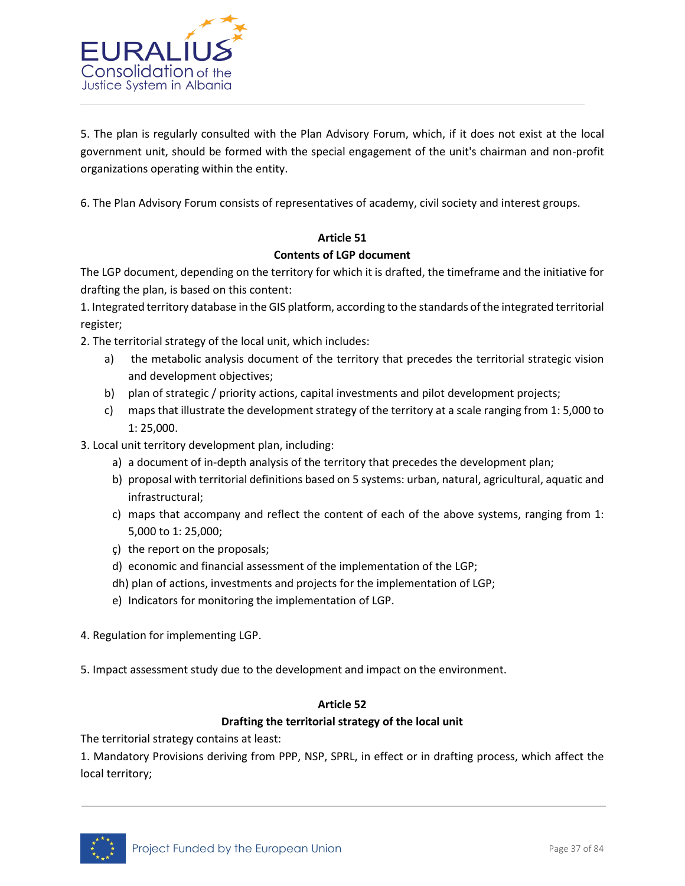5. The plan is regularly consulted with the Plan Advisory Forum, which, if it does not exist at the local government unit, should be formed with the special engagement of the unit's chairman and non-profit organizations operating within the entity.

6. The Plan Advisory Forum consists of representatives of academy, civil society and interest groups.

**Article 51**
**Contents of LGP document**

The LGP document, depending on the territory for which it is drafted, the timeframe and the initiative for drafting the plan, is based on this content:

1. Integrated territory database in the GIS platform, according to the standards of the integrated territorial register;
2. The territorial strategy of the local unit, which includes:
    - a) the metabolic analysis document of the territory that precedes the territorial strategic vision and development objectives;
    - b) plan of strategic / priority actions, capital investments and pilot development projects;
    - c) maps that illustrate the development strategy of the territory at a scale ranging from 1: 5,000 to 1: 25,000.
3. Local unit territory development plan, including:
    - a) a document of in-depth analysis of the territory that precedes the development plan;
    - b) proposal with territorial definitions based on 5 systems: urban, natural, agricultural, aquatic and infrastructural;
    - c) maps that accompany and reflect the content of each of the above systems, ranging from 1: 5,000 to 1: 25,000;
    - ç) the report on the proposals;
    - d) economic and financial assessment of the implementation of the LGP;
    - dh) plan of actions, investments and projects for the implementation of LGP;
    - e) Indicators for monitoring the implementation of LGP.

4. Regulation for implementing LGP.

5. Impact assessment study due to the development and impact on the environment.

**Article 52**
**Drafting the territorial strategy of the local unit**

The territorial strategy contains at least:

1. Mandatory Provisions deriving from PPP, NSP, SPRL, in effect or in drafting process, which affect the local territory;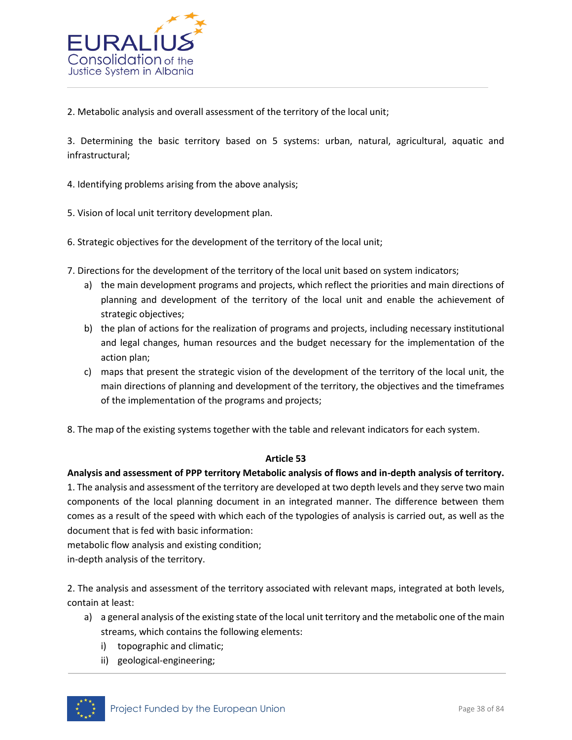2. Metabolic analysis and overall assessment of the territory of the local unit;

3. Determining the basic territory based on 5 systems: urban, natural, agricultural, aquatic and infrastructural;

4. Identifying problems arising from the above analysis;

5. Vision of local unit territory development plan.

6. Strategic objectives for the development of the territory of the local unit;

7. Directions for the development of the territory of the local unit based on system indicators;
   a) the main development programs and projects, which reflect the priorities and main directions of planning and development of the territory of the local unit and enable the achievement of strategic objectives;
   b) the plan of actions for the realization of programs and projects, including necessary institutional and legal changes, human resources and the budget necessary for the implementation of the action plan;
   c) maps that present the strategic vision of the development of the territory of the local unit, the main directions of planning and development of the territory, the objectives and the timeframes of the implementation of the programs and projects;

8. The map of the existing systems together with the table and relevant indicators for each system.

**Article 53**

**Analysis and assessment of PPP territory Metabolic analysis of flows and in-depth analysis of territory.**

1. The analysis and assessment of the territory are developed at two depth levels and they serve two main components of the local planning document in an integrated manner. The difference between them comes as a result of the speed with which each of the typologies of analysis is carried out, as well as the document that is fed with basic information:
metabolic flow analysis and existing condition;
in-depth analysis of the territory.

2. The analysis and assessment of the territory associated with relevant maps, integrated at both levels, contain at least:
   a) a general analysis of the existing state of the local unit territory and the metabolic one of the main streams, which contains the following elements:
      i) topographic and climatic;
      ii) geological-engineering;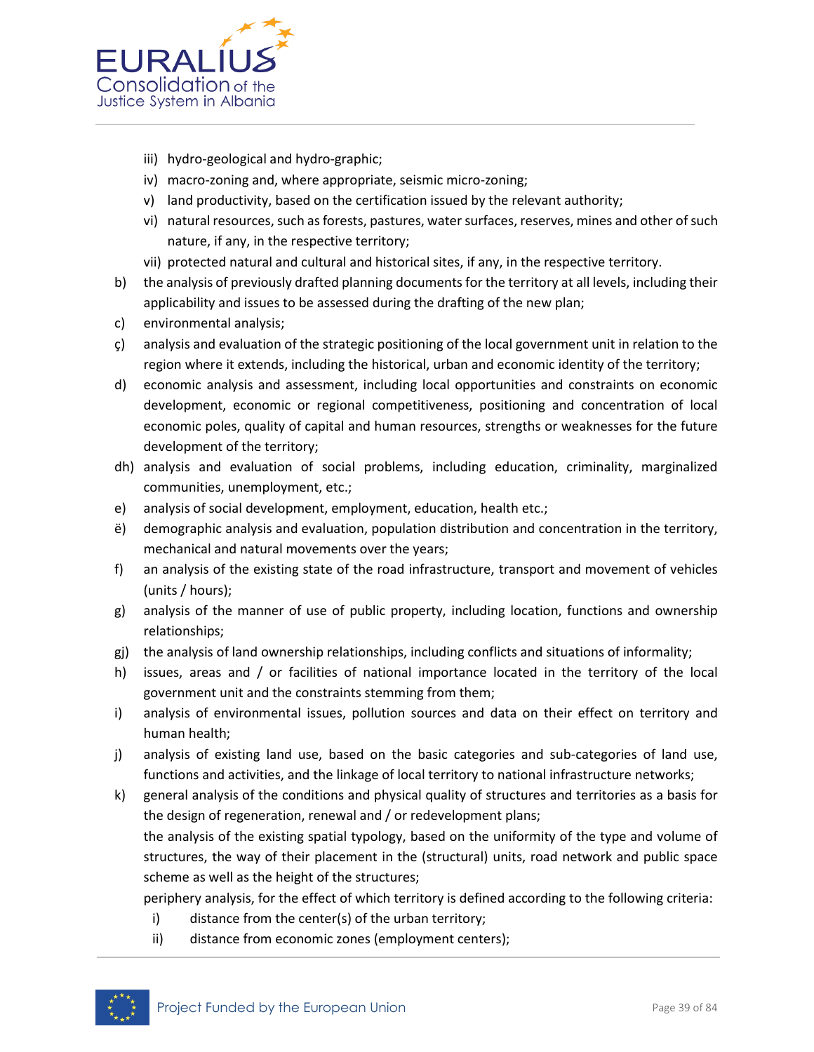iii) hydro-geological and hydro-graphic;
iv) macro-zoning and, where appropriate, seismic micro-zoning;
v) land productivity, based on the certification issued by the relevant authority;
vi) natural resources, such as forests, pastures, water surfaces, reserves, mines and other of such nature, if any, in the respective territory;
vii) protected natural and cultural and historical sites, if any, in the respective territory.

b) the analysis of previously drafted planning documents for the territory at all levels, including their applicability and issues to be assessed during the drafting of the new plan;

c) environmental analysis;

ç) analysis and evaluation of the strategic positioning of the local government unit in relation to the region where it extends, including the historical, urban and economic identity of the territory;

d) economic analysis and assessment, including local opportunities and constraints on economic development, economic or regional competitiveness, positioning and concentration of local economic poles, quality of capital and human resources, strengths or weaknesses for the future development of the territory;

dh) analysis and evaluation of social problems, including education, criminality, marginalized communities, unemployment, etc.;

e) analysis of social development, employment, education, health etc.;

ë) demographic analysis and evaluation, population distribution and concentration in the territory, mechanical and natural movements over the years;

f) an analysis of the existing state of the road infrastructure, transport and movement of vehicles (units / hours);

g) analysis of the manner of use of public property, including location, functions and ownership relationships;

gj) the analysis of land ownership relationships, including conflicts and situations of informality;

h) issues, areas and / or facilities of national importance located in the territory of the local government unit and the constraints stemming from them;

i) analysis of environmental issues, pollution sources and data on their effect on territory and human health;

j) analysis of existing land use, based on the basic categories and sub-categories of land use, functions and activities, and the linkage of local territory to national infrastructure networks;

k) general analysis of the conditions and physical quality of structures and territories as a basis for the design of regeneration, renewal and / or redevelopment plans;

the analysis of the existing spatial typology, based on the uniformity of the type and volume of structures, the way of their placement in the (structural) units, road network and public space scheme as well as the height of the structures;

periphery analysis, for the effect of which territory is defined according to the following criteria:

i) distance from the center(s) of the urban territory;
ii) distance from economic zones (employment centers);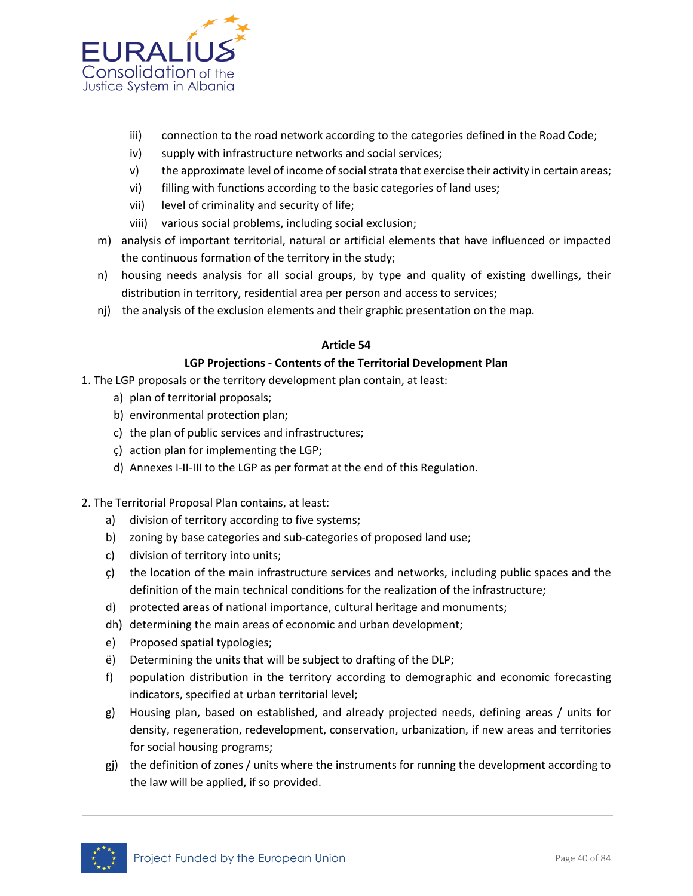iii) connection to the road network according to the categories defined in the Road Code;

iv) supply with infrastructure networks and social services;

v) the approximate level of income of social strata that exercise their activity in certain areas;

vi) filling with functions according to the basic categories of land uses;

vii) level of criminality and security of life;

viii) various social problems, including social exclusion;

m) analysis of important territorial, natural or artificial elements that have influenced or impacted the continuous formation of the territory in the study;

n) housing needs analysis for all social groups, by type and quality of existing dwellings, their distribution in territory, residential area per person and access to services;

nj) the analysis of the exclusion elements and their graphic presentation on the map.

**Article 54**

**LGP Projections - Contents of the Territorial Development Plan**

1. The LGP proposals or the territory development plan contain, at least:

   a) plan of territorial proposals;

   b) environmental protection plan;

   c) the plan of public services and infrastructures;

   ç) action plan for implementing the LGP;

   d) Annexes I-II-III to the LGP as per format at the end of this Regulation.

2. The Territorial Proposal Plan contains, at least:

   a) division of territory according to five systems;

   b) zoning by base categories and sub-categories of proposed land use;

   c) division of territory into units;

   ç) the location of the main infrastructure services and networks, including public spaces and the definition of the main technical conditions for the realization of the infrastructure;

   d) protected areas of national importance, cultural heritage and monuments;

   dh) determining the main areas of economic and urban development;

   e) Proposed spatial typologies;

   ë) Determining the units that will be subject to drafting of the DLP;

   f) population distribution in the territory according to demographic and economic forecasting indicators, specified at urban territorial level;

   g) Housing plan, based on established, and already projected needs, defining areas / units for density, regeneration, redevelopment, conservation, urbanization, if new areas and territories for social housing programs;

   gj) the definition of zones / units where the instruments for running the development according to the law will be applied, if so provided.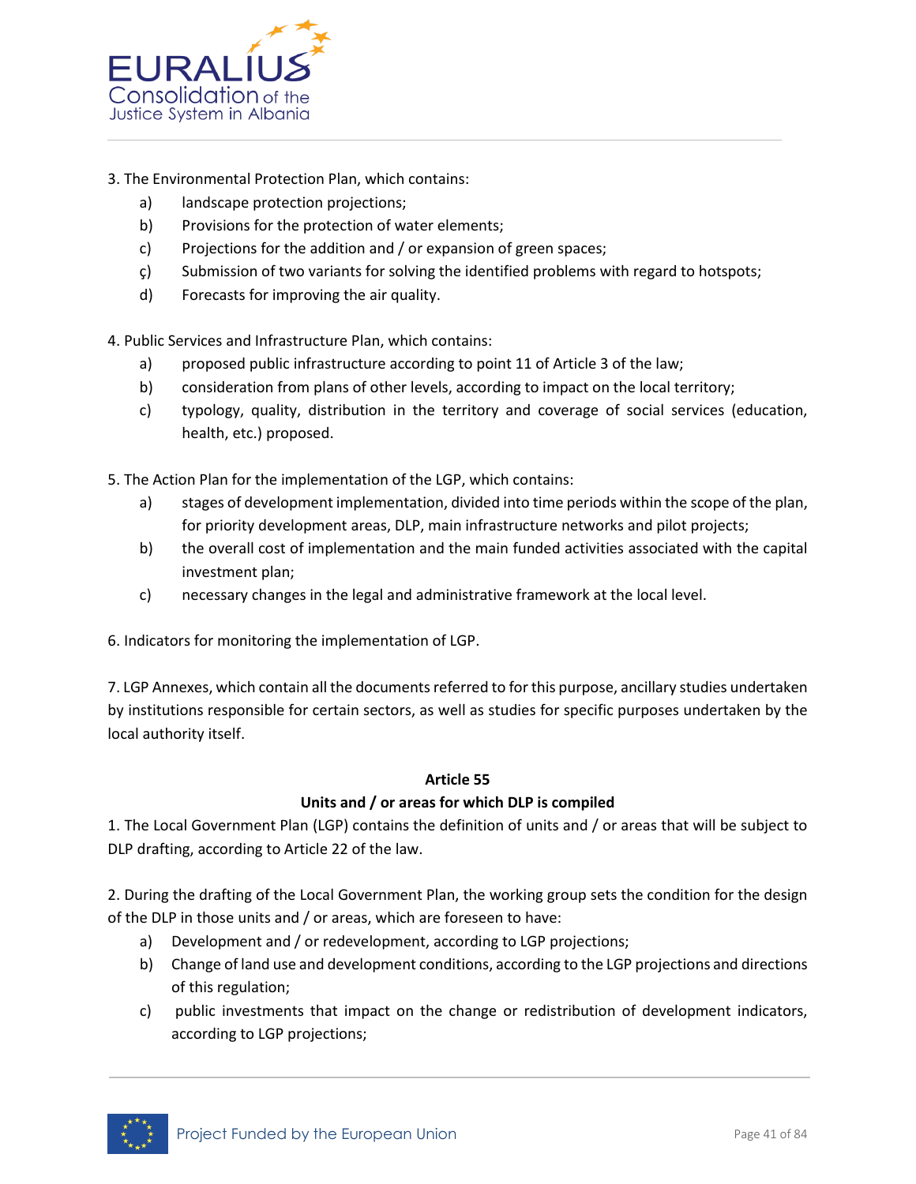3. The Environmental Protection Plan, which contains:

a) landscape protection projections;

b) Provisions for the protection of water elements;

c) Projections for the addition and / or expansion of green spaces;

ç) Submission of two variants for solving the identified problems with regard to hotspots;

d) Forecasts for improving the air quality.

4. Public Services and Infrastructure Plan, which contains:

a) proposed public infrastructure according to point 11 of Article 3 of the law;

b) consideration from plans of other levels, according to impact on the local territory;

c) typology, quality, distribution in the territory and coverage of social services (education, health, etc.) proposed.

5. The Action Plan for the implementation of the LGP, which contains:

a) stages of development implementation, divided into time periods within the scope of the plan, for priority development areas, DLP, main infrastructure networks and pilot projects;

b) the overall cost of implementation and the main funded activities associated with the capital investment plan;

c) necessary changes in the legal and administrative framework at the local level.

6. Indicators for monitoring the implementation of LGP.

7. LGP Annexes, which contain all the documents referred to for this purpose, ancillary studies undertaken by institutions responsible for certain sectors, as well as studies for specific purposes undertaken by the local authority itself.

**Article 55**

**Units and / or areas for which DLP is compiled**

1. The Local Government Plan (LGP) contains the definition of units and / or areas that will be subject to DLP drafting, according to Article 22 of the law.

2. During the drafting of the Local Government Plan, the working group sets the condition for the design of the DLP in those units and / or areas, which are foreseen to have:

a) Development and / or redevelopment, according to LGP projections;

b) Change of land use and development conditions, according to the LGP projections and directions of this regulation;

c) public investments that impact on the change or redistribution of development indicators, according to LGP projections;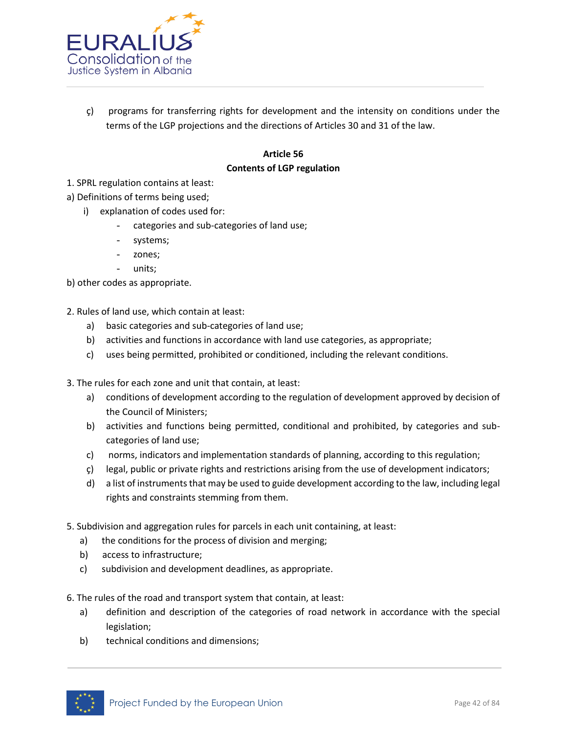ç) programs for transferring rights for development and the intensity on conditions under the terms of the LGP projections and the directions of Articles 30 and 31 of the law.

**Article 56**
**Contents of LGP regulation**

1. SPRL regulation contains at least:

a) Definitions of terms being used;

  i) explanation of codes used for:
   - categories and sub-categories of land use;
   - systems;
   - zones;
   - units;

b) other codes as appropriate.

2. Rules of land use, which contain at least:
   a) basic categories and sub-categories of land use;
   b) activities and functions in accordance with land use categories, as appropriate;
   c) uses being permitted, prohibited or conditioned, including the relevant conditions.

3. The rules for each zone and unit that contain, at least:
   a) conditions of development according to the regulation of development approved by decision of the Council of Ministers;
   b) activities and functions being permitted, conditional and prohibited, by categories and sub-categories of land use;
   c) norms, indicators and implementation standards of planning, according to this regulation;
   ç) legal, public or private rights and restrictions arising from the use of development indicators;
   d) a list of instruments that may be used to guide development according to the law, including legal rights and constraints stemming from them.

5. Subdivision and aggregation rules for parcels in each unit containing, at least:
   a) the conditions for the process of division and merging;
   b) access to infrastructure;
   c) subdivision and development deadlines, as appropriate.

6. The rules of the road and transport system that contain, at least:
   a) definition and description of the categories of road network in accordance with the special legislation;
   b) technical conditions and dimensions;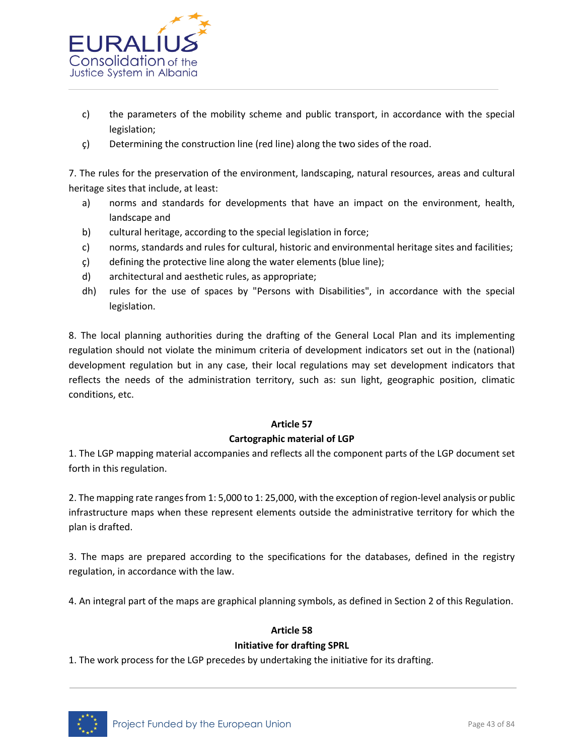c) the parameters of the mobility scheme and public transport, in accordance with the special legislation;

ç) Determining the construction line (red line) along the two sides of the road.

7. The rules for the preservation of the environment, landscaping, natural resources, areas and cultural heritage sites that include, at least:

a) norms and standards for developments that have an impact on the environment, health, landscape and

b) cultural heritage, according to the special legislation in force;

c) norms, standards and rules for cultural, historic and environmental heritage sites and facilities;

ç) defining the protective line along the water elements (blue line);

d) architectural and aesthetic rules, as appropriate;

dh) rules for the use of spaces by "Persons with Disabilities", in accordance with the special legislation.

8. The local planning authorities during the drafting of the General Local Plan and its implementing regulation should not violate the minimum criteria of development indicators set out in the (national) development regulation but in any case, their local regulations may set development indicators that reflects the needs of the administration territory, such as: sun light, geographic position, climatic conditions, etc.

**Article 57**

**Cartographic material of LGP**

1. The LGP mapping material accompanies and reflects all the component parts of the LGP document set forth in this regulation.

2. The mapping rate ranges from 1: 5,000 to 1: 25,000, with the exception of region-level analysis or public infrastructure maps when these represent elements outside the administrative territory for which the plan is drafted.

3. The maps are prepared according to the specifications for the databases, defined in the registry regulation, in accordance with the law.

4. An integral part of the maps are graphical planning symbols, as defined in Section 2 of this Regulation.

**Article 58**

**Initiative for drafting SPRL**

1. The work process for the LGP precedes by undertaking the initiative for its drafting.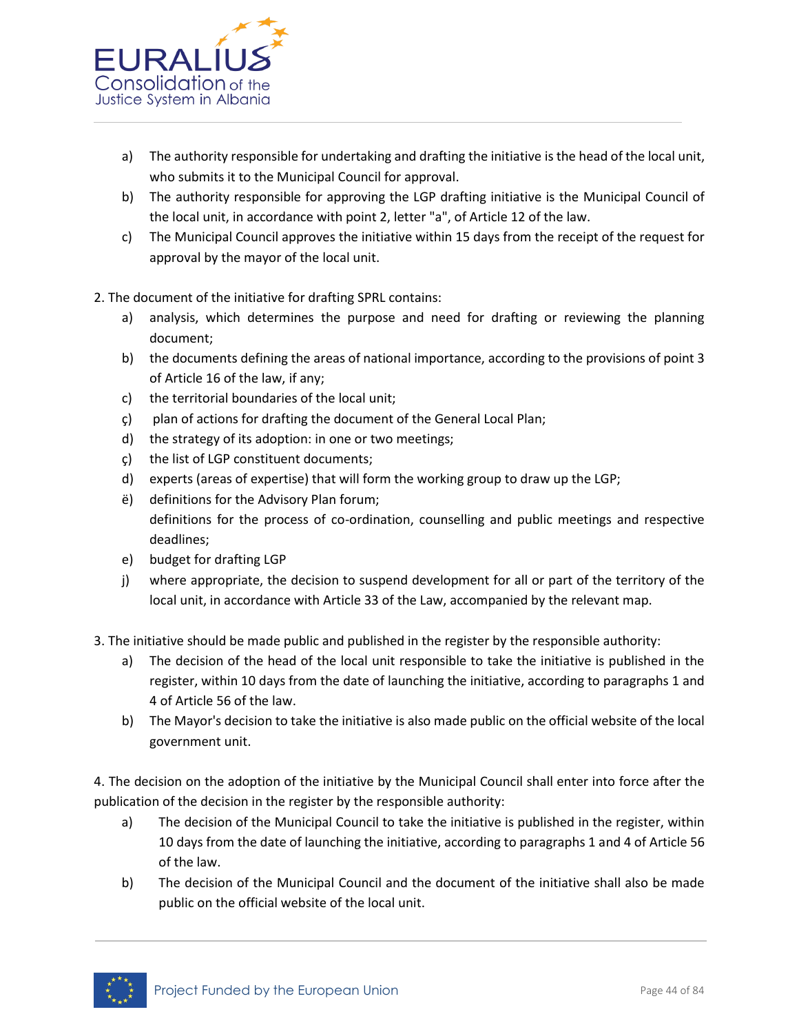a) The authority responsible for undertaking and drafting the initiative is the head of the local unit, who submits it to the Municipal Council for approval.
b) The authority responsible for approving the LGP drafting initiative is the Municipal Council of the local unit, in accordance with point 2, letter "a", of Article 12 of the law.
c) The Municipal Council approves the initiative within 15 days from the receipt of the request for approval by the mayor of the local unit.

2. The document of the initiative for drafting SPRL contains:

a) analysis, which determines the purpose and need for drafting or reviewing the planning document;
b) the documents defining the areas of national importance, according to the provisions of point 3 of Article 16 of the law, if any;
c) the territorial boundaries of the local unit;
ç) plan of actions for drafting the document of the General Local Plan;
d) the strategy of its adoption: in one or two meetings;
ç) the list of LGP constituent documents;
d) experts (areas of expertise) that will form the working group to draw up the LGP;
ë) definitions for the Advisory Plan forum;
definitions for the process of co-ordination, counselling and public meetings and respective deadlines;
e) budget for drafting LGP
j) where appropriate, the decision to suspend development for all or part of the territory of the local unit, in accordance with Article 33 of the Law, accompanied by the relevant map.

3. The initiative should be made public and published in the register by the responsible authority:

a) The decision of the head of the local unit responsible to take the initiative is published in the register, within 10 days from the date of launching the initiative, according to paragraphs 1 and 4 of Article 56 of the law.
b) The Mayor's decision to take the initiative is also made public on the official website of the local government unit.

4. The decision on the adoption of the initiative by the Municipal Council shall enter into force after the publication of the decision in the register by the responsible authority:

a) The decision of the Municipal Council to take the initiative is published in the register, within 10 days from the date of launching the initiative, according to paragraphs 1 and 4 of Article 56 of the law.
b) The decision of the Municipal Council and the document of the initiative shall also be made public on the official website of the local unit.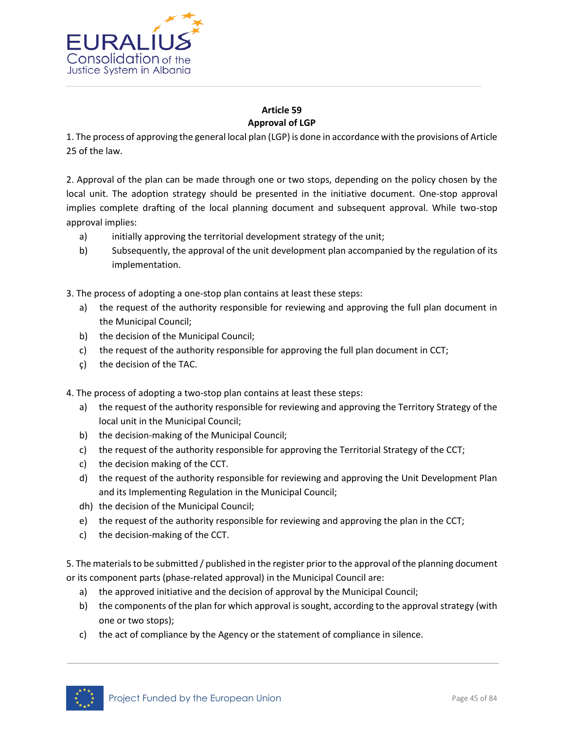**Article 59**
**Approval of LGP**

1. The process of approving the general local plan (LGP) is done in accordance with the provisions of Article 25 of the law.

2. Approval of the plan can be made through one or two stops, depending on the policy chosen by the local unit. The adoption strategy should be presented in the initiative document. One-stop approval implies complete drafting of the local planning document and subsequent approval. While two-stop approval implies:

   a) initially approving the territorial development strategy of the unit;

   b) Subsequently, the approval of the unit development plan accompanied by the regulation of its implementation.

3. The process of adopting a one-stop plan contains at least these steps:

   a) the request of the authority responsible for reviewing and approving the full plan document in the Municipal Council;

   b) the decision of the Municipal Council;

   c) the request of the authority responsible for approving the full plan document in CCT;

   ç) the decision of the TAC.

4. The process of adopting a two-stop plan contains at least these steps:

   a) the request of the authority responsible for reviewing and approving the Territory Strategy of the local unit in the Municipal Council;

   b) the decision-making of the Municipal Council;

   c) the request of the authority responsible for approving the Territorial Strategy of the CCT;

   c) the decision making of the CCT.

   d) the request of the authority responsible for reviewing and approving the Unit Development Plan and its Implementing Regulation in the Municipal Council;

   dh) the decision of the Municipal Council;

   e) the request of the authority responsible for reviewing and approving the plan in the CCT;

   c) the decision-making of the CCT.

5. The materials to be submitted / published in the register prior to the approval of the planning document or its component parts (phase-related approval) in the Municipal Council are:

   a) the approved initiative and the decision of approval by the Municipal Council;

   b) the components of the plan for which approval is sought, according to the approval strategy (with one or two stops);

   c) the act of compliance by the Agency or the statement of compliance in silence.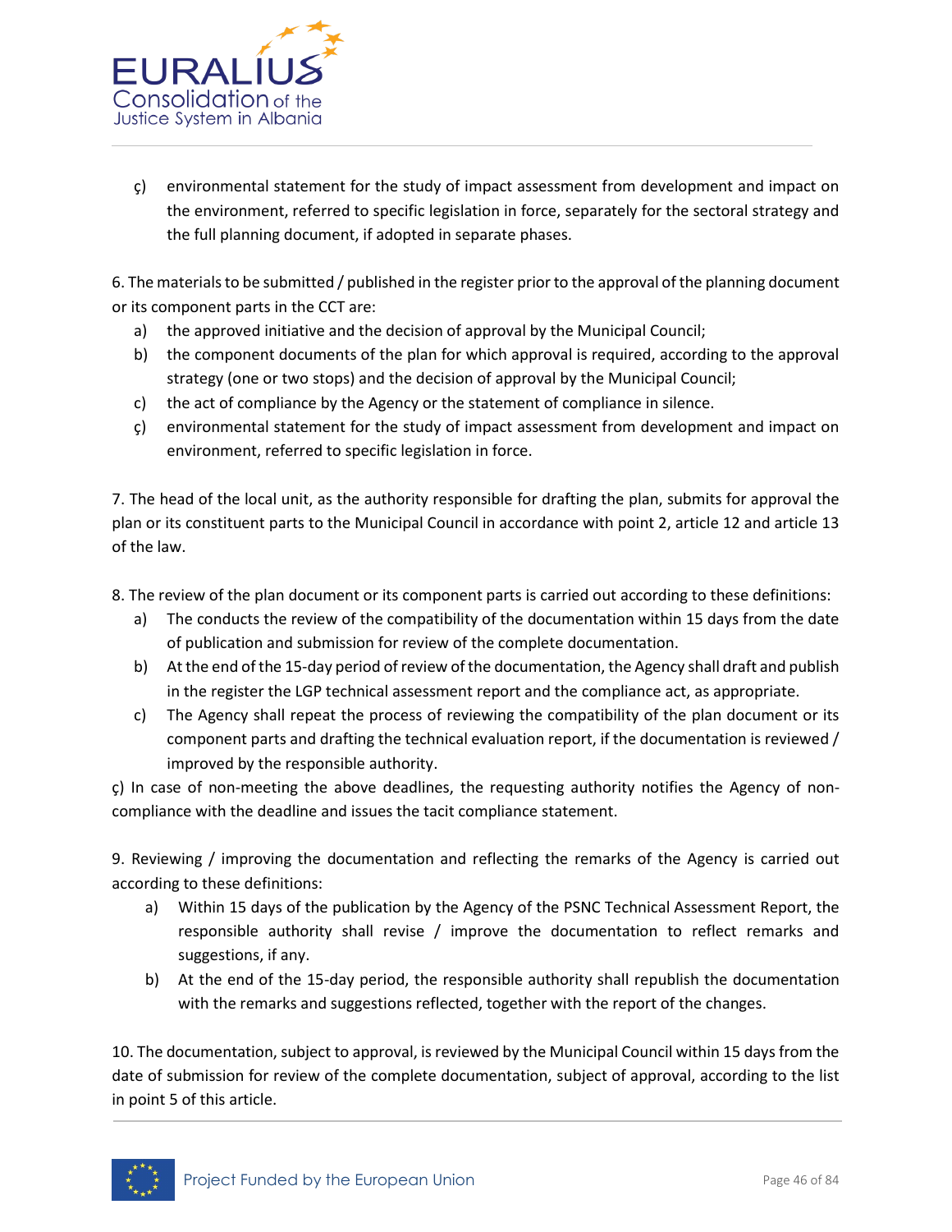ç) environmental statement for the study of impact assessment from development and impact on the environment, referred to specific legislation in force, separately for the sectoral strategy and the full planning document, if adopted in separate phases.

6. The materials to be submitted / published in the register prior to the approval of the planning document or its component parts in the CCT are:

a) the approved initiative and the decision of approval by the Municipal Council;
b) the component documents of the plan for which approval is required, according to the approval strategy (one or two stops) and the decision of approval by the Municipal Council;
c) the act of compliance by the Agency or the statement of compliance in silence.
ç) environmental statement for the study of impact assessment from development and impact on environment, referred to specific legislation in force.

7. The head of the local unit, as the authority responsible for drafting the plan, submits for approval the plan or its constituent parts to the Municipal Council in accordance with point 2, article 12 and article 13 of the law.

8. The review of the plan document or its component parts is carried out according to these definitions:

a) The conducts the review of the compatibility of the documentation within 15 days from the date of publication and submission for review of the complete documentation.
b) At the end of the 15-day period of review of the documentation, the Agency shall draft and publish in the register the LGP technical assessment report and the compliance act, as appropriate.
c) The Agency shall repeat the process of reviewing the compatibility of the plan document or its component parts and drafting the technical evaluation report, if the documentation is reviewed / improved by the responsible authority.

ç) In case of non-meeting the above deadlines, the requesting authority notifies the Agency of non-compliance with the deadline and issues the tacit compliance statement.

9. Reviewing / improving the documentation and reflecting the remarks of the Agency is carried out according to these definitions:

a) Within 15 days of the publication by the Agency of the PSNC Technical Assessment Report, the responsible authority shall revise / improve the documentation to reflect remarks and suggestions, if any.
b) At the end of the 15-day period, the responsible authority shall republish the documentation with the remarks and suggestions reflected, together with the report of the changes.

10. The documentation, subject to approval, is reviewed by the Municipal Council within 15 days from the date of submission for review of the complete documentation, subject of approval, according to the list in point 5 of this article.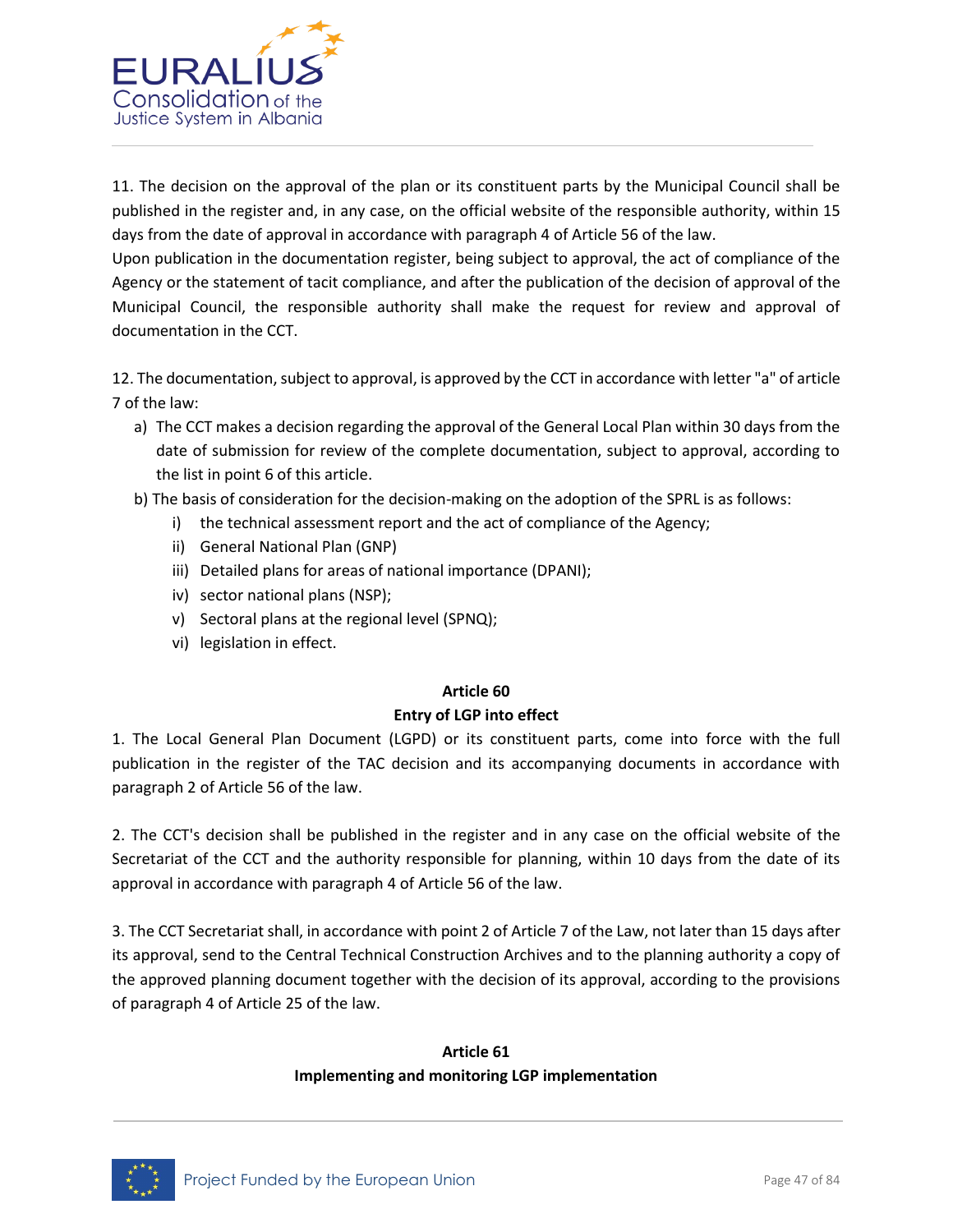11. The decision on the approval of the plan or its constituent parts by the Municipal Council shall be published in the register and, in any case, on the official website of the responsible authority, within 15 days from the date of approval in accordance with paragraph 4 of Article 56 of the law.
Upon publication in the documentation register, being subject to approval, the act of compliance of the Agency or the statement of tacit compliance, and after the publication of the decision of approval of the Municipal Council, the responsible authority shall make the request for review and approval of documentation in the CCT.

12. The documentation, subject to approval, is approved by the CCT in accordance with letter "a" of article 7 of the law:

a) The CCT makes a decision regarding the approval of the General Local Plan within 30 days from the date of submission for review of the complete documentation, subject to approval, according to the list in point 6 of this article.

b) The basis of consideration for the decision-making on the adoption of the SPRL is as follows:

  i) the technical assessment report and the act of compliance of the Agency;
  ii) General National Plan (GNP)
  iii) Detailed plans for areas of national importance (DPANI);
  iv) sector national plans (NSP);
  v) Sectoral plans at the regional level (SPNQ);
  vi) legislation in effect.

**Article 60**

**Entry of LGP into effect**

1. The Local General Plan Document (LGPD) or its constituent parts, come into force with the full publication in the register of the TAC decision and its accompanying documents in accordance with paragraph 2 of Article 56 of the law.

2. The CCT's decision shall be published in the register and in any case on the official website of the Secretariat of the CCT and the authority responsible for planning, within 10 days from the date of its approval in accordance with paragraph 4 of Article 56 of the law.

3. The CCT Secretariat shall, in accordance with point 2 of Article 7 of the Law, not later than 15 days after its approval, send to the Central Technical Construction Archives and to the planning authority a copy of the approved planning document together with the decision of its approval, according to the provisions of paragraph 4 of Article 25 of the law.

**Article 61**

**Implementing and monitoring LGP implementation**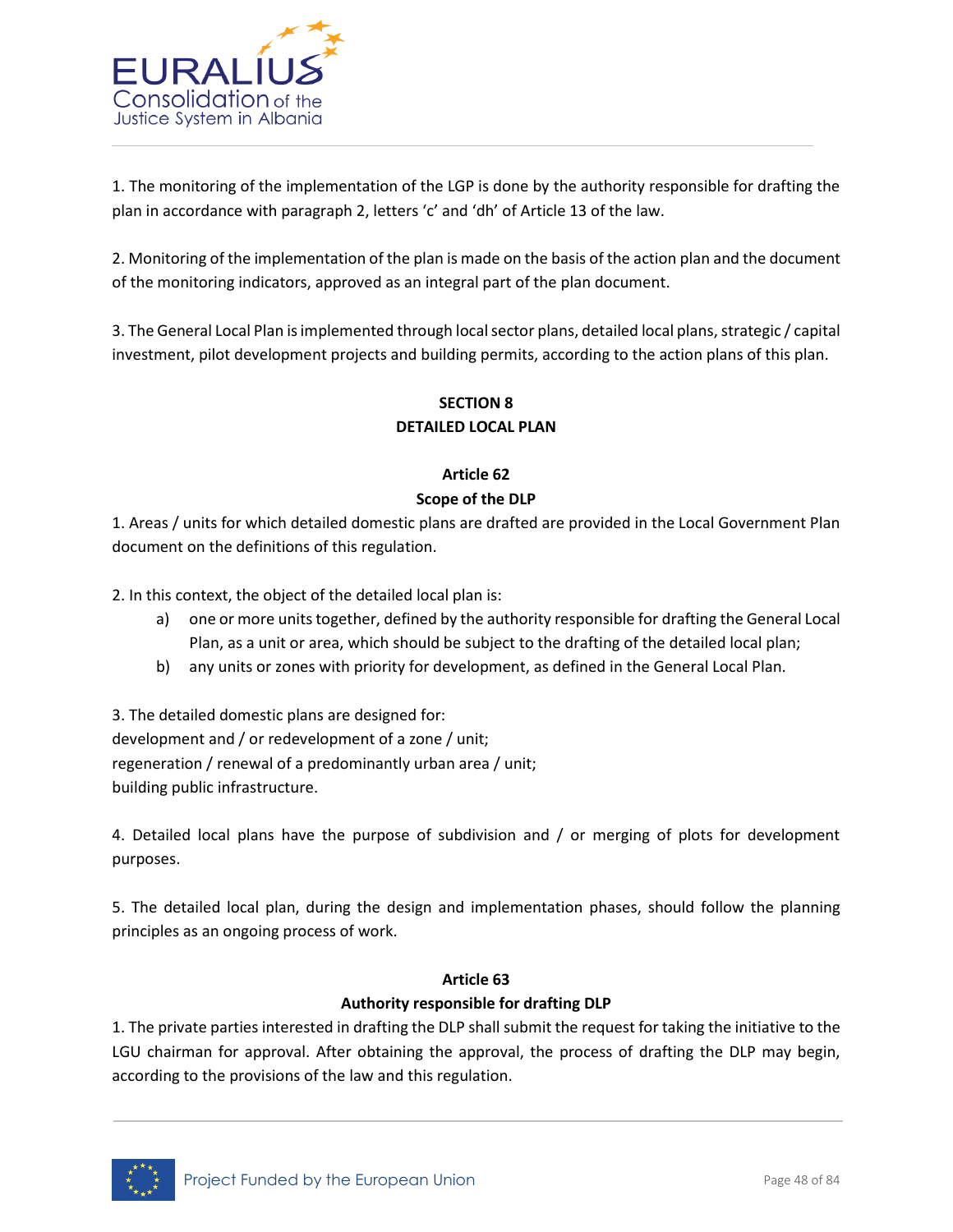1. The monitoring of the implementation of the LGP is done by the authority responsible for drafting the plan in accordance with paragraph 2, letters 'c' and 'dh' of Article 13 of the law.

2. Monitoring of the implementation of the plan is made on the basis of the action plan and the document of the monitoring indicators, approved as an integral part of the plan document.

3. The General Local Plan is implemented through local sector plans, detailed local plans, strategic / capital investment, pilot development projects and building permits, according to the action plans of this plan.

## SECTION 8
## DETAILED LOCAL PLAN

### Article 62
### Scope of the DLP

1. Areas / units for which detailed domestic plans are drafted are provided in the Local Government Plan document on the definitions of this regulation.

2. In this context, the object of the detailed local plan is:

a) one or more units together, defined by the authority responsible for drafting the General Local Plan, as a unit or area, which should be subject to the drafting of the detailed local plan;

b) any units or zones with priority for development, as defined in the General Local Plan.

3. The detailed domestic plans are designed for:
development and / or redevelopment of a zone / unit;
regeneration / renewal of a predominantly urban area / unit;
building public infrastructure.

4. Detailed local plans have the purpose of subdivision and / or merging of plots for development purposes.

5. The detailed local plan, during the design and implementation phases, should follow the planning principles as an ongoing process of work.

### Article 63
### Authority responsible for drafting DLP

1. The private parties interested in drafting the DLP shall submit the request for taking the initiative to the LGU chairman for approval. After obtaining the approval, the process of drafting the DLP may begin, according to the provisions of the law and this regulation.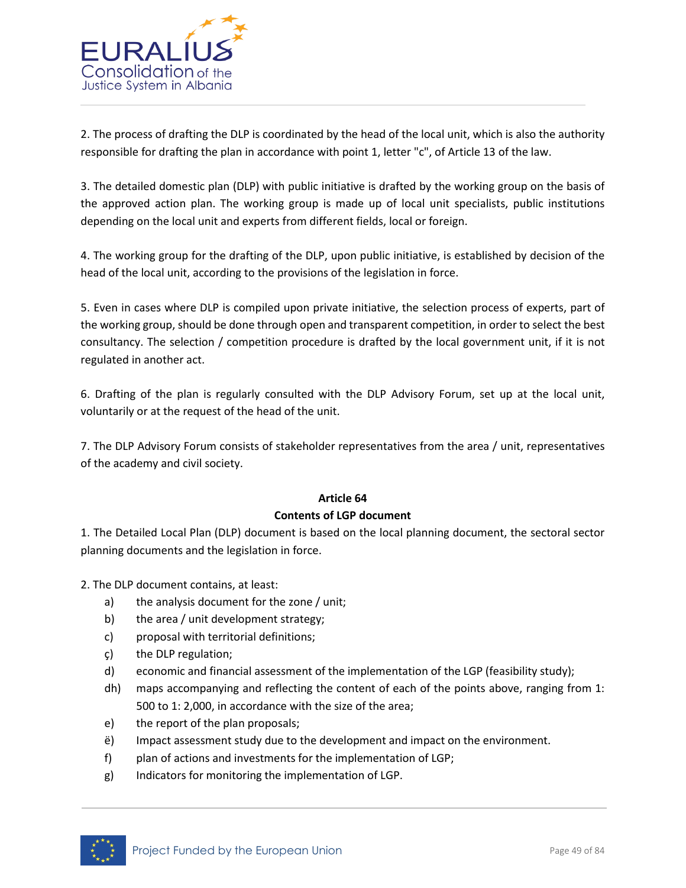2. The process of drafting the DLP is coordinated by the head of the local unit, which is also the authority responsible for drafting the plan in accordance with point 1, letter "c", of Article 13 of the law.

3. The detailed domestic plan (DLP) with public initiative is drafted by the working group on the basis of the approved action plan. The working group is made up of local unit specialists, public institutions depending on the local unit and experts from different fields, local or foreign.

4. The working group for the drafting of the DLP, upon public initiative, is established by decision of the head of the local unit, according to the provisions of the legislation in force.

5. Even in cases where DLP is compiled upon private initiative, the selection process of experts, part of the working group, should be done through open and transparent competition, in order to select the best consultancy. The selection / competition procedure is drafted by the local government unit, if it is not regulated in another act.

6. Drafting of the plan is regularly consulted with the DLP Advisory Forum, set up at the local unit, voluntarily or at the request of the head of the unit.

7. The DLP Advisory Forum consists of stakeholder representatives from the area / unit, representatives of the academy and civil society.

**Article 64**

**Contents of LGP document**

1. The Detailed Local Plan (DLP) document is based on the local planning document, the sectoral sector planning documents and the legislation in force.

2. The DLP document contains, at least:

- a) the analysis document for the zone / unit;
- b) the area / unit development strategy;
- c) proposal with territorial definitions;
- ç) the DLP regulation;
- d) economic and financial assessment of the implementation of the LGP (feasibility study);
- dh) maps accompanying and reflecting the content of each of the points above, ranging from 1: 500 to 1: 2,000, in accordance with the size of the area;
- e) the report of the plan proposals;
- ë) Impact assessment study due to the development and impact on the environment.
- f) plan of actions and investments for the implementation of LGP;
- g) Indicators for monitoring the implementation of LGP.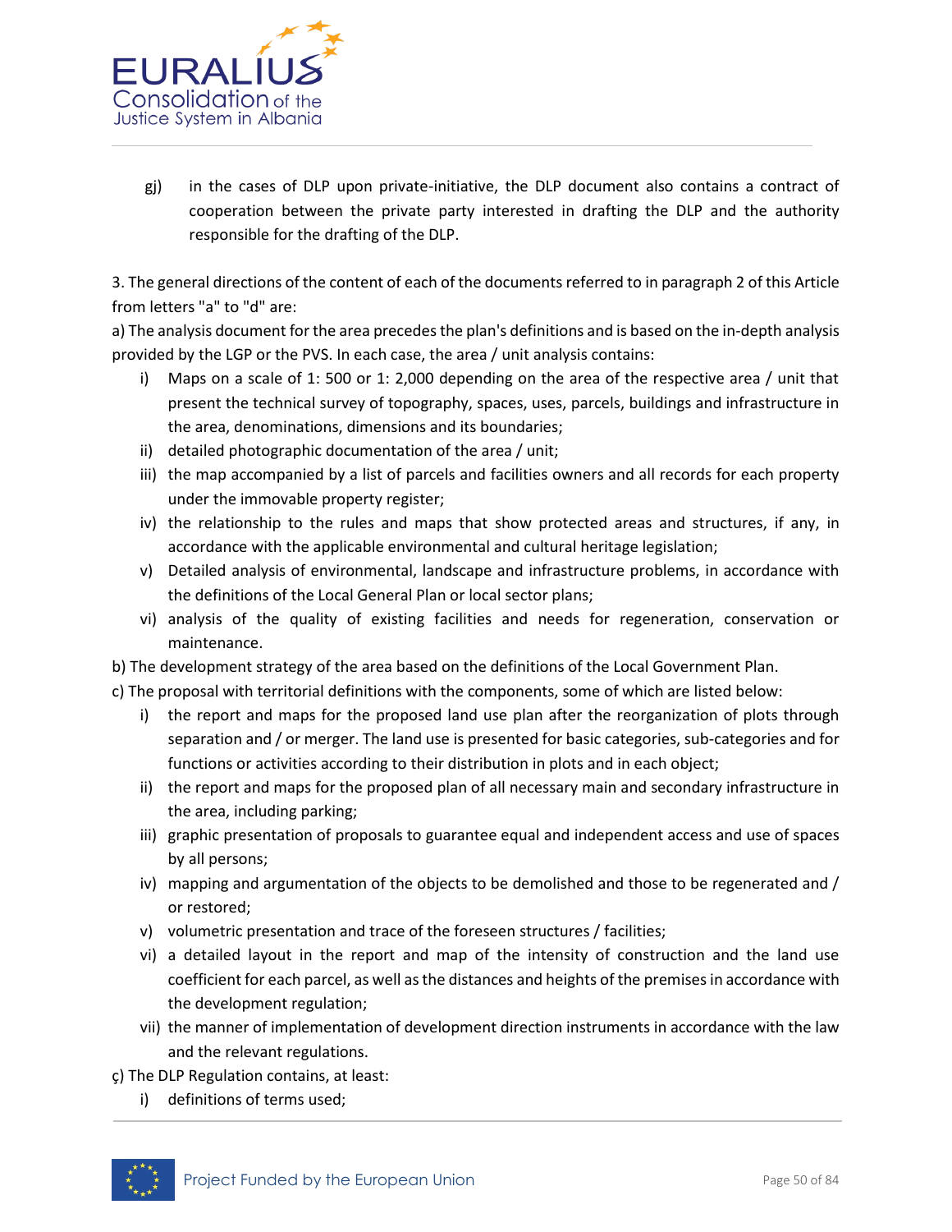gj) in the cases of DLP upon private-initiative, the DLP document also contains a contract of cooperation between the private party interested in drafting the DLP and the authority responsible for the drafting of the DLP.

3. The general directions of the content of each of the documents referred to in paragraph 2 of this Article from letters "a" to "d" are:

a) The analysis document for the area precedes the plan's definitions and is based on the in-depth analysis provided by the LGP or the PVS. In each case, the area / unit analysis contains:

i) Maps on a scale of 1: 500 or 1: 2,000 depending on the area of the respective area / unit that present the technical survey of topography, spaces, uses, parcels, buildings and infrastructure in the area, denominations, dimensions and its boundaries;

ii) detailed photographic documentation of the area / unit;

iii) the map accompanied by a list of parcels and facilities owners and all records for each property under the immovable property register;

iv) the relationship to the rules and maps that show protected areas and structures, if any, in accordance with the applicable environmental and cultural heritage legislation;

v) Detailed analysis of environmental, landscape and infrastructure problems, in accordance with the definitions of the Local General Plan or local sector plans;

vi) analysis of the quality of existing facilities and needs for regeneration, conservation or maintenance.

b) The development strategy of the area based on the definitions of the Local Government Plan.

c) The proposal with territorial definitions with the components, some of which are listed below:

i) the report and maps for the proposed land use plan after the reorganization of plots through separation and / or merger. The land use is presented for basic categories, sub-categories and for functions or activities according to their distribution in plots and in each object;

ii) the report and maps for the proposed plan of all necessary main and secondary infrastructure in the area, including parking;

iii) graphic presentation of proposals to guarantee equal and independent access and use of spaces by all persons;

iv) mapping and argumentation of the objects to be demolished and those to be regenerated and / or restored;

v) volumetric presentation and trace of the foreseen structures / facilities;

vi) a detailed layout in the report and map of the intensity of construction and the land use coefficient for each parcel, as well as the distances and heights of the premises in accordance with the development regulation;

vii) the manner of implementation of development direction instruments in accordance with the law and the relevant regulations.

ç) The DLP Regulation contains, at least:

i) definitions of terms used;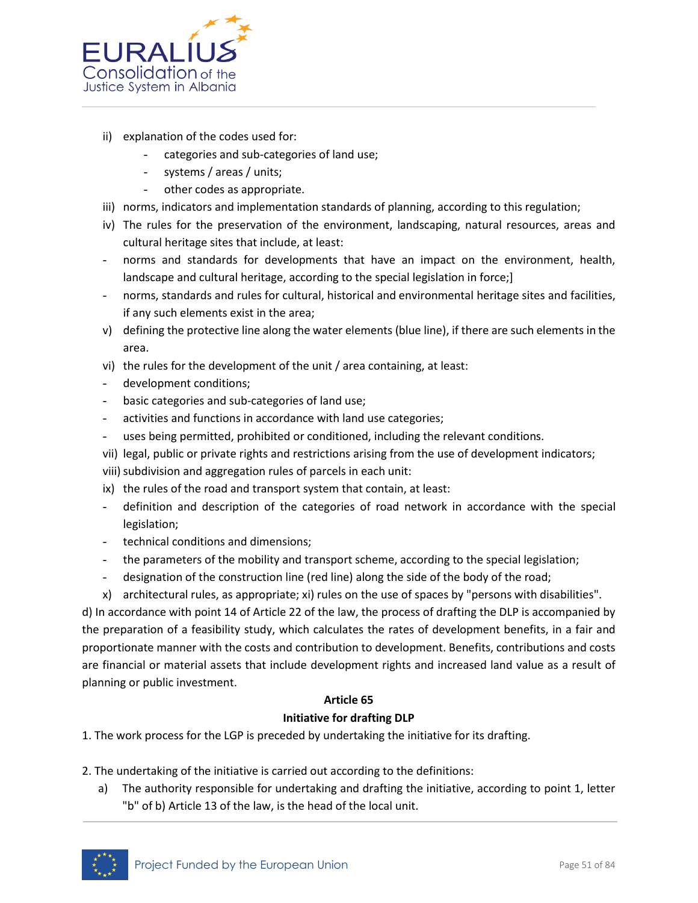ii) explanation of the codes used for:
   - categories and sub-categories of land use;
   - systems / areas / units;
   - other codes as appropriate.

iii) norms, indicators and implementation standards of planning, according to this regulation;

iv) The rules for the preservation of the environment, landscaping, natural resources, areas and cultural heritage sites that include, at least:

- norms and standards for developments that have an impact on the environment, health, landscape and cultural heritage, according to the special legislation in force;]
- norms, standards and rules for cultural, historical and environmental heritage sites and facilities, if any such elements exist in the area;

v) defining the protective line along the water elements (blue line), if there are such elements in the area.

vi) the rules for the development of the unit / area containing, at least:

- development conditions;
- basic categories and sub-categories of land use;
- activities and functions in accordance with land use categories;
- uses being permitted, prohibited or conditioned, including the relevant conditions.

vii) legal, public or private rights and restrictions arising from the use of development indicators;

viii) subdivision and aggregation rules of parcels in each unit:

ix) the rules of the road and transport system that contain, at least:

- definition and description of the categories of road network in accordance with the special legislation;
- technical conditions and dimensions;
- the parameters of the mobility and transport scheme, according to the special legislation;
- designation of the construction line (red line) along the side of the body of the road;

x) architectural rules, as appropriate; xi) rules on the use of spaces by "persons with disabilities".

d) In accordance with point 14 of Article 22 of the law, the process of drafting the DLP is accompanied by the preparation of a feasibility study, which calculates the rates of development benefits, in a fair and proportionate manner with the costs and contribution to development. Benefits, contributions and costs are financial or material assets that include development rights and increased land value as a result of planning or public investment.

**Article 65**

**Initiative for drafting DLP**

1. The work process for the LGP is preceded by undertaking the initiative for its drafting.

2. The undertaking of the initiative is carried out according to the definitions:

   a) The authority responsible for undertaking and drafting the initiative, according to point 1, letter "b" of b) Article 13 of the law, is the head of the local unit.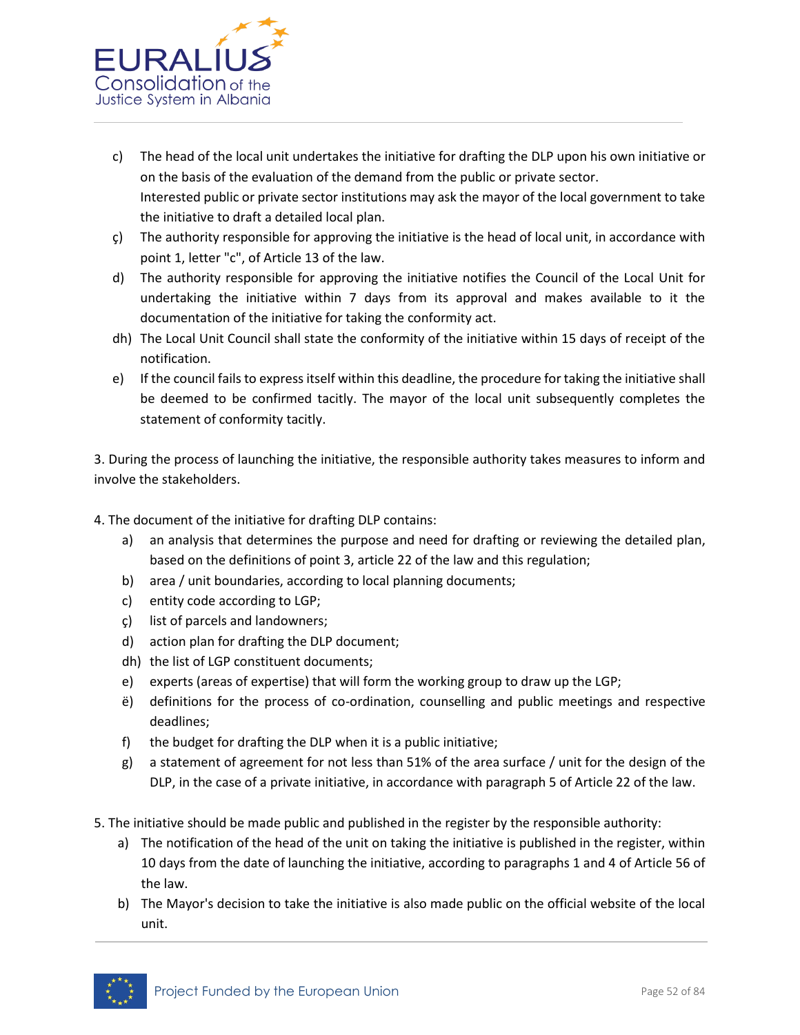c) The head of the local unit undertakes the initiative for drafting the DLP upon his own initiative or on the basis of the evaluation of the demand from the public or private sector.
   Interested public or private sector institutions may ask the mayor of the local government to take the initiative to draft a detailed local plan.

ç) The authority responsible for approving the initiative is the head of local unit, in accordance with point 1, letter "c", of Article 13 of the law.

d) The authority responsible for approving the initiative notifies the Council of the Local Unit for undertaking the initiative within 7 days from its approval and makes available to it the documentation of the initiative for taking the conformity act.

dh) The Local Unit Council shall state the conformity of the initiative within 15 days of receipt of the notification.

e) If the council fails to express itself within this deadline, the procedure for taking the initiative shall be deemed to be confirmed tacitly. The mayor of the local unit subsequently completes the statement of conformity tacitly.

3. During the process of launching the initiative, the responsible authority takes measures to inform and involve the stakeholders.

4. The document of the initiative for drafting DLP contains:

a) an analysis that determines the purpose and need for drafting or reviewing the detailed plan, based on the definitions of point 3, article 22 of the law and this regulation;

b) area / unit boundaries, according to local planning documents;

c) entity code according to LGP;

ç) list of parcels and landowners;

d) action plan for drafting the DLP document;

dh) the list of LGP constituent documents;

e) experts (areas of expertise) that will form the working group to draw up the LGP;

ë) definitions for the process of co-ordination, counselling and public meetings and respective deadlines;

f) the budget for drafting the DLP when it is a public initiative;

g) a statement of agreement for not less than 51% of the area surface / unit for the design of the DLP, in the case of a private initiative, in accordance with paragraph 5 of Article 22 of the law.

5. The initiative should be made public and published in the register by the responsible authority:

a) The notification of the head of the unit on taking the initiative is published in the register, within 10 days from the date of launching the initiative, according to paragraphs 1 and 4 of Article 56 of the law.

b) The Mayor's decision to take the initiative is also made public on the official website of the local unit.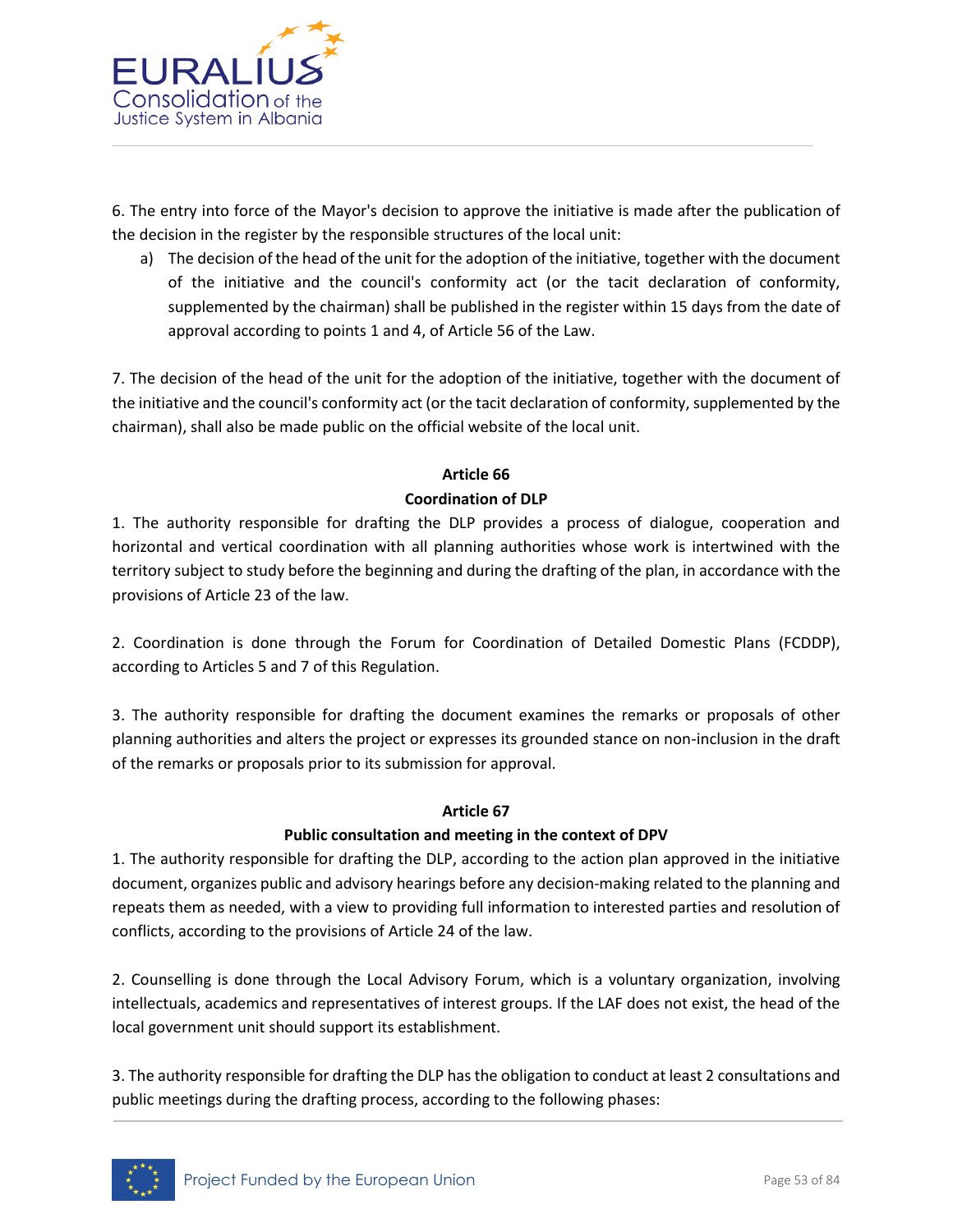6. The entry into force of the Mayor's decision to approve the initiative is made after the publication of the decision in the register by the responsible structures of the local unit:

a) The decision of the head of the unit for the adoption of the initiative, together with the document of the initiative and the council's conformity act (or the tacit declaration of conformity, supplemented by the chairman) shall be published in the register within 15 days from the date of approval according to points 1 and 4, of Article 56 of the Law.

7. The decision of the head of the unit for the adoption of the initiative, together with the document of the initiative and the council's conformity act (or the tacit declaration of conformity, supplemented by the chairman), shall also be made public on the official website of the local unit.

**Article 66**

**Coordination of DLP**

1. The authority responsible for drafting the DLP provides a process of dialogue, cooperation and horizontal and vertical coordination with all planning authorities whose work is intertwined with the territory subject to study before the beginning and during the drafting of the plan, in accordance with the provisions of Article 23 of the law.

2. Coordination is done through the Forum for Coordination of Detailed Domestic Plans (FCDDP), according to Articles 5 and 7 of this Regulation.

3. The authority responsible for drafting the document examines the remarks or proposals of other planning authorities and alters the project or expresses its grounded stance on non-inclusion in the draft of the remarks or proposals prior to its submission for approval.

**Article 67**

**Public consultation and meeting in the context of DPV**

1. The authority responsible for drafting the DLP, according to the action plan approved in the initiative document, organizes public and advisory hearings before any decision-making related to the planning and repeats them as needed, with a view to providing full information to interested parties and resolution of conflicts, according to the provisions of Article 24 of the law.

2. Counselling is done through the Local Advisory Forum, which is a voluntary organization, involving intellectuals, academics and representatives of interest groups. If the LAF does not exist, the head of the local government unit should support its establishment.

3. The authority responsible for drafting the DLP has the obligation to conduct at least 2 consultations and public meetings during the drafting process, according to the following phases: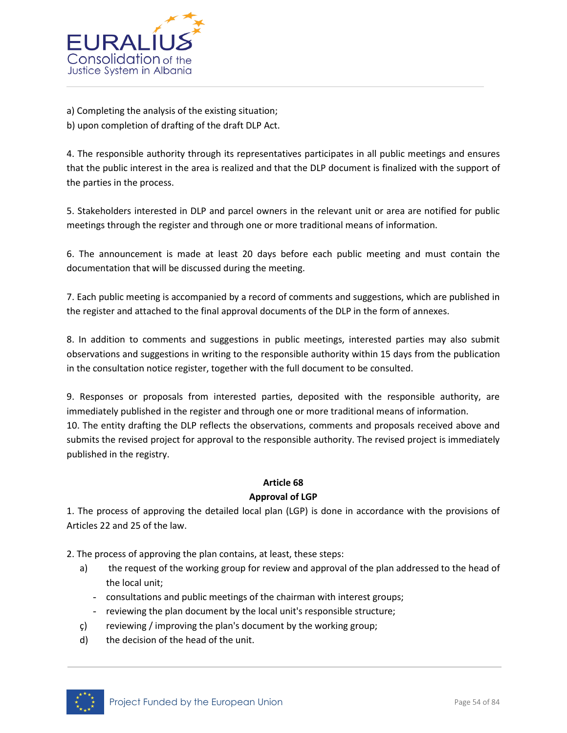a) Completing the analysis of the existing situation;
b) upon completion of drafting of the draft DLP Act.

4. The responsible authority through its representatives participates in all public meetings and ensures that the public interest in the area is realized and that the DLP document is finalized with the support of the parties in the process.

5. Stakeholders interested in DLP and parcel owners in the relevant unit or area are notified for public meetings through the register and through one or more traditional means of information.

6. The announcement is made at least 20 days before each public meeting and must contain the documentation that will be discussed during the meeting.

7. Each public meeting is accompanied by a record of comments and suggestions, which are published in the register and attached to the final approval documents of the DLP in the form of annexes.

8. In addition to comments and suggestions in public meetings, interested parties may also submit observations and suggestions in writing to the responsible authority within 15 days from the publication in the consultation notice register, together with the full document to be consulted.

9. Responses or proposals from interested parties, deposited with the responsible authority, are immediately published in the register and through one or more traditional means of information.
10. The entity drafting the DLP reflects the observations, comments and proposals received above and submits the revised project for approval to the responsible authority. The revised project is immediately published in the registry.

**Article 68**
**Approval of LGP**

1. The process of approving the detailed local plan (LGP) is done in accordance with the provisions of Articles 22 and 25 of the law.

2. The process of approving the plan contains, at least, these steps:

a) the request of the working group for review and approval of the plan addressed to the head of the local unit;
- consultations and public meetings of the chairman with interest groups;
- reviewing the plan document by the local unit's responsible structure;

ç) reviewing / improving the plan's document by the working group;
d) the decision of the head of the unit.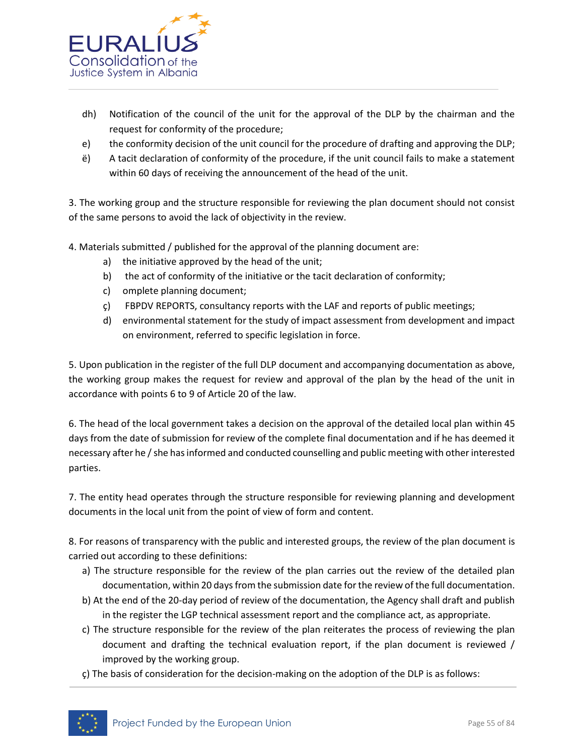dh) Notification of the council of the unit for the approval of the DLP by the chairman and the request for conformity of the procedure;

e) the conformity decision of the unit council for the procedure of drafting and approving the DLP;

ë) A tacit declaration of conformity of the procedure, if the unit council fails to make a statement within 60 days of receiving the announcement of the head of the unit.

3. The working group and the structure responsible for reviewing the plan document should not consist of the same persons to avoid the lack of objectivity in the review.

4. Materials submitted / published for the approval of the planning document are:

   a) the initiative approved by the head of the unit;
   b) the act of conformity of the initiative or the tacit declaration of conformity;
   c) omplete planning document;
   ç) FBPDV REPORTS, consultancy reports with the LAF and reports of public meetings;
   d) environmental statement for the study of impact assessment from development and impact on environment, referred to specific legislation in force.

5. Upon publication in the register of the full DLP document and accompanying documentation as above, the working group makes the request for review and approval of the plan by the head of the unit in accordance with points 6 to 9 of Article 20 of the law.

6. The head of the local government takes a decision on the approval of the detailed local plan within 45 days from the date of submission for review of the complete final documentation and if he has deemed it necessary after he / she has informed and conducted counselling and public meeting with other interested parties.

7. The entity head operates through the structure responsible for reviewing planning and development documents in the local unit from the point of view of form and content.

8. For reasons of transparency with the public and interested groups, the review of the plan document is carried out according to these definitions:

a) The structure responsible for the review of the plan carries out the review of the detailed plan documentation, within 20 days from the submission date for the review of the full documentation.

b) At the end of the 20-day period of review of the documentation, the Agency shall draft and publish in the register the LGP technical assessment report and the compliance act, as appropriate.

c) The structure responsible for the review of the plan reiterates the process of reviewing the plan document and drafting the technical evaluation report, if the plan document is reviewed / improved by the working group.

ç) The basis of consideration for the decision-making on the adoption of the DLP is as follows: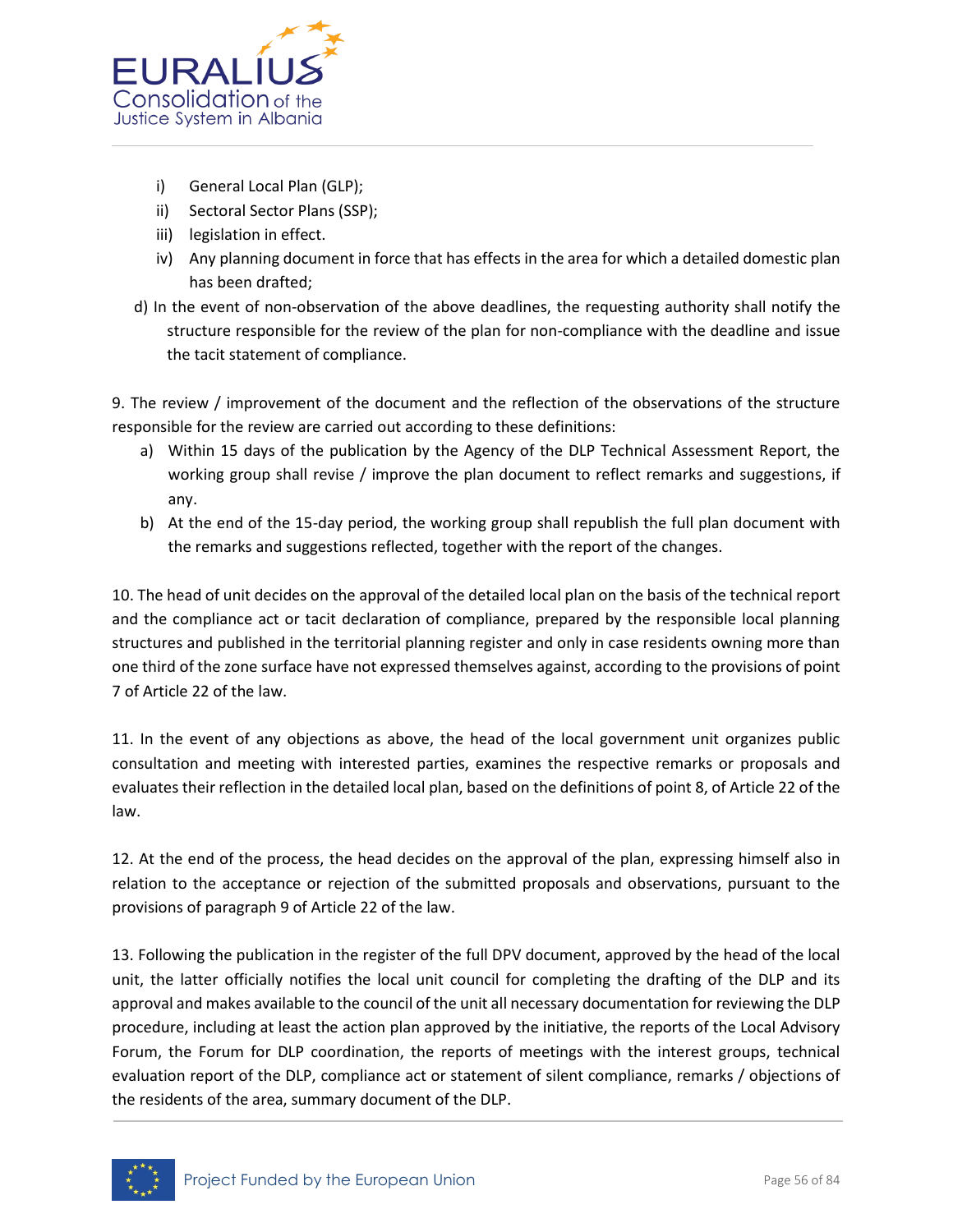i) General Local Plan (GLP);
ii) Sectoral Sector Plans (SSP);
iii) legislation in effect.
iv) Any planning document in force that has effects in the area for which a detailed domestic plan has been drafted;

d) In the event of non-observation of the above deadlines, the requesting authority shall notify the structure responsible for the review of the plan for non-compliance with the deadline and issue the tacit statement of compliance.

9. The review / improvement of the document and the reflection of the observations of the structure responsible for the review are carried out according to these definitions:
   a) Within 15 days of the publication by the Agency of the DLP Technical Assessment Report, the working group shall revise / improve the plan document to reflect remarks and suggestions, if any.
   b) At the end of the 15-day period, the working group shall republish the full plan document with the remarks and suggestions reflected, together with the report of the changes.

10. The head of unit decides on the approval of the detailed local plan on the basis of the technical report and the compliance act or tacit declaration of compliance, prepared by the responsible local planning structures and published in the territorial planning register and only in case residents owning more than one third of the zone surface have not expressed themselves against, according to the provisions of point 7 of Article 22 of the law.

11. In the event of any objections as above, the head of the local government unit organizes public consultation and meeting with interested parties, examines the respective remarks or proposals and evaluates their reflection in the detailed local plan, based on the definitions of point 8, of Article 22 of the law.

12. At the end of the process, the head decides on the approval of the plan, expressing himself also in relation to the acceptance or rejection of the submitted proposals and observations, pursuant to the provisions of paragraph 9 of Article 22 of the law.

13. Following the publication in the register of the full DPV document, approved by the head of the local unit, the latter officially notifies the local unit council for completing the drafting of the DLP and its approval and makes available to the council of the unit all necessary documentation for reviewing the DLP procedure, including at least the action plan approved by the initiative, the reports of the Local Advisory Forum, the Forum for DLP coordination, the reports of meetings with the interest groups, technical evaluation report of the DLP, compliance act or statement of silent compliance, remarks / objections of the residents of the area, summary document of the DLP.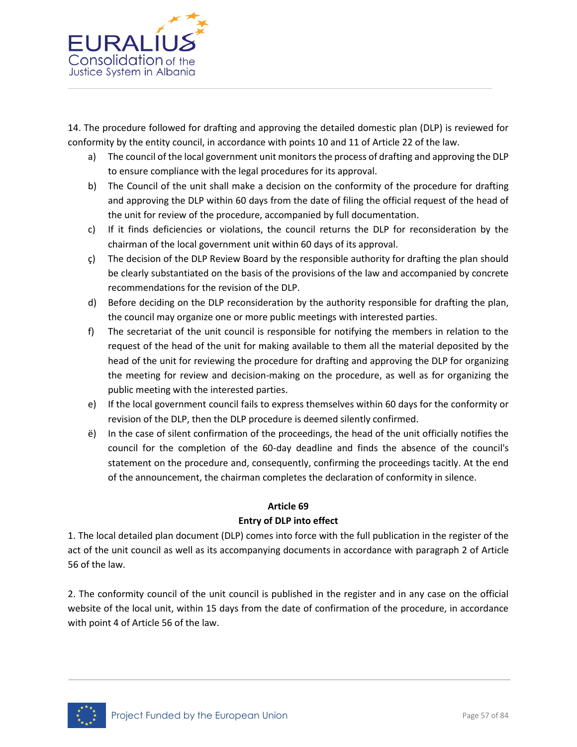14. The procedure followed for drafting and approving the detailed domestic plan (DLP) is reviewed for conformity by the entity council, in accordance with points 10 and 11 of Article 22 of the law.

a) The council of the local government unit monitors the process of drafting and approving the DLP to ensure compliance with the legal procedures for its approval.

b) The Council of the unit shall make a decision on the conformity of the procedure for drafting and approving the DLP within 60 days from the date of filing the official request of the head of the unit for review of the procedure, accompanied by full documentation.

c) If it finds deficiencies or violations, the council returns the DLP for reconsideration by the chairman of the local government unit within 60 days of its approval.

ç) The decision of the DLP Review Board by the responsible authority for drafting the plan should be clearly substantiated on the basis of the provisions of the law and accompanied by concrete recommendations for the revision of the DLP.

d) Before deciding on the DLP reconsideration by the authority responsible for drafting the plan, the council may organize one or more public meetings with interested parties.

f) The secretariat of the unit council is responsible for notifying the members in relation to the request of the head of the unit for making available to them all the material deposited by the head of the unit for reviewing the procedure for drafting and approving the DLP for organizing the meeting for review and decision-making on the procedure, as well as for organizing the public meeting with the interested parties.

e) If the local government council fails to express themselves within 60 days for the conformity or revision of the DLP, then the DLP procedure is deemed silently confirmed.

ë) In the case of silent confirmation of the proceedings, the head of the unit officially notifies the council for the completion of the 60-day deadline and finds the absence of the council's statement on the procedure and, consequently, confirming the proceedings tacitly. At the end of the announcement, the chairman completes the declaration of conformity in silence.

**Article 69**

**Entry of DLP into effect**

1. The local detailed plan document (DLP) comes into force with the full publication in the register of the act of the unit council as well as its accompanying documents in accordance with paragraph 2 of Article 56 of the law.

2. The conformity council of the unit council is published in the register and in any case on the official website of the local unit, within 15 days from the date of confirmation of the procedure, in accordance with point 4 of Article 56 of the law.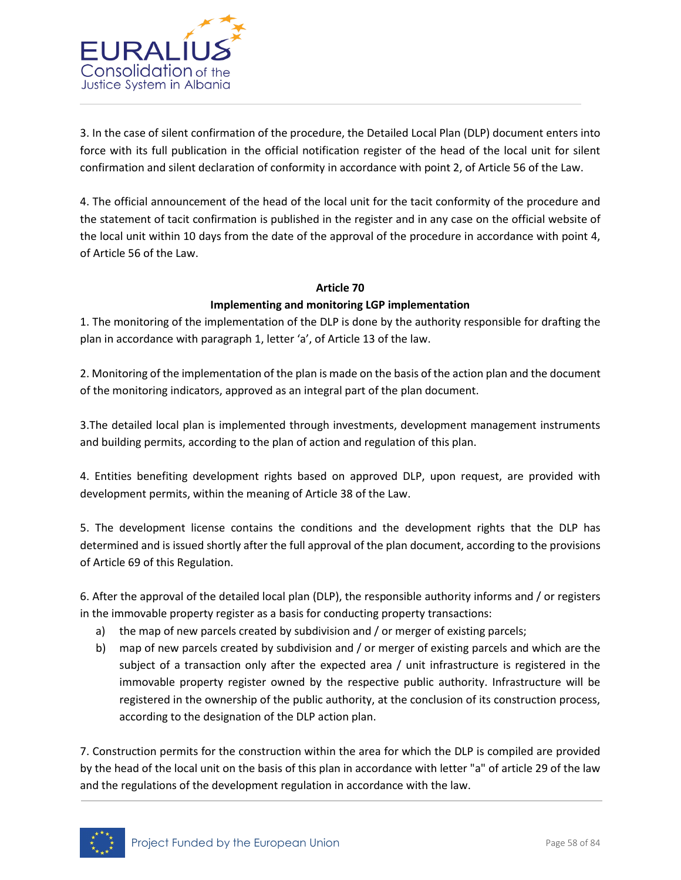3. In the case of silent confirmation of the procedure, the Detailed Local Plan (DLP) document enters into force with its full publication in the official notification register of the head of the local unit for silent confirmation and silent declaration of conformity in accordance with point 2, of Article 56 of the Law.

4. The official announcement of the head of the local unit for the tacit conformity of the procedure and the statement of tacit confirmation is published in the register and in any case on the official website of the local unit within 10 days from the date of the approval of the procedure in accordance with point 4, of Article 56 of the Law.

**Article 70**

**Implementing and monitoring LGP implementation**

1. The monitoring of the implementation of the DLP is done by the authority responsible for drafting the plan in accordance with paragraph 1, letter 'a', of Article 13 of the law.

2. Monitoring of the implementation of the plan is made on the basis of the action plan and the document of the monitoring indicators, approved as an integral part of the plan document.

3.The detailed local plan is implemented through investments, development management instruments and building permits, according to the plan of action and regulation of this plan.

4. Entities benefiting development rights based on approved DLP, upon request, are provided with development permits, within the meaning of Article 38 of the Law.

5. The development license contains the conditions and the development rights that the DLP has determined and is issued shortly after the full approval of the plan document, according to the provisions of Article 69 of this Regulation.

6. After the approval of the detailed local plan (DLP), the responsible authority informs and / or registers in the immovable property register as a basis for conducting property transactions:

a) the map of new parcels created by subdivision and / or merger of existing parcels;

b) map of new parcels created by subdivision and / or merger of existing parcels and which are the subject of a transaction only after the expected area / unit infrastructure is registered in the immovable property register owned by the respective public authority. Infrastructure will be registered in the ownership of the public authority, at the conclusion of its construction process, according to the designation of the DLP action plan.

7. Construction permits for the construction within the area for which the DLP is compiled are provided by the head of the local unit on the basis of this plan in accordance with letter "a" of article 29 of the law and the regulations of the development regulation in accordance with the law.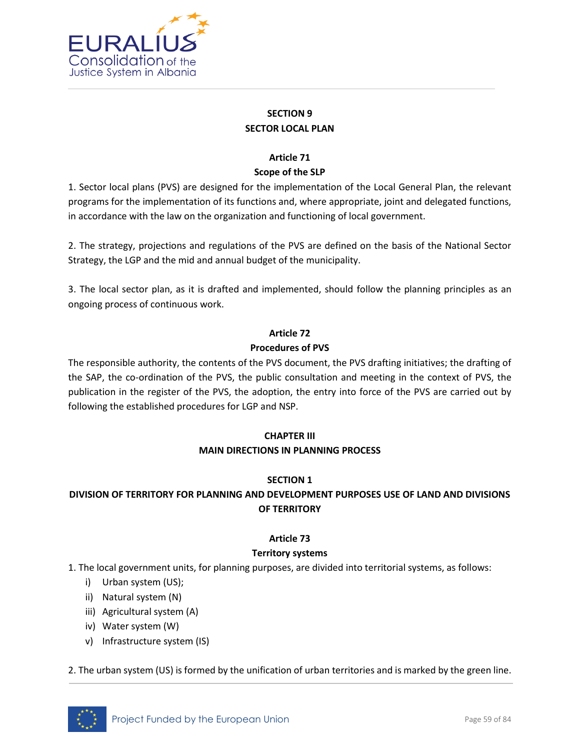## SECTION 9
## SECTOR LOCAL PLAN

### Article 71
### Scope of the SLP

1. Sector local plans (PVS) are designed for the implementation of the Local General Plan, the relevant programs for the implementation of its functions and, where appropriate, joint and delegated functions, in accordance with the law on the organization and functioning of local government.

2. The strategy, projections and regulations of the PVS are defined on the basis of the National Sector Strategy, the LGP and the mid and annual budget of the municipality.

3. The local sector plan, as it is drafted and implemented, should follow the planning principles as an ongoing process of continuous work.

### Article 72
### Procedures of PVS

The responsible authority, the contents of the PVS document, the PVS drafting initiatives; the drafting of the SAP, the co-ordination of the PVS, the public consultation and meeting in the context of PVS, the publication in the register of the PVS, the adoption, the entry into force of the PVS are carried out by following the established procedures for LGP and NSP.

# CHAPTER III
# MAIN DIRECTIONS IN PLANNING PROCESS

## SECTION 1
## DIVISION OF TERRITORY FOR PLANNING AND DEVELOPMENT PURPOSES USE OF LAND AND DIVISIONS OF TERRITORY

### Article 73
### Territory systems

1. The local government units, for planning purposes, are divided into territorial systems, as follows:
   - i) Urban system (US);
   - ii) Natural system (N)
   - iii) Agricultural system (A)
   - iv) Water system (W)
   - v) Infrastructure system (IS)

2. The urban system (US) is formed by the unification of urban territories and is marked by the green line.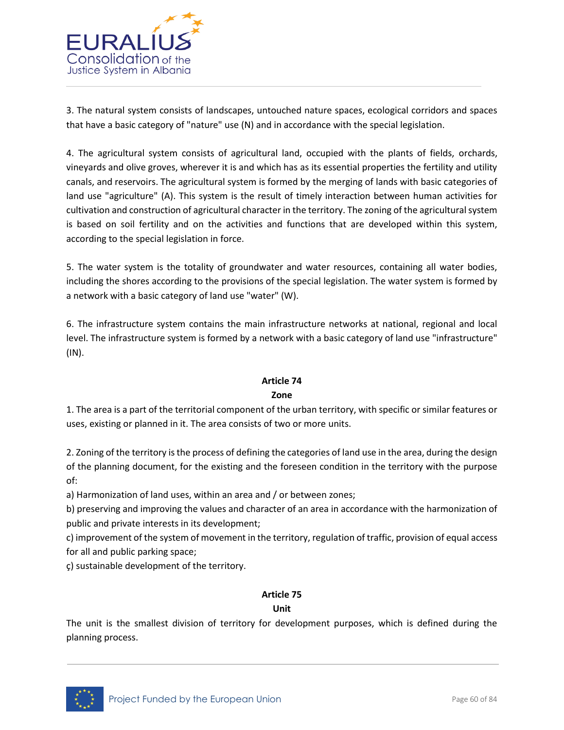3. The natural system consists of landscapes, untouched nature spaces, ecological corridors and spaces that have a basic category of "nature" use (N) and in accordance with the special legislation.

4. The agricultural system consists of agricultural land, occupied with the plants of fields, orchards, vineyards and olive groves, wherever it is and which has as its essential properties the fertility and utility canals, and reservoirs. The agricultural system is formed by the merging of lands with basic categories of land use "agriculture" (A). This system is the result of timely interaction between human activities for cultivation and construction of agricultural character in the territory. The zoning of the agricultural system is based on soil fertility and on the activities and functions that are developed within this system, according to the special legislation in force.

5. The water system is the totality of groundwater and water resources, containing all water bodies, including the shores according to the provisions of the special legislation. The water system is formed by a network with a basic category of land use "water" (W).

6. The infrastructure system contains the main infrastructure networks at national, regional and local level. The infrastructure system is formed by a network with a basic category of land use "infrastructure" (IN).

**Article 74**

**Zone**

1. The area is a part of the territorial component of the urban territory, with specific or similar features or uses, existing or planned in it. The area consists of two or more units.

2. Zoning of the territory is the process of defining the categories of land use in the area, during the design of the planning document, for the existing and the foreseen condition in the territory with the purpose of:

a) Harmonization of land uses, within an area and / or between zones;

b) preserving and improving the values and character of an area in accordance with the harmonization of public and private interests in its development;

c) improvement of the system of movement in the territory, regulation of traffic, provision of equal access for all and public parking space;

ç) sustainable development of the territory.

**Article 75**

**Unit**

The unit is the smallest division of territory for development purposes, which is defined during the planning process.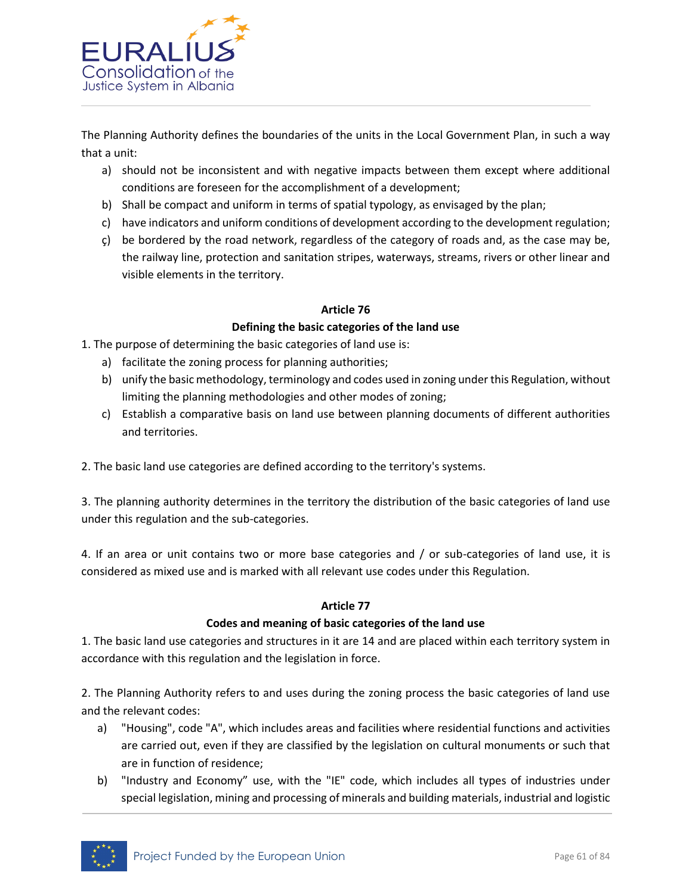The Planning Authority defines the boundaries of the units in the Local Government Plan, in such a way that a unit:

a) should not be inconsistent and with negative impacts between them except where additional conditions are foreseen for the accomplishment of a development;
b) Shall be compact and uniform in terms of spatial typology, as envisaged by the plan;
c) have indicators and uniform conditions of development according to the development regulation;
ç) be bordered by the road network, regardless of the category of roads and, as the case may be, the railway line, protection and sanitation stripes, waterways, streams, rivers or other linear and visible elements in the territory.

**Article 76**

**Defining the basic categories of the land use**

1. The purpose of determining the basic categories of land use is:

a) facilitate the zoning process for planning authorities;
b) unify the basic methodology, terminology and codes used in zoning under this Regulation, without limiting the planning methodologies and other modes of zoning;
c) Establish a comparative basis on land use between planning documents of different authorities and territories.

2. The basic land use categories are defined according to the territory's systems.

3. The planning authority determines in the territory the distribution of the basic categories of land use under this regulation and the sub-categories.

4. If an area or unit contains two or more base categories and / or sub-categories of land use, it is considered as mixed use and is marked with all relevant use codes under this Regulation.

**Article 77**

**Codes and meaning of basic categories of the land use**

1. The basic land use categories and structures in it are 14 and are placed within each territory system in accordance with this regulation and the legislation in force.

2. The Planning Authority refers to and uses during the zoning process the basic categories of land use and the relevant codes:

a) "Housing", code "A", which includes areas and facilities where residential functions and activities are carried out, even if they are classified by the legislation on cultural monuments or such that are in function of residence;
b) "Industry and Economy" use, with the "IE" code, which includes all types of industries under special legislation, mining and processing of minerals and building materials, industrial and logistic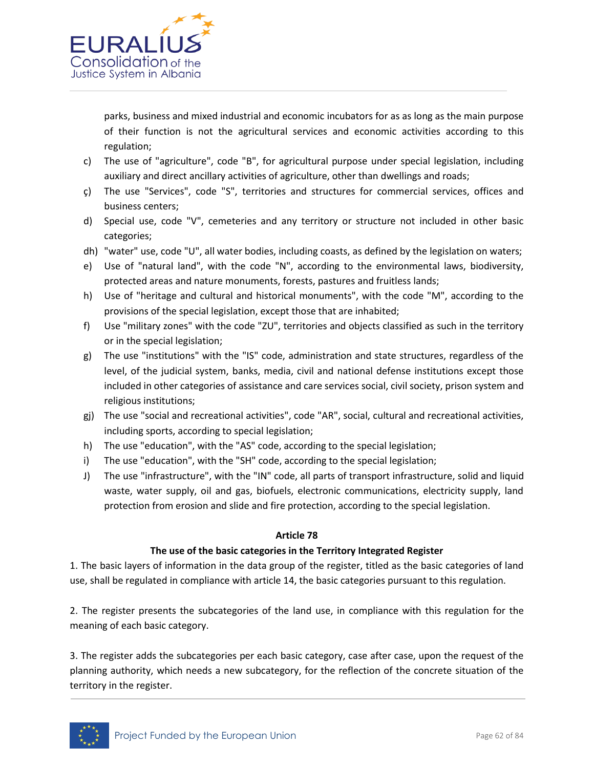parks, business and mixed industrial and economic incubators for as as long as the main purpose of their function is not the agricultural services and economic activities according to this regulation;

c) The use of "agriculture", code "B", for agricultural purpose under special legislation, including auxiliary and direct ancillary activities of agriculture, other than dwellings and roads;

ç) The use "Services", code "S", territories and structures for commercial services, offices and business centers;

d) Special use, code "V", cemeteries and any territory or structure not included in other basic categories;

dh) "water" use, code "U", all water bodies, including coasts, as defined by the legislation on waters;

e) Use of "natural land", with the code "N", according to the environmental laws, biodiversity, protected areas and nature monuments, forests, pastures and fruitless lands;

h) Use of "heritage and cultural and historical monuments", with the code "M", according to the provisions of the special legislation, except those that are inhabited;

f) Use "military zones" with the code "ZU", territories and objects classified as such in the territory or in the special legislation;

g) The use "institutions" with the "IS" code, administration and state structures, regardless of the level, of the judicial system, banks, media, civil and national defense institutions except those included in other categories of assistance and care services social, civil society, prison system and religious institutions;

gj) The use "social and recreational activities", code "AR", social, cultural and recreational activities, including sports, according to special legislation;

h) The use "education", with the "AS" code, according to the special legislation;

i) The use "education", with the "SH" code, according to the special legislation;

J) The use "infrastructure", with the "IN" code, all parts of transport infrastructure, solid and liquid waste, water supply, oil and gas, biofuels, electronic communications, electricity supply, land protection from erosion and slide and fire protection, according to the special legislation.

**Article 78**

**The use of the basic categories in the Territory Integrated Register**

1. The basic layers of information in the data group of the register, titled as the basic categories of land use, shall be regulated in compliance with article 14, the basic categories pursuant to this regulation.

2. The register presents the subcategories of the land use, in compliance with this regulation for the meaning of each basic category.

3. The register adds the subcategories per each basic category, case after case, upon the request of the planning authority, which needs a new subcategory, for the reflection of the concrete situation of the territory in the register.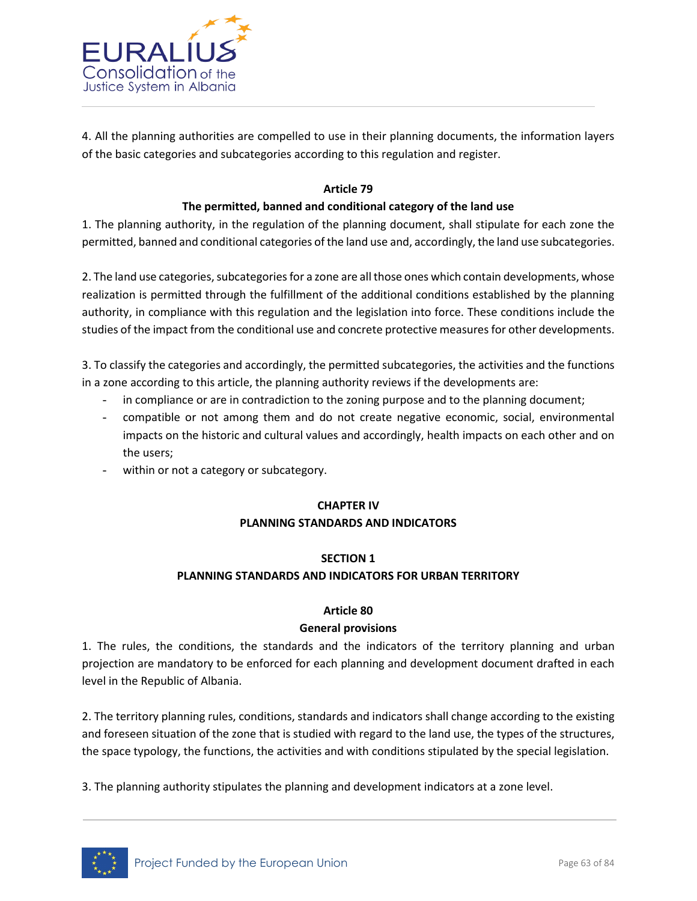4. All the planning authorities are compelled to use in their planning documents, the information layers of the basic categories and subcategories according to this regulation and register.

**Article 79**

**The permitted, banned and conditional category of the land use**

1. The planning authority, in the regulation of the planning document, shall stipulate for each zone the permitted, banned and conditional categories of the land use and, accordingly, the land use subcategories.

2. The land use categories, subcategories for a zone are all those ones which contain developments, whose realization is permitted through the fulfillment of the additional conditions established by the planning authority, in compliance with this regulation and the legislation into force. These conditions include the studies of the impact from the conditional use and concrete protective measures for other developments.

3. To classify the categories and accordingly, the permitted subcategories, the activities and the functions in a zone according to this article, the planning authority reviews if the developments are:

- in compliance or are in contradiction to the zoning purpose and to the planning document;
- compatible or not among them and do not create negative economic, social, environmental impacts on the historic and cultural values and accordingly, health impacts on each other and on the users;
- within or not a category or subcategory.

## CHAPTER IV
## PLANNING STANDARDS AND INDICATORS

### SECTION 1
### PLANNING STANDARDS AND INDICATORS FOR URBAN TERRITORY

**Article 80**

**General provisions**

1. The rules, the conditions, the standards and the indicators of the territory planning and urban projection are mandatory to be enforced for each planning and development document drafted in each level in the Republic of Albania.

2. The territory planning rules, conditions, standards and indicators shall change according to the existing and foreseen situation of the zone that is studied with regard to the land use, the types of the structures, the space typology, the functions, the activities and with conditions stipulated by the special legislation.

3. The planning authority stipulates the planning and development indicators at a zone level.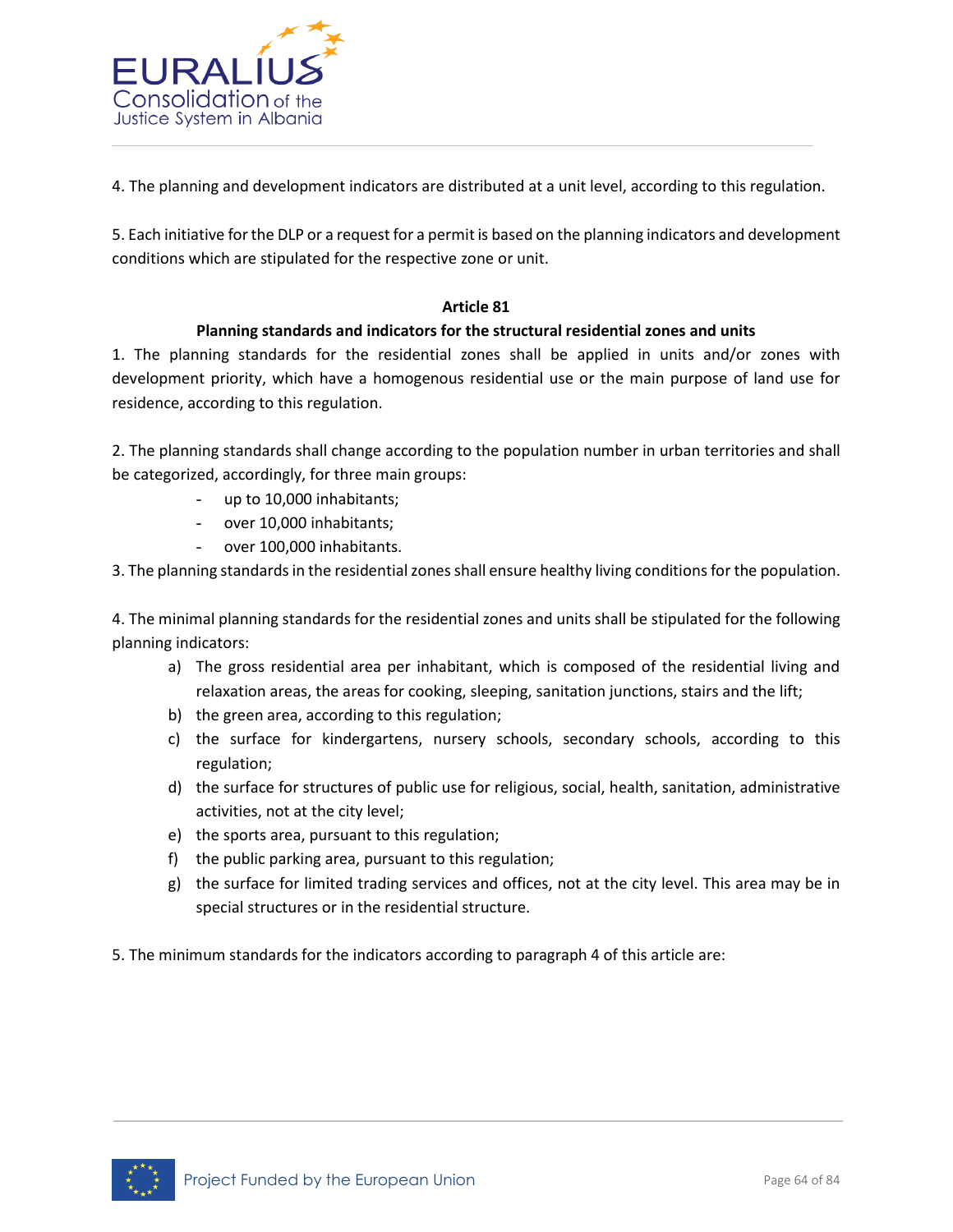4. The planning and development indicators are distributed at a unit level, according to this regulation.

5. Each initiative for the DLP or a request for a permit is based on the planning indicators and development conditions which are stipulated for the respective zone or unit.

**Article 81**

**Planning standards and indicators for the structural residential zones and units**

1. The planning standards for the residential zones shall be applied in units and/or zones with development priority, which have a homogenous residential use or the main purpose of land use for residence, according to this regulation.

2. The planning standards shall change according to the population number in urban territories and shall be categorized, accordingly, for three main groups:

- up to 10,000 inhabitants;
- over 10,000 inhabitants;
- over 100,000 inhabitants.

3. The planning standards in the residential zones shall ensure healthy living conditions for the population.

4. The minimal planning standards for the residential zones and units shall be stipulated for the following planning indicators:

a) The gross residential area per inhabitant, which is composed of the residential living and relaxation areas, the areas for cooking, sleeping, sanitation junctions, stairs and the lift;
b) the green area, according to this regulation;
c) the surface for kindergartens, nursery schools, secondary schools, according to this regulation;
d) the surface for structures of public use for religious, social, health, sanitation, administrative activities, not at the city level;
e) the sports area, pursuant to this regulation;
f) the public parking area, pursuant to this regulation;
g) the surface for limited trading services and offices, not at the city level. This area may be in special structures or in the residential structure.

5. The minimum standards for the indicators according to paragraph 4 of this article are: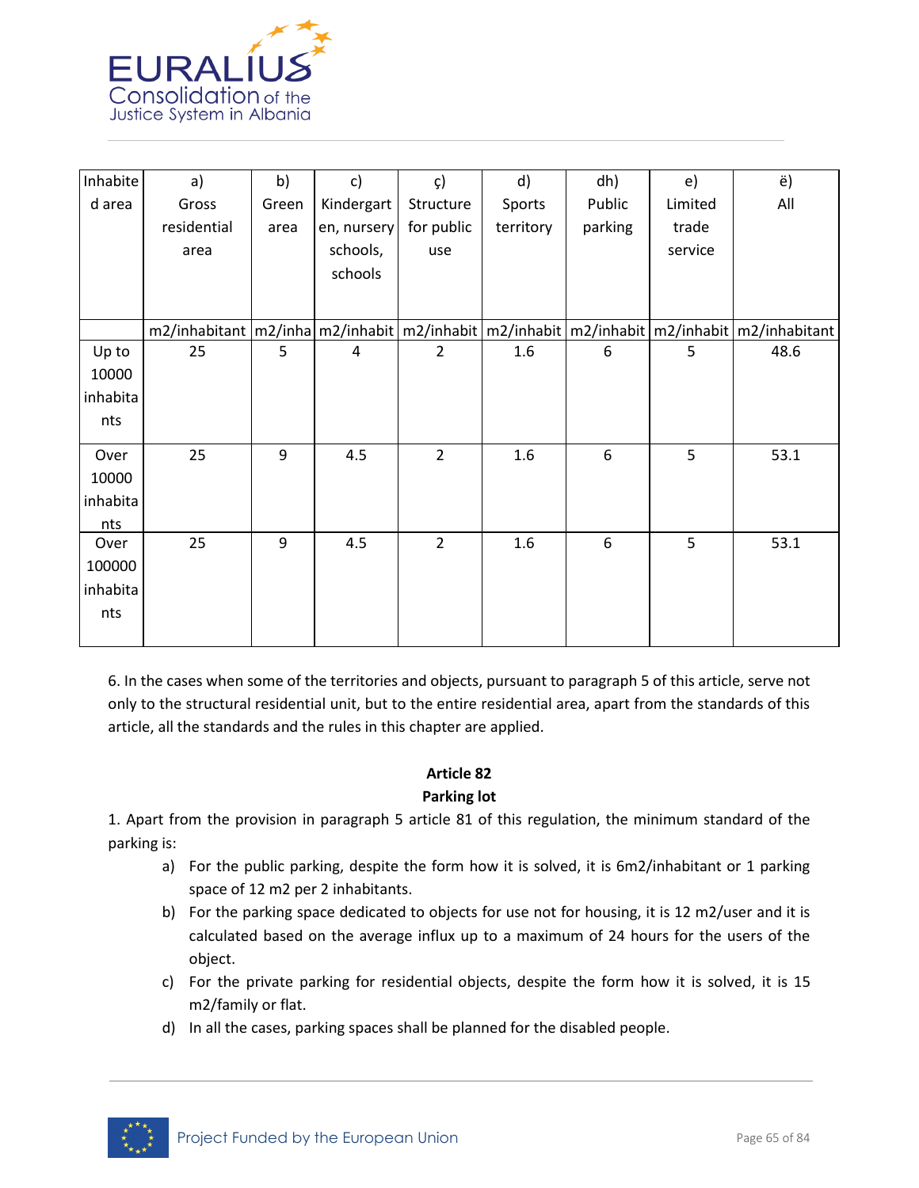| Inhabited area | a) Gross residential area | b) Green area | c) Kindergarten, nursery schools, schools | ç) Structure for public use | d) Sports territory | dh) Public parking | e) Limited trade service | ë) All |
|---|---|---|---|---|---|---|---|---|
| | m2/inhabitant | m2/inha | m2/inhabit | m2/inhabit | m2/inhabit | m2/inhabit | m2/inhabit | m2/inhabitant |
| Up to 10000 inhabitants | 25 | 5 | 4 | 2 | 1.6 | 6 | 5 | 48.6 |
| Over 10000 inhabitants | 25 | 9 | 4.5 | 2 | 1.6 | 6 | 5 | 53.1 |
| Over 100000 inhabitants | 25 | 9 | 4.5 | 2 | 1.6 | 6 | 5 | 53.1 |

6. In the cases when some of the territories and objects, pursuant to paragraph 5 of this article, serve not only to the structural residential unit, but to the entire residential area, apart from the standards of this article, all the standards and the rules in this chapter are applied.

**Article 82**
**Parking lot**

1. Apart from the provision in paragraph 5 article 81 of this regulation, the minimum standard of the parking is:
   a) For the public parking, despite the form how it is solved, it is 6m2/inhabitant or 1 parking space of 12 m2 per 2 inhabitants.
   b) For the parking space dedicated to objects for use not for housing, it is 12 m2/user and it is calculated based on the average influx up to a maximum of 24 hours for the users of the object.
   c) For the private parking for residential objects, despite the form how it is solved, it is 15 m2/family or flat.
   d) In all the cases, parking spaces shall be planned for the disabled people.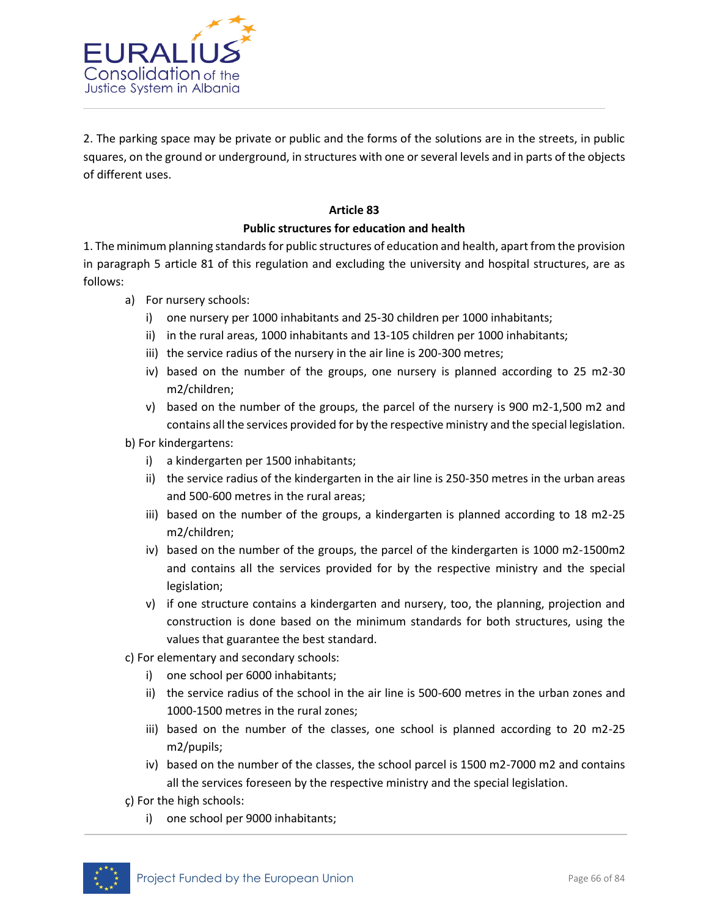2. The parking space may be private or public and the forms of the solutions are in the streets, in public squares, on the ground or underground, in structures with one or several levels and in parts of the objects of different uses.

**Article 83**

**Public structures for education and health**

1. The minimum planning standards for public structures of education and health, apart from the provision in paragraph 5 article 81 of this regulation and excluding the university and hospital structures, are as follows:

a) For nursery schools:
   - i) one nursery per 1000 inhabitants and 25-30 children per 1000 inhabitants;
   - ii) in the rural areas, 1000 inhabitants and 13-105 children per 1000 inhabitants;
   - iii) the service radius of the nursery in the air line is 200-300 metres;
   - iv) based on the number of the groups, one nursery is planned according to 25 m2-30 m2/children;
   - v) based on the number of the groups, the parcel of the nursery is 900 m2-1,500 m2 and contains all the services provided for by the respective ministry and the special legislation.

b) For kindergartens:
   - i) a kindergarten per 1500 inhabitants;
   - ii) the service radius of the kindergarten in the air line is 250-350 metres in the urban areas and 500-600 metres in the rural areas;
   - iii) based on the number of the groups, a kindergarten is planned according to 18 m2-25 m2/children;
   - iv) based on the number of the groups, the parcel of the kindergarten is 1000 m2-1500m2 and contains all the services provided for by the respective ministry and the special legislation;
   - v) if one structure contains a kindergarten and nursery, too, the planning, projection and construction is done based on the minimum standards for both structures, using the values that guarantee the best standard.

c) For elementary and secondary schools:
   - i) one school per 6000 inhabitants;
   - ii) the service radius of the school in the air line is 500-600 metres in the urban zones and 1000-1500 metres in the rural zones;
   - iii) based on the number of the classes, one school is planned according to 20 m2-25 m2/pupils;
   - iv) based on the number of the classes, the school parcel is 1500 m2-7000 m2 and contains all the services foreseen by the respective ministry and the special legislation.

ç) For the high schools:
   - i) one school per 9000 inhabitants;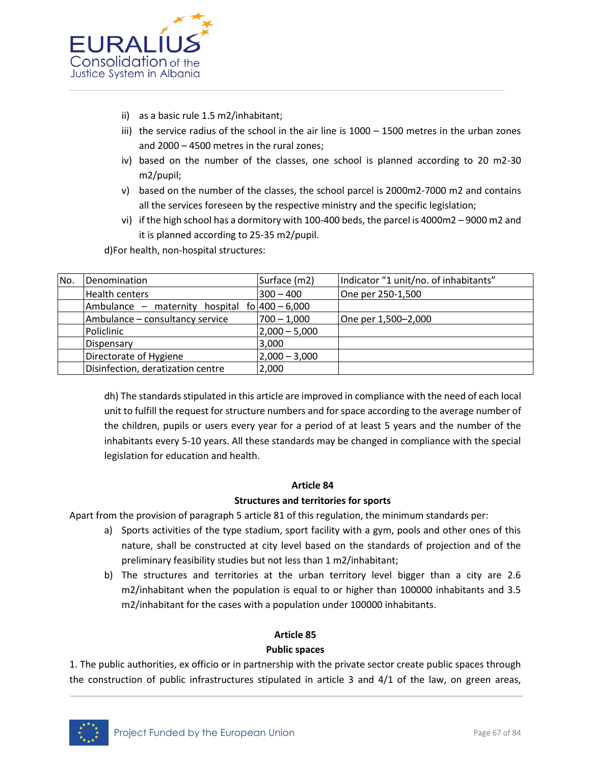ii) as a basic rule 1.5 m2/inhabitant;

iii) the service radius of the school in the air line is 1000 – 1500 metres in the urban zones and 2000 – 4500 metres in the rural zones;

iv) based on the number of the classes, one school is planned according to 20 m2-30 m2/pupil;

v) based on the number of the classes, the school parcel is 2000m2-7000 m2 and contains all the services foreseen by the respective ministry and the specific legislation;

vi) if the high school has a dormitory with 100-400 beds, the parcel is 4000m2 – 9000 m2 and it is planned according to 25-35 m2/pupil.

d)For health, non-hospital structures:

| No. | Denomination | Surface (m2) | Indicator "1 unit/no. of inhabitants" |
|---|---|---|---|
| | Health centers | 300 – 400 | One per 250-1,500 |
| | Ambulance – maternity hospital fo | 400 – 6,000 | |
| | Ambulance – consultancy service | 700 – 1,000 | One per 1,500–2,000 |
| | Policlinic | 2,000 – 5,000 | |
| | Dispensary | 3,000 | |
| | Directorate of Hygiene | 2,000 – 3,000 | |
| | Disinfection, deratization centre | 2,000 | |

dh) The standards stipulated in this article are improved in compliance with the need of each local unit to fulfill the request for structure numbers and for space according to the average number of the children, pupils or users every year for a period of at least 5 years and the number of the inhabitants every 5-10 years. All these standards may be changed in compliance with the special legislation for education and health.

**Article 84**

**Structures and territories for sports**

Apart from the provision of paragraph 5 article 81 of this regulation, the minimum standards per:

a) Sports activities of the type stadium, sport facility with a gym, pools and other ones of this nature, shall be constructed at city level based on the standards of projection and of the preliminary feasibility studies but not less than 1 m2/inhabitant;

b) The structures and territories at the urban territory level bigger than a city are 2.6 m2/inhabitant when the population is equal to or higher than 100000 inhabitants and 3.5 m2/inhabitant for the cases with a population under 100000 inhabitants.

**Article 85**

**Public spaces**

1. The public authorities, ex officio or in partnership with the private sector create public spaces through the construction of public infrastructures stipulated in article 3 and 4/1 of the law, on green areas,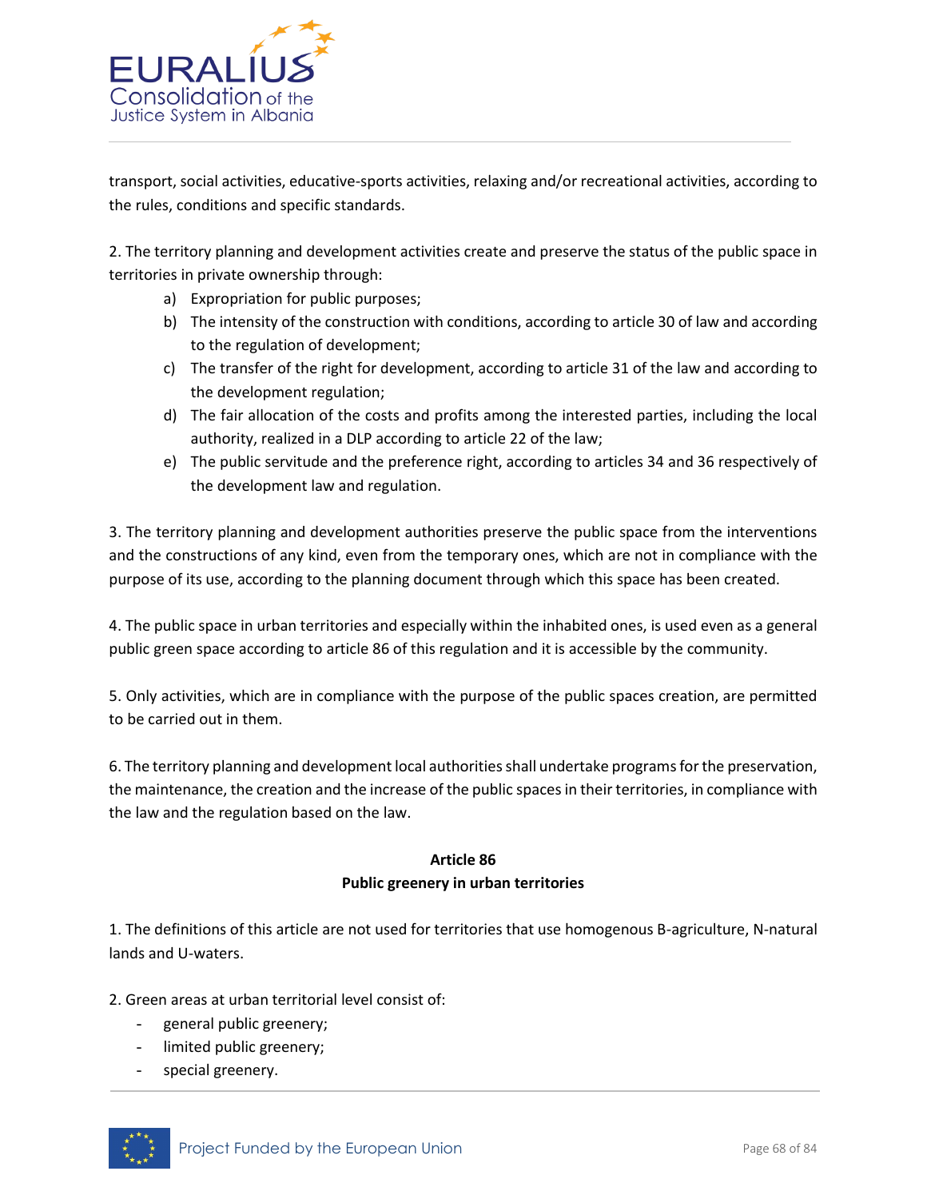transport, social activities, educative-sports activities, relaxing and/or recreational activities, according to the rules, conditions and specific standards.

2. The territory planning and development activities create and preserve the status of the public space in territories in private ownership through:

   a) Expropriation for public purposes;
   b) The intensity of the construction with conditions, according to article 30 of law and according to the regulation of development;
   c) The transfer of the right for development, according to article 31 of the law and according to the development regulation;
   d) The fair allocation of the costs and profits among the interested parties, including the local authority, realized in a DLP according to article 22 of the law;
   e) The public servitude and the preference right, according to articles 34 and 36 respectively of the development law and regulation.

3. The territory planning and development authorities preserve the public space from the interventions and the constructions of any kind, even from the temporary ones, which are not in compliance with the purpose of its use, according to the planning document through which this space has been created.

4. The public space in urban territories and especially within the inhabited ones, is used even as a general public green space according to article 86 of this regulation and it is accessible by the community.

5. Only activities, which are in compliance with the purpose of the public spaces creation, are permitted to be carried out in them.

6. The territory planning and development local authorities shall undertake programs for the preservation, the maintenance, the creation and the increase of the public spaces in their territories, in compliance with the law and the regulation based on the law.

**Article 86**
**Public greenery in urban territories**

1. The definitions of this article are not used for territories that use homogenous B-agriculture, N-natural lands and U-waters.

2. Green areas at urban territorial level consist of:

- general public greenery;
- limited public greenery;
- special greenery.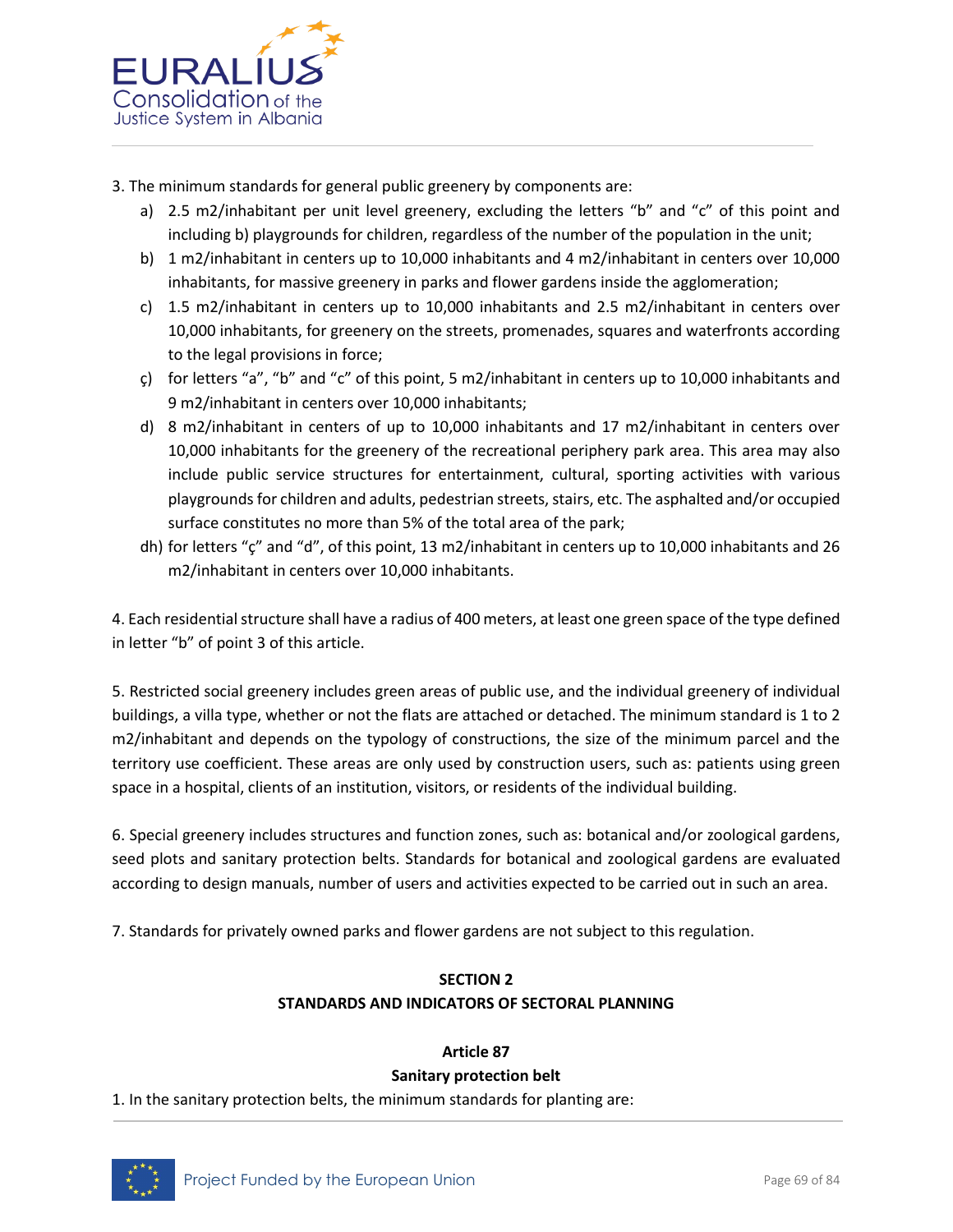3. The minimum standards for general public greenery by components are:

a) 2.5 m2/inhabitant per unit level greenery, excluding the letters "b" and "c" of this point and including b) playgrounds for children, regardless of the number of the population in the unit;

b) 1 m2/inhabitant in centers up to 10,000 inhabitants and 4 m2/inhabitant in centers over 10,000 inhabitants, for massive greenery in parks and flower gardens inside the agglomeration;

c) 1.5 m2/inhabitant in centers up to 10,000 inhabitants and 2.5 m2/inhabitant in centers over 10,000 inhabitants, for greenery on the streets, promenades, squares and waterfronts according to the legal provisions in force;

ç) for letters "a", "b" and "c" of this point, 5 m2/inhabitant in centers up to 10,000 inhabitants and 9 m2/inhabitant in centers over 10,000 inhabitants;

d) 8 m2/inhabitant in centers of up to 10,000 inhabitants and 17 m2/inhabitant in centers over 10,000 inhabitants for the greenery of the recreational periphery park area. This area may also include public service structures for entertainment, cultural, sporting activities with various playgrounds for children and adults, pedestrian streets, stairs, etc. The asphalted and/or occupied surface constitutes no more than 5% of the total area of the park;

dh) for letters "ç" and "d", of this point, 13 m2/inhabitant in centers up to 10,000 inhabitants and 26 m2/inhabitant in centers over 10,000 inhabitants.

4. Each residential structure shall have a radius of 400 meters, at least one green space of the type defined in letter "b" of point 3 of this article.

5. Restricted social greenery includes green areas of public use, and the individual greenery of individual buildings, a villa type, whether or not the flats are attached or detached. The minimum standard is 1 to 2 m2/inhabitant and depends on the typology of constructions, the size of the minimum parcel and the territory use coefficient. These areas are only used by construction users, such as: patients using green space in a hospital, clients of an institution, visitors, or residents of the individual building.

6. Special greenery includes structures and function zones, such as: botanical and/or zoological gardens, seed plots and sanitary protection belts. Standards for botanical and zoological gardens are evaluated according to design manuals, number of users and activities expected to be carried out in such an area.

7. Standards for privately owned parks and flower gardens are not subject to this regulation.

## SECTION 2
## STANDARDS AND INDICATORS OF SECTORAL PLANNING

### Article 87
### Sanitary protection belt

1. In the sanitary protection belts, the minimum standards for planting are: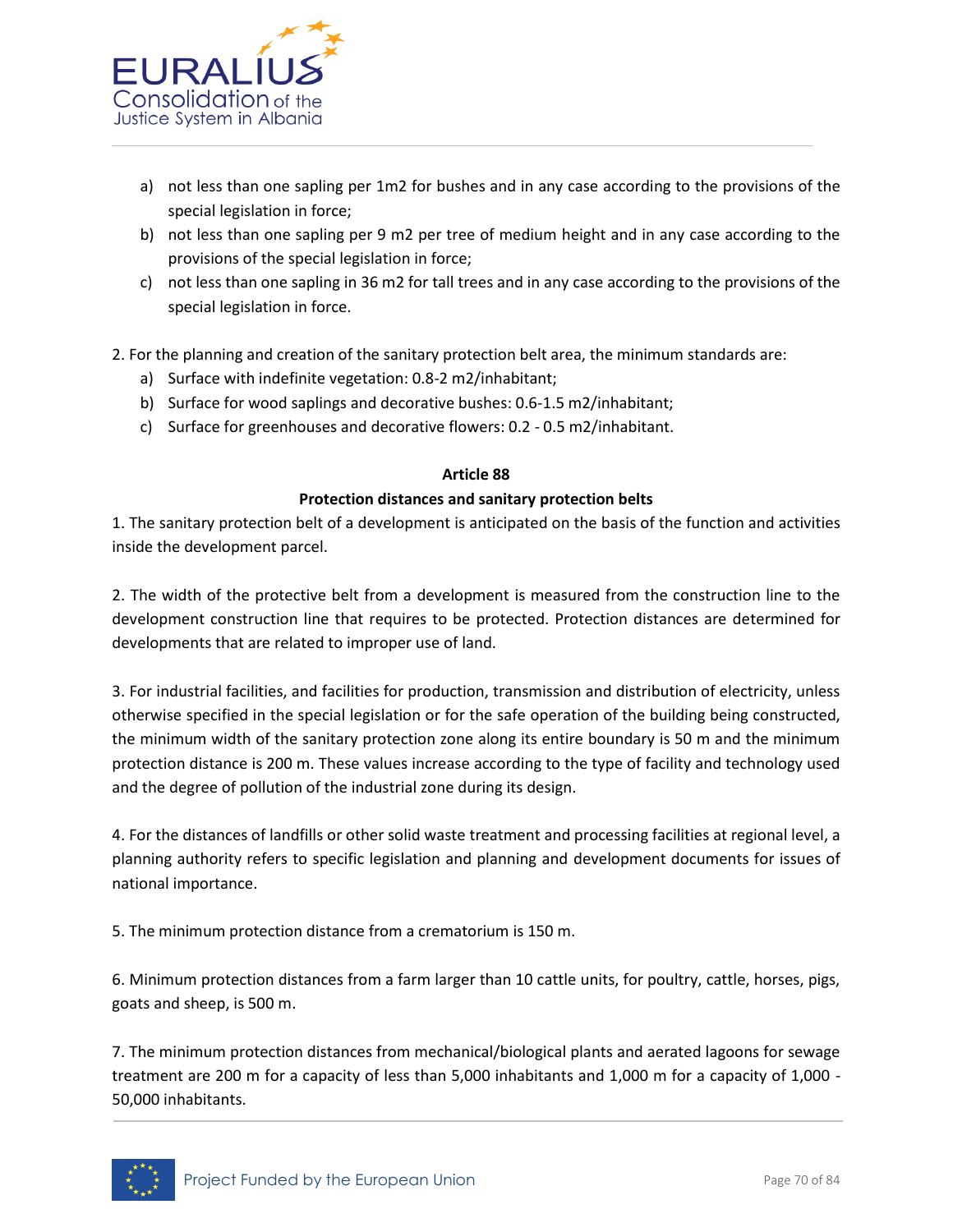a) not less than one sapling per 1m2 for bushes and in any case according to the provisions of the special legislation in force;
b) not less than one sapling per 9 m2 per tree of medium height and in any case according to the provisions of the special legislation in force;
c) not less than one sapling in 36 m2 for tall trees and in any case according to the provisions of the special legislation in force.

2. For the planning and creation of the sanitary protection belt area, the minimum standards are:
   a) Surface with indefinite vegetation: 0.8-2 m2/inhabitant;
   b) Surface for wood saplings and decorative bushes: 0.6-1.5 m2/inhabitant;
   c) Surface for greenhouses and decorative flowers: 0.2 - 0.5 m2/inhabitant.

**Article 88**

**Protection distances and sanitary protection belts**

1. The sanitary protection belt of a development is anticipated on the basis of the function and activities inside the development parcel.

2. The width of the protective belt from a development is measured from the construction line to the development construction line that requires to be protected. Protection distances are determined for developments that are related to improper use of land.

3. For industrial facilities, and facilities for production, transmission and distribution of electricity, unless otherwise specified in the special legislation or for the safe operation of the building being constructed, the minimum width of the sanitary protection zone along its entire boundary is 50 m and the minimum protection distance is 200 m. These values increase according to the type of facility and technology used and the degree of pollution of the industrial zone during its design.

4. For the distances of landfills or other solid waste treatment and processing facilities at regional level, a planning authority refers to specific legislation and planning and development documents for issues of national importance.

5. The minimum protection distance from a crematorium is 150 m.

6. Minimum protection distances from a farm larger than 10 cattle units, for poultry, cattle, horses, pigs, goats and sheep, is 500 m.

7. The minimum protection distances from mechanical/biological plants and aerated lagoons for sewage treatment are 200 m for a capacity of less than 5,000 inhabitants and 1,000 m for a capacity of 1,000 - 50,000 inhabitants.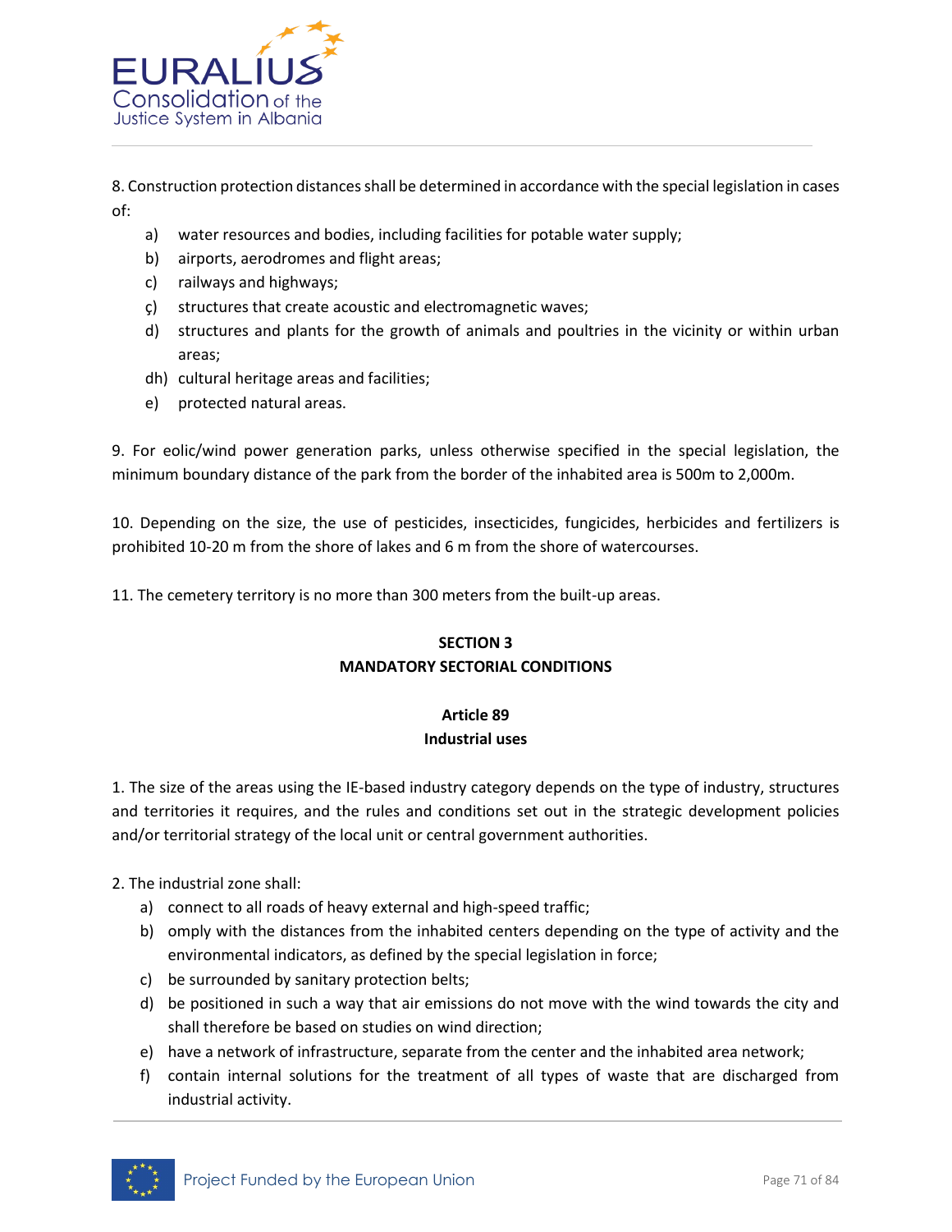8. Construction protection distances shall be determined in accordance with the special legislation in cases of:

a) water resources and bodies, including facilities for potable water supply;
b) airports, aerodromes and flight areas;
c) railways and highways;
ç) structures that create acoustic and electromagnetic waves;
d) structures and plants for the growth of animals and poultries in the vicinity or within urban areas;
dh) cultural heritage areas and facilities;
e) protected natural areas.

9. For eolic/wind power generation parks, unless otherwise specified in the special legislation, the minimum boundary distance of the park from the border of the inhabited area is 500m to 2,000m.

10. Depending on the size, the use of pesticides, insecticides, fungicides, herbicides and fertilizers is prohibited 10-20 m from the shore of lakes and 6 m from the shore of watercourses.

11. The cemetery territory is no more than 300 meters from the built-up areas.

## SECTION 3
## MANDATORY SECTORIAL CONDITIONS

### Article 89
### Industrial uses

1. The size of the areas using the IE-based industry category depends on the type of industry, structures and territories it requires, and the rules and conditions set out in the strategic development policies and/or territorial strategy of the local unit or central government authorities.

2. The industrial zone shall:

a) connect to all roads of heavy external and high-speed traffic;
b) omply with the distances from the inhabited centers depending on the type of activity and the environmental indicators, as defined by the special legislation in force;
c) be surrounded by sanitary protection belts;
d) be positioned in such a way that air emissions do not move with the wind towards the city and shall therefore be based on studies on wind direction;
e) have a network of infrastructure, separate from the center and the inhabited area network;
f) contain internal solutions for the treatment of all types of waste that are discharged from industrial activity.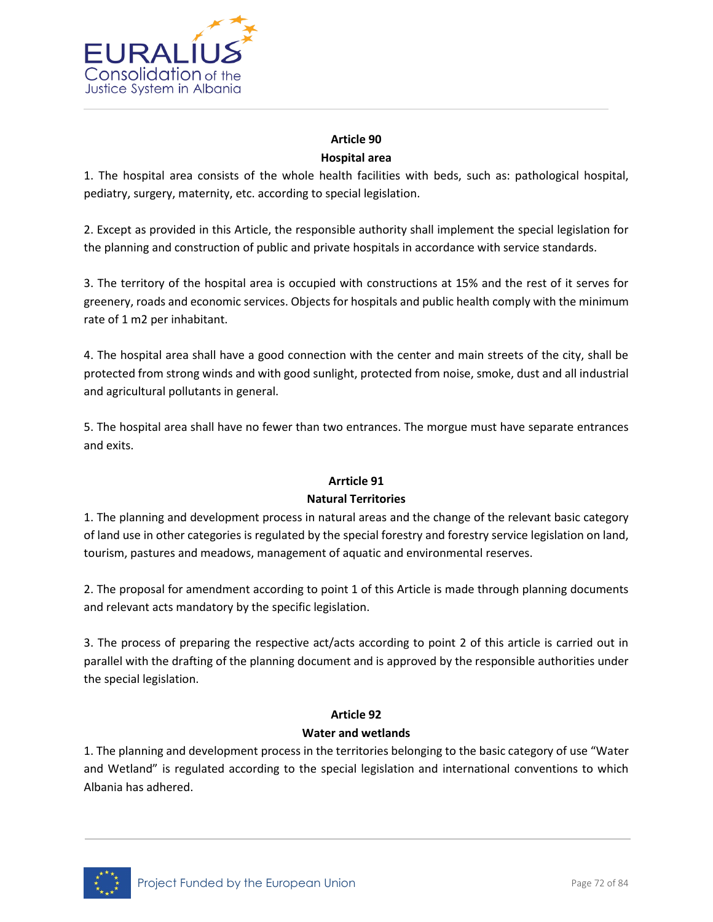**Article 90**

**Hospital area**

1. The hospital area consists of the whole health facilities with beds, such as: pathological hospital, pediatry, surgery, maternity, etc. according to special legislation.

2. Except as provided in this Article, the responsible authority shall implement the special legislation for the planning and construction of public and private hospitals in accordance with service standards.

3. The territory of the hospital area is occupied with constructions at 15% and the rest of it serves for greenery, roads and economic services. Objects for hospitals and public health comply with the minimum rate of 1 m2 per inhabitant.

4. The hospital area shall have a good connection with the center and main streets of the city, shall be protected from strong winds and with good sunlight, protected from noise, smoke, dust and all industrial and agricultural pollutants in general.

5. The hospital area shall have no fewer than two entrances. The morgue must have separate entrances and exits.

**Arrticle 91**

**Natural Territories**

1. The planning and development process in natural areas and the change of the relevant basic category of land use in other categories is regulated by the special forestry and forestry service legislation on land, tourism, pastures and meadows, management of aquatic and environmental reserves.

2. The proposal for amendment according to point 1 of this Article is made through planning documents and relevant acts mandatory by the specific legislation.

3. The process of preparing the respective act/acts according to point 2 of this article is carried out in parallel with the drafting of the planning document and is approved by the responsible authorities under the special legislation.

**Article 92**

**Water and wetlands**

1. The planning and development process in the territories belonging to the basic category of use "Water and Wetland" is regulated according to the special legislation and international conventions to which Albania has adhered.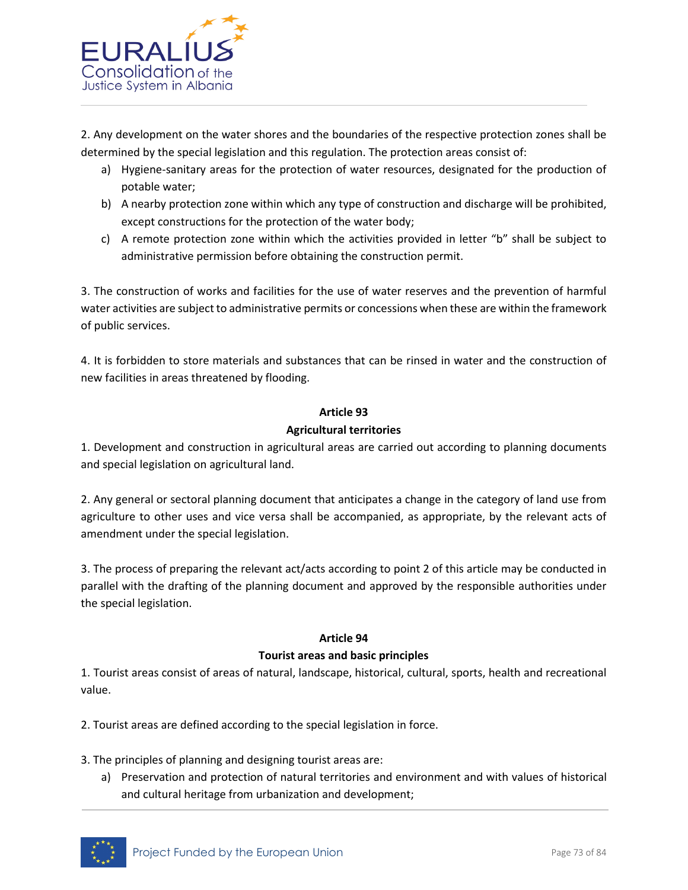2. Any development on the water shores and the boundaries of the respective protection zones shall be determined by the special legislation and this regulation. The protection areas consist of:

a) Hygiene-sanitary areas for the protection of water resources, designated for the production of potable water;
b) A nearby protection zone within which any type of construction and discharge will be prohibited, except constructions for the protection of the water body;
c) A remote protection zone within which the activities provided in letter "b" shall be subject to administrative permission before obtaining the construction permit.

3. The construction of works and facilities for the use of water reserves and the prevention of harmful water activities are subject to administrative permits or concessions when these are within the framework of public services.

4. It is forbidden to store materials and substances that can be rinsed in water and the construction of new facilities in areas threatened by flooding.

**Article 93**

**Agricultural territories**

1. Development and construction in agricultural areas are carried out according to planning documents and special legislation on agricultural land.

2. Any general or sectoral planning document that anticipates a change in the category of land use from agriculture to other uses and vice versa shall be accompanied, as appropriate, by the relevant acts of amendment under the special legislation.

3. The process of preparing the relevant act/acts according to point 2 of this article may be conducted in parallel with the drafting of the planning document and approved by the responsible authorities under the special legislation.

**Article 94**

**Tourist areas and basic principles**

1. Tourist areas consist of areas of natural, landscape, historical, cultural, sports, health and recreational value.

2. Tourist areas are defined according to the special legislation in force.

3. The principles of planning and designing tourist areas are:

a) Preservation and protection of natural territories and environment and with values of historical and cultural heritage from urbanization and development;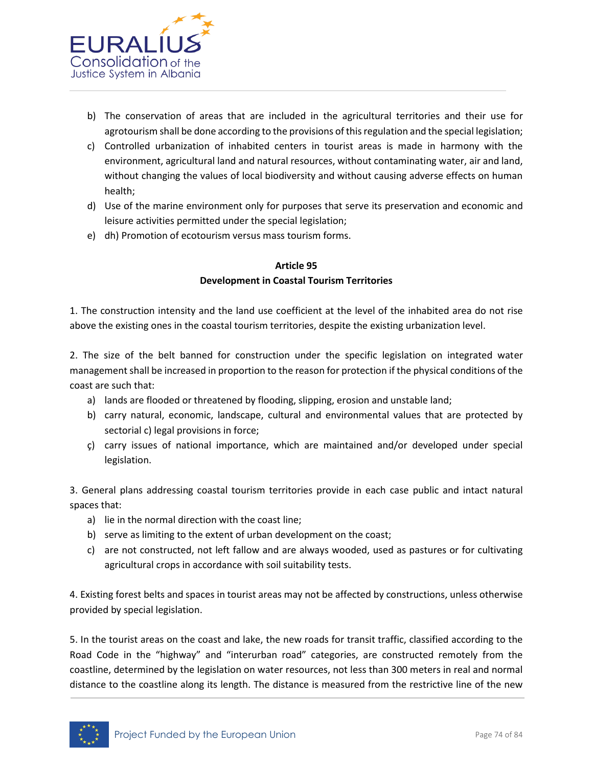b) The conservation of areas that are included in the agricultural territories and their use for agrotourism shall be done according to the provisions of this regulation and the special legislation;
c) Controlled urbanization of inhabited centers in tourist areas is made in harmony with the environment, agricultural land and natural resources, without contaminating water, air and land, without changing the values of local biodiversity and without causing adverse effects on human health;
d) Use of the marine environment only for purposes that serve its preservation and economic and leisure activities permitted under the special legislation;
e) dh) Promotion of ecotourism versus mass tourism forms.

**Article 95**
**Development in Coastal Tourism Territories**

1. The construction intensity and the land use coefficient at the level of the inhabited area do not rise above the existing ones in the coastal tourism territories, despite the existing urbanization level.

2. The size of the belt banned for construction under the specific legislation on integrated water management shall be increased in proportion to the reason for protection if the physical conditions of the coast are such that:
   a) lands are flooded or threatened by flooding, slipping, erosion and unstable land;
   b) carry natural, economic, landscape, cultural and environmental values that are protected by sectorial c) legal provisions in force;
   ç) carry issues of national importance, which are maintained and/or developed under special legislation.

3. General plans addressing coastal tourism territories provide in each case public and intact natural spaces that:
   a) lie in the normal direction with the coast line;
   b) serve as limiting to the extent of urban development on the coast;
   c) are not constructed, not left fallow and are always wooded, used as pastures or for cultivating agricultural crops in accordance with soil suitability tests.

4. Existing forest belts and spaces in tourist areas may not be affected by constructions, unless otherwise provided by special legislation.

5. In the tourist areas on the coast and lake, the new roads for transit traffic, classified according to the Road Code in the "highway" and "interurban road" categories, are constructed remotely from the coastline, determined by the legislation on water resources, not less than 300 meters in real and normal distance to the coastline along its length. The distance is measured from the restrictive line of the new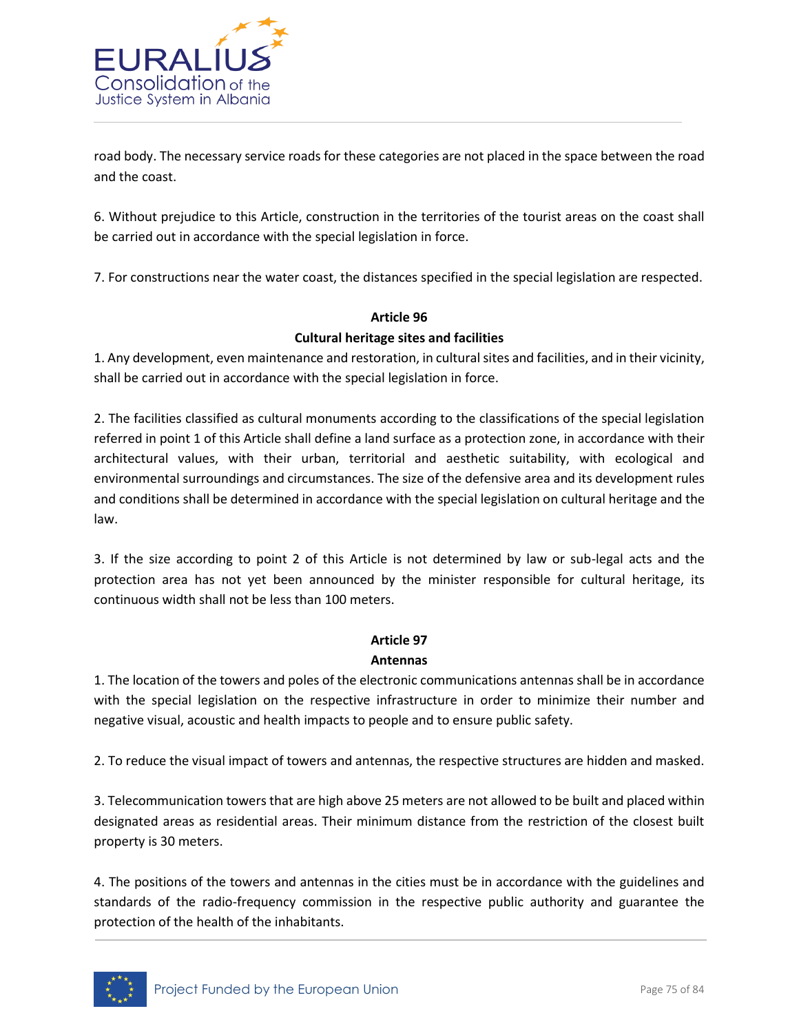road body. The necessary service roads for these categories are not placed in the space between the road and the coast.

6. Without prejudice to this Article, construction in the territories of the tourist areas on the coast shall be carried out in accordance with the special legislation in force.

7. For constructions near the water coast, the distances specified in the special legislation are respected.

**Article 96**

**Cultural heritage sites and facilities**

1. Any development, even maintenance and restoration, in cultural sites and facilities, and in their vicinity, shall be carried out in accordance with the special legislation in force.

2. The facilities classified as cultural monuments according to the classifications of the special legislation referred in point 1 of this Article shall define a land surface as a protection zone, in accordance with their architectural values, with their urban, territorial and aesthetic suitability, with ecological and environmental surroundings and circumstances. The size of the defensive area and its development rules and conditions shall be determined in accordance with the special legislation on cultural heritage and the law.

3. If the size according to point 2 of this Article is not determined by law or sub-legal acts and the protection area has not yet been announced by the minister responsible for cultural heritage, its continuous width shall not be less than 100 meters.

**Article 97**

**Antennas**

1. The location of the towers and poles of the electronic communications antennas shall be in accordance with the special legislation on the respective infrastructure in order to minimize their number and negative visual, acoustic and health impacts to people and to ensure public safety.

2. To reduce the visual impact of towers and antennas, the respective structures are hidden and masked.

3. Telecommunication towers that are high above 25 meters are not allowed to be built and placed within designated areas as residential areas. Their minimum distance from the restriction of the closest built property is 30 meters.

4. The positions of the towers and antennas in the cities must be in accordance with the guidelines and standards of the radio-frequency commission in the respective public authority and guarantee the protection of the health of the inhabitants.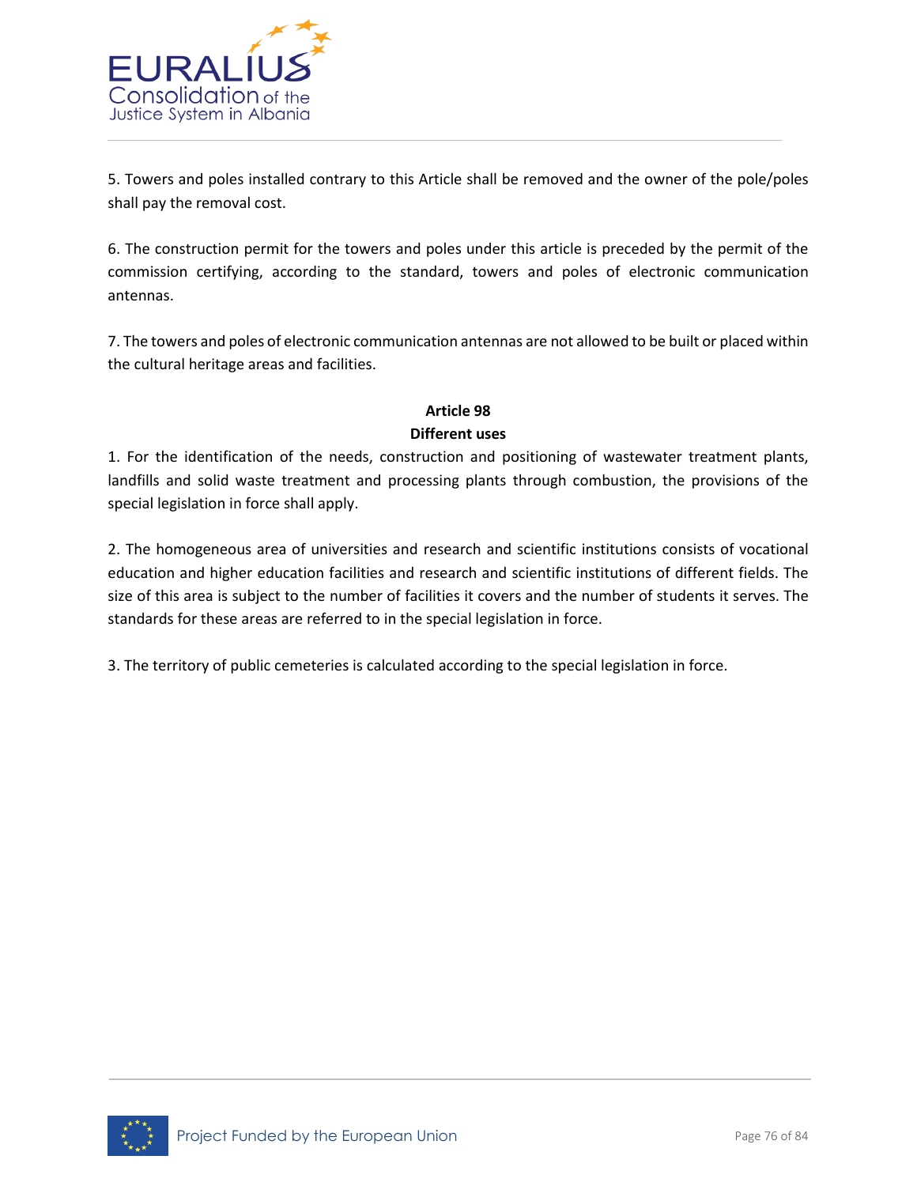5. Towers and poles installed contrary to this Article shall be removed and the owner of the pole/poles shall pay the removal cost.

6. The construction permit for the towers and poles under this article is preceded by the permit of the commission certifying, according to the standard, towers and poles of electronic communication antennas.

7. The towers and poles of electronic communication antennas are not allowed to be built or placed within the cultural heritage areas and facilities.

**Article 98**
**Different uses**

1. For the identification of the needs, construction and positioning of wastewater treatment plants, landfills and solid waste treatment and processing plants through combustion, the provisions of the special legislation in force shall apply.

2. The homogeneous area of universities and research and scientific institutions consists of vocational education and higher education facilities and research and scientific institutions of different fields. The size of this area is subject to the number of facilities it covers and the number of students it serves. The standards for these areas are referred to in the special legislation in force.

3. The territory of public cemeteries is calculated according to the special legislation in force.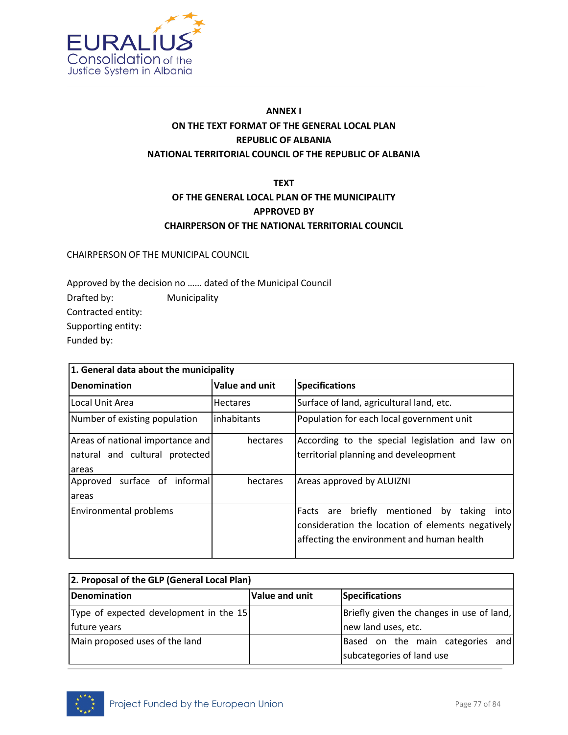**ANNEX I**

**ON THE TEXT FORMAT OF THE GENERAL LOCAL PLAN**

**REPUBLIC OF ALBANIA**

**NATIONAL TERRITORIAL COUNCIL OF THE REPUBLIC OF ALBANIA**

**TEXT**

**OF THE GENERAL LOCAL PLAN OF THE MUNICIPALITY**

**APPROVED BY**

**CHAIRPERSON OF THE NATIONAL TERRITORIAL COUNCIL**

CHAIRPERSON OF THE MUNICIPAL COUNCIL

Approved by the decision no …… dated of the Municipal Council

Drafted by: Municipality

Contracted entity:

Supporting entity:

Funded by:

| **1. General data about the municipality** | | |
|---|---|---|
| **Denomination** | **Value and unit** | **Specifications** |
| Local Unit Area | Hectares | Surface of land, agricultural land, etc. |
| Number of existing population | inhabitants | Population for each local government unit |
| Areas of national importance and natural and cultural protected areas | hectares | According to the special legislation and law on territorial planning and develeopment |
| Approved surface of informal areas | hectares | Areas approved by ALUIZNI |
| Environmental problems | | Facts are briefly mentioned by taking into consideration the location of elements negatively affecting the environment and human health |

| **2. Proposal of the GLP (General Local Plan)** | | |
|---|---|---|
| **Denomination** | **Value and unit** | **Specifications** |
| Type of expected development in the 15 future years | | Briefly given the changes in use of land, new land uses, etc. |
| Main proposed uses of the land | | Based on the main categories and subcategories of land use |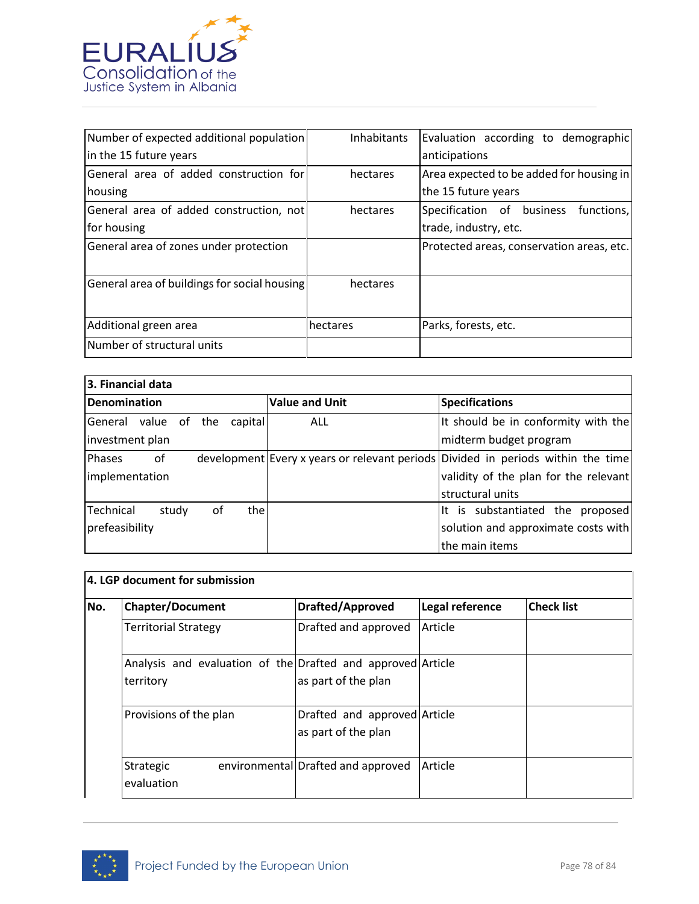| Number of expected additional population in the 15 future years | Inhabitants | Evaluation according to demographic anticipations |
|---|---|---|
| General area of added construction for housing | hectares | Area expected to be added for housing in the 15 future years |
| General area of added construction, not for housing | hectares | Specification of business functions, trade, industry, etc. |
| General area of zones under protection | | Protected areas, conservation areas, etc. |
| General area of buildings for social housing | hectares | |
| Additional green area | hectares | Parks, forests, etc. |
| Number of structural units | | |

| **3. Financial data** | | |
|---|---|---|
| **Denomination** | **Value and Unit** | **Specifications** |
| General value of the capital investment plan | ALL | It should be in conformity with the midterm budget program |
| Phases of development implementation | Every x years or relevant periods | Divided in periods within the time validity of the plan for the relevant structural units |
| Technical study of the prefeasibility | | It is substantiated the proposed solution and approximate costs with the main items |

| **4. LGP document for submission** | | | | |
|---|---|---|---|---|
| **No.** | **Chapter/Document** | **Drafted/Approved** | **Legal reference** | **Check list** |
| | Territorial Strategy | Drafted and approved | Article | |
| | Analysis and evaluation of the territory | Drafted and approved as part of the plan | Article | |
| | Provisions of the plan | Drafted and approved as part of the plan | Article | |
| | Strategic environmental evaluation | Drafted and approved | Article | |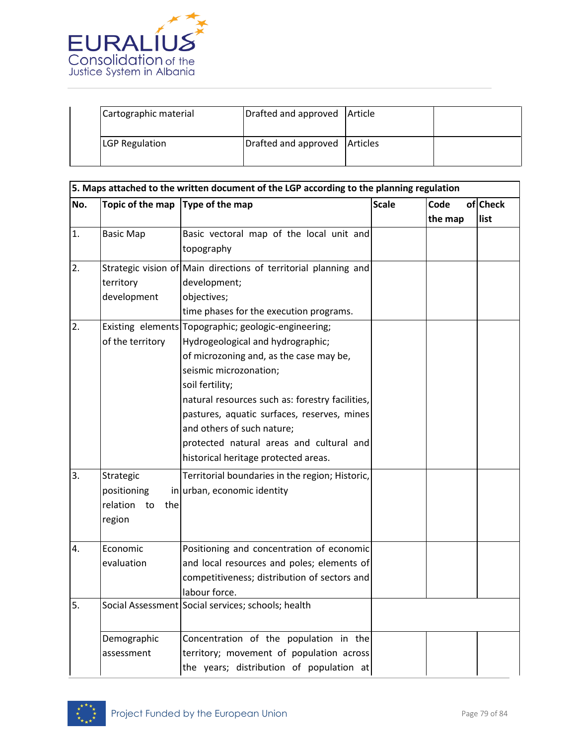| | Cartographic material | Drafted and approved | Article | |
|---|---|---|---|---|
| | LGP Regulation | Drafted and approved | Articles | |

| 5. Maps attached to the written document of the LGP according to the planning regulation | | | | | |
|---|---|---|---|---|---|
| No. | Topic of the map | Type of the map | Scale | Code of the map | Check list |
| 1. | Basic Map | Basic vectoral map of the local unit and topography | | | |
| 2. | Strategic vision of territory development | Main directions of territorial planning and development;<br>objectives;<br>time phases for the execution programs. | | | |
| 2. | Existing elements of the territory | Topographic; geologic-engineering;<br>Hydrogeological and hydrographic;<br>of microzoning and, as the case may be, seismic microzonation;<br>soil fertility;<br>natural resources such as: forestry facilities, pastures, aquatic surfaces, reserves, mines and others of such nature;<br>protected natural areas and cultural and historical heritage protected areas. | | | |
| 3. | Strategic positioning in relation to the region | Territorial boundaries in the region; Historic, urban, economic identity | | | |
| 4. | Economic evaluation | Positioning and concentration of economic and local resources and poles; elements of competitiveness; distribution of sectors and labour force. | | | |
| 5. | Social Assessment | Social services; schools; health | | | |
| | Demographic assessment | Concentration of the population in the territory; movement of population across the years; distribution of population at | | | |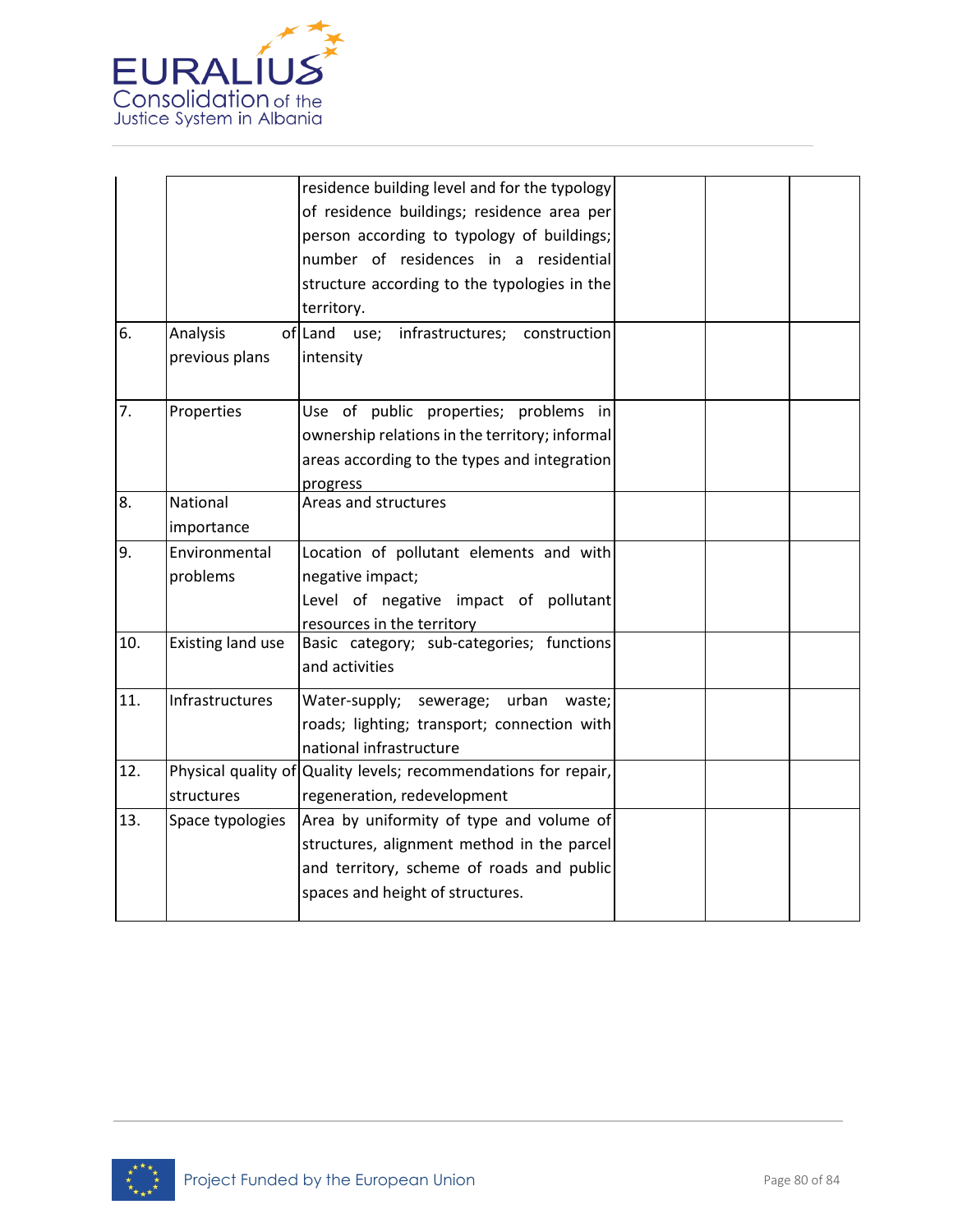| | | | | | |
|---|---|---|---|---|---|
| | | residence building level and for the typology of residence buildings; residence area per person according to typology of buildings; number of residences in a residential structure according to the typologies in the territory. | | | |
| 6. | Analysis of previous plans | Land use; infrastructures; construction intensity | | | |
| 7. | Properties | Use of public properties; problems in ownership relations in the territory; informal areas according to the types and integration progress | | | |
| 8. | National importance | Areas and structures | | | |
| 9. | Environmental problems | Location of pollutant elements and with negative impact;<br>Level of negative impact of pollutant resources in the territory | | | |
| 10. | Existing land use | Basic category; sub-categories; functions and activities | | | |
| 11. | Infrastructures | Water-supply; sewerage; urban waste; roads; lighting; transport; connection with national infrastructure | | | |
| 12. | Physical quality of structures | Quality levels; recommendations for repair, regeneration, redevelopment | | | |
| 13. | Space typologies | Area by uniformity of type and volume of structures, alignment method in the parcel and territory, scheme of roads and public spaces and height of structures. | | | |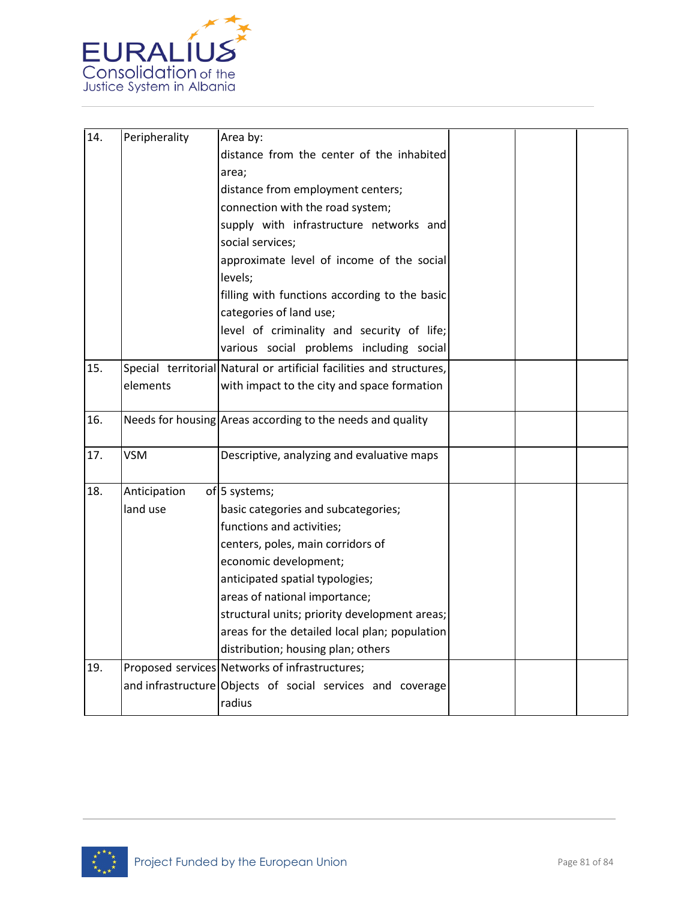| | | | | | |
|---|---|---|---|---|---|
| 14. | Peripherality | Area by:<br>distance from the center of the inhabited area;<br>distance from employment centers;<br>connection with the road system;<br>supply with infrastructure networks and social services;<br>approximate level of income of the social levels;<br>filling with functions according to the basic categories of land use;<br>level of criminality and security of life;<br>various social problems including social | | | |
| 15. | Special territorial elements | Natural or artificial facilities and structures, with impact to the city and space formation | | | |
| 16. | Needs for housing | Areas according to the needs and quality | | | |
| 17. | VSM | Descriptive, analyzing and evaluative maps | | | |
| 18. | Anticipation of land use | 5 systems;<br>basic categories and subcategories;<br>functions and activities;<br>centers, poles, main corridors of economic development;<br>anticipated spatial typologies;<br>areas of national importance;<br>structural units; priority development areas;<br>areas for the detailed local plan; population distribution; housing plan; others | | | |
| 19. | Proposed services and infrastructure | Networks of infrastructures;<br>Objects of social services and coverage radius | | | |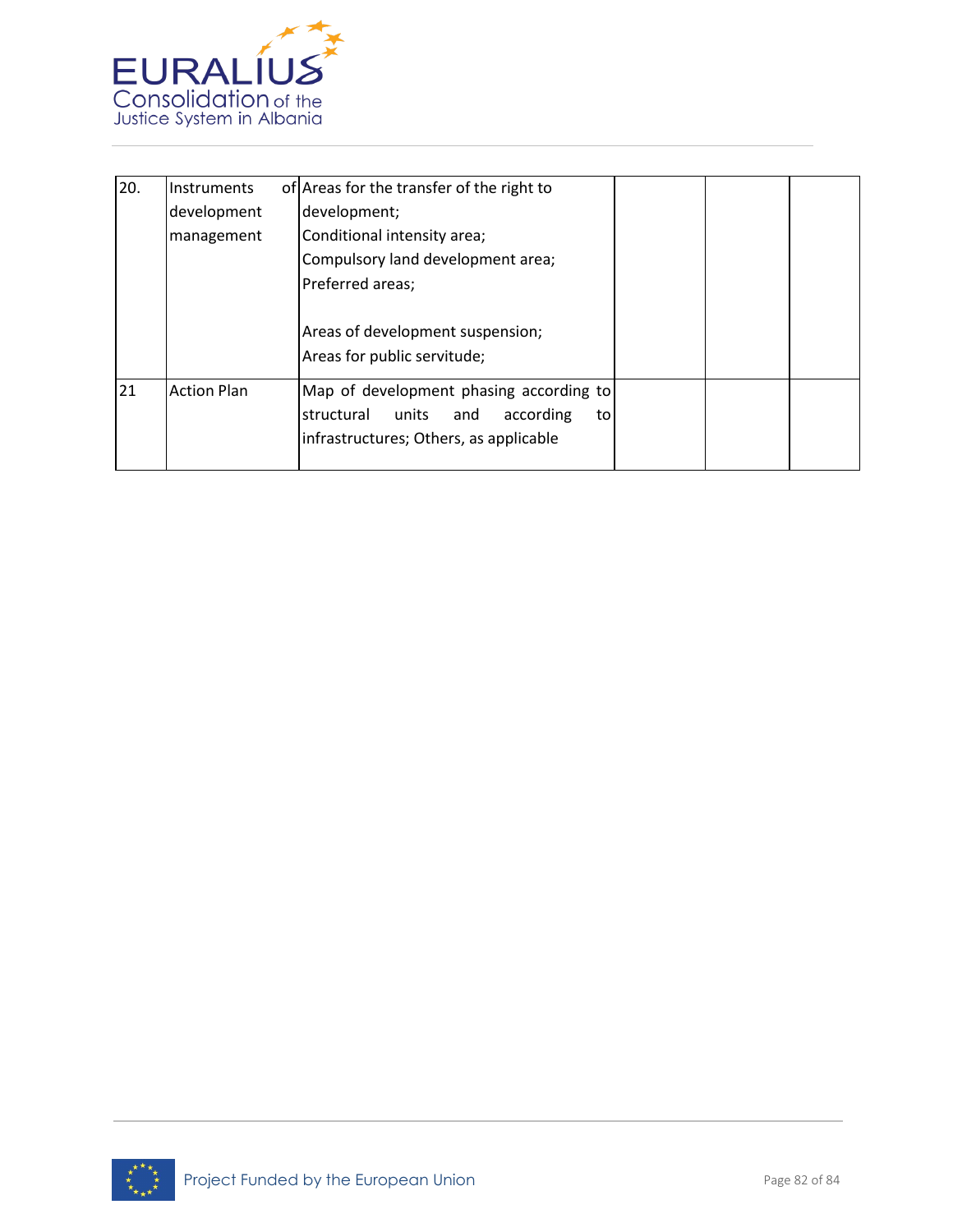| | | | | | |
|---|---|---|---|---|---|
| 20. | Instruments of development management | Areas for the transfer of the right to development;<br>Conditional intensity area;<br>Compulsory land development area;<br>Preferred areas;<br><br>Areas of development suspension;<br>Areas for public servitude; | | | |
| 21 | Action Plan | Map of development phasing according to structural units and according to infrastructures; Others, as applicable | | | |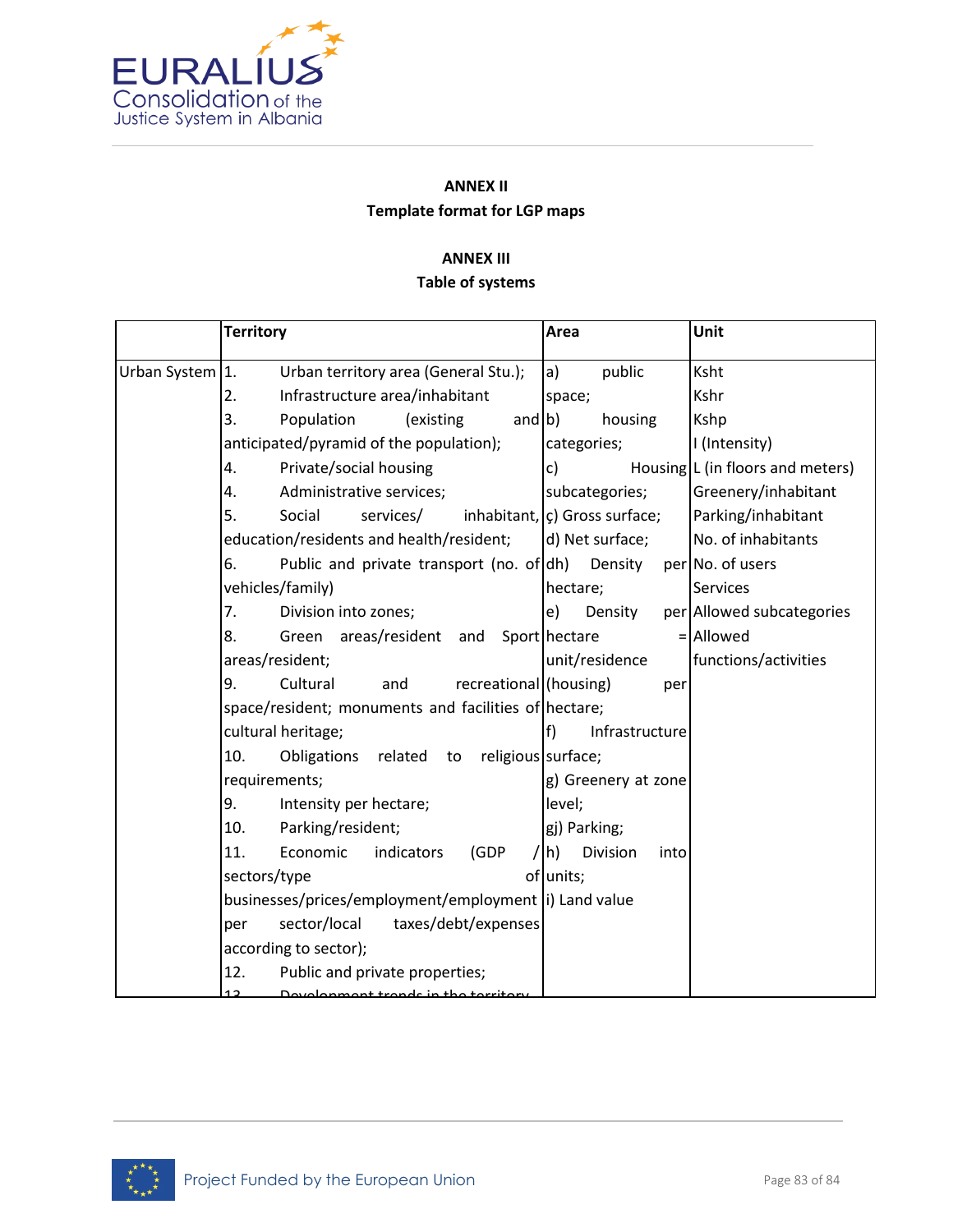**ANNEX II**

**Template format for LGP maps**

**ANNEX III**

**Table of systems**

| | Territory | Area | Unit |
|---|---|---|---|
| Urban System | 1. Urban territory area (General Stu.);<br>2. Infrastructure area/inhabitant<br>3. Population (existing and anticipated/pyramid of the population);<br>4. Private/social housing<br>4. Administrative services;<br>5. Social services/ inhabitant, education/residents and health/resident;<br>6. Public and private transport (no. of vehicles/family)<br>7. Division into zones;<br>8. Green areas/resident and Sport areas/resident;<br>9. Cultural and recreational space/resident; monuments and facilities of cultural heritage;<br>10. Obligations related to religious requirements;<br>9. Intensity per hectare;<br>10. Parking/resident;<br>11. Economic indicators (GDP / sectors/type of businesses/prices/employment/employment per sector/local taxes/debt/expenses according to sector);<br>12. Public and private properties;<br>13. Development trends in the territory | a) public space;<br>b) housing categories;<br>c) Housing subcategories;<br>ç) Gross surface;<br>d) Net surface;<br>dh) Density per hectare;<br>e) Density per hectare = unit/residence (housing) per hectare;<br>f) Infrastructure surface;<br>g) Greenery at zone level;<br>gj) Parking;<br>h) Division into units;<br>i) Land value | Ksht<br>Kshr<br>Kshp<br>I (Intensity)<br>L (in floors and meters)<br>Greenery/inhabitant<br>Parking/inhabitant<br>No. of inhabitants<br>No. of users<br>Services<br>Allowed subcategories<br>Allowed functions/activities |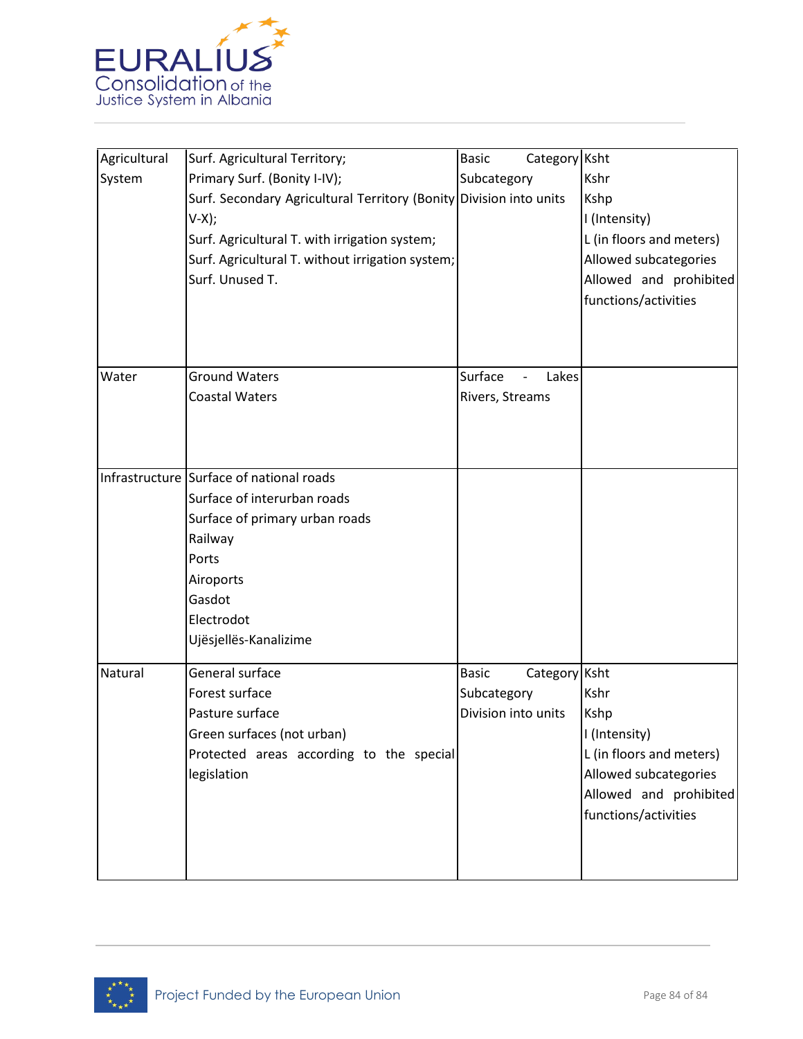| | | | |
|---|---|---|---|
| Agricultural System | Surf. Agricultural Territory;<br>Primary Surf. (Bonity I-IV);<br>Surf. Secondary Agricultural Territory (Bonity V-X);<br>Surf. Agricultural T. with irrigation system;<br>Surf. Agricultural T. without irrigation system;<br>Surf. Unused T. | Basic Category<br>Subcategory<br>Division into units | Ksht<br>Kshr<br>Kshp<br>I (Intensity)<br>L (in floors and meters)<br>Allowed subcategories<br>Allowed and prohibited functions/activities |
| Water | Ground Waters<br>Coastal Waters | Surface - Lakes<br>Rivers, Streams | |
| Infrastructure | Surface of national roads<br>Surface of interurban roads<br>Surface of primary urban roads<br>Railway<br>Ports<br>Airoports<br>Gasdot<br>Electrodot<br>Ujësjellës-Kanalizime | | |
| Natural | General surface<br>Forest surface<br>Pasture surface<br>Green surfaces (not urban)<br>Protected areas according to the special legislation | Basic Category<br>Subcategory<br>Division into units | Ksht<br>Kshr<br>Kshp<br>I (Intensity)<br>L (in floors and meters)<br>Allowed subcategories<br>Allowed and prohibited functions/activities |